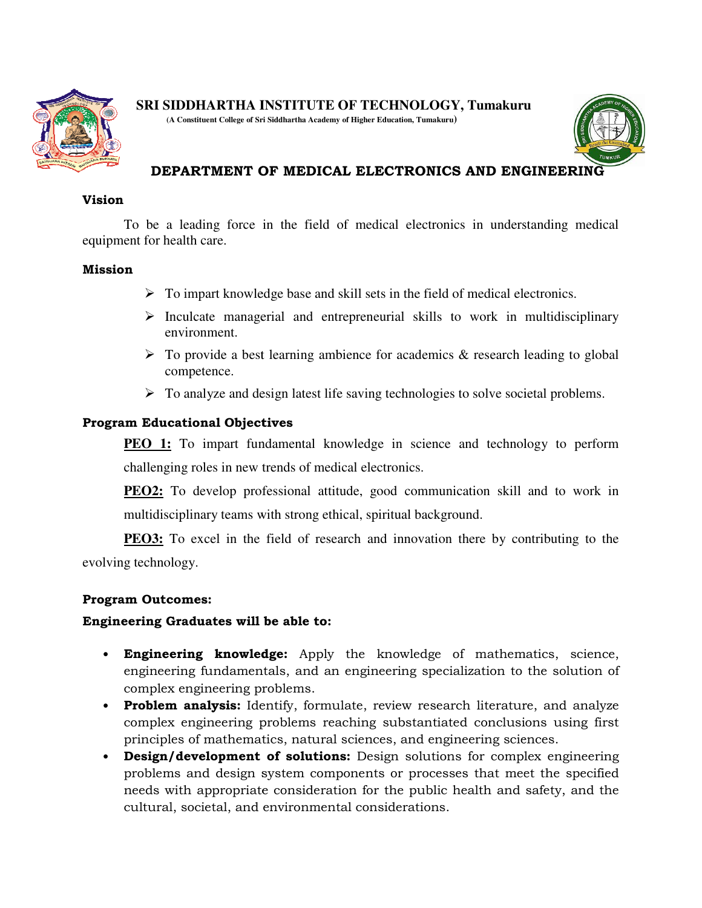# SRI SIDDHARTHA INSTITUTE OF TECHNOLOGY, Tumakuru

**(A Constituent College of Sri Siddhartha Academy of Higher Education, Tumakuru)**

## DEPARTMENT OF MEDICAL ELECTRONICS AND ENGINEERING

### Vision

To be a leading force in the field of medical electronics in understanding medical equipment for health care.

### Mission

- To impart knowledge base and skill sets in the field of medical electronics.
- Inculcate managerial and entrepreneurial skills to work in multidisciplinary environment.
- To provide a best learning ambience for academics & research leading to global competence.
- To analyze and design latest life saving technologies to solve societal problems.

### Program Educational Objectives

**PEO 1:** To impart fundamental knowledge in science and technology to perform challenging roles in new trends of medical electronics.

**PEO2:** To develop professional attitude, good communication skill and to work in multidisciplinary teams with strong ethical, spiritual background.

**PEO3:** To excel in the field of research and innovation there by contributing to the evolving technology.

### Program Outcomes:

**Engineering Graduates will be able to:**

- **Engineering knowledge:** Apply the knowledge of mathematics, science, engineering fundamentals, and an engineering specialization to the solution of complex engineering problems.
- **Problem analysis:** Identify, formulate, review research literature, and analyze complex engineering problems reaching substantiated conclusions using first principles of mathematics, natural sciences, and engineering sciences.
- **Design/development of solutions:** Design solutions for complex engineering problems and design system components or processes that meet the specified needs with appropriate consideration for the public health and safety, and the cultural, societal, and environmental considerations.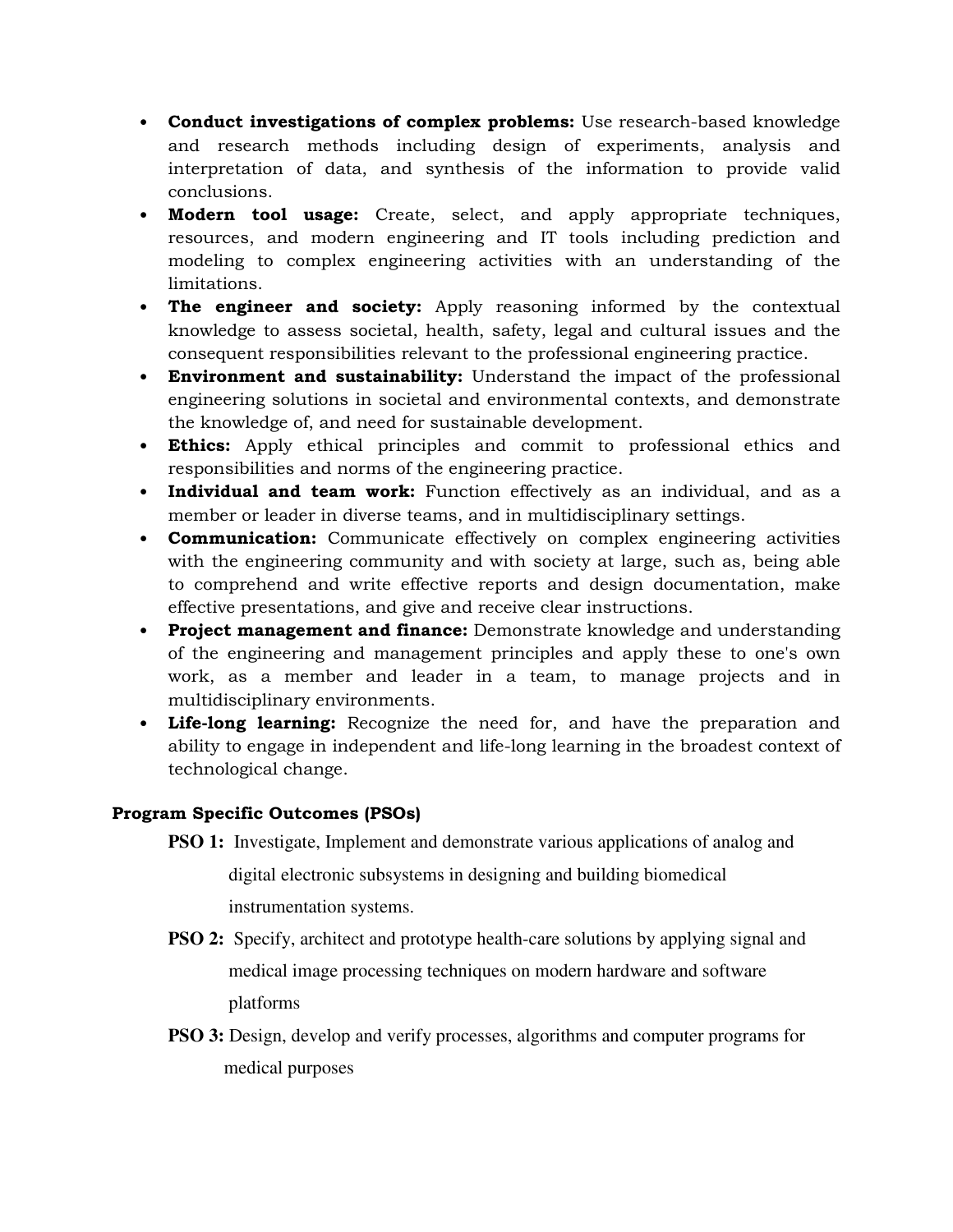- **Conduct investigations of complex problems:** Use research-based knowledge and research methods including design of experiments, analysis and interpretation of data, and synthesis of the information to provide valid conclusions.
- **Modern tool usage:** Create, select, and apply appropriate techniques, resources, and modern engineering and IT tools including prediction and modeling to complex engineering activities with an understanding of the limitations.
- **The engineer and society:** Apply reasoning informed by the contextual knowledge to assess societal, health, safety, legal and cultural issues and the consequent responsibilities relevant to the professional engineering practice.
- **Environment and sustainability:** Understand the impact of the professional engineering solutions in societal and environmental contexts, and demonstrate the knowledge of, and need for sustainable development.
- **Ethics:** Apply ethical principles and commit to professional ethics and responsibilities and norms of the engineering practice.
- **Individual and team work:** Function effectively as an individual, and as a member or leader in diverse teams, and in multidisciplinary settings.
- **Communication:** Communicate effectively on complex engineering activities with the engineering community and with society at large, such as, being able to comprehend and write effective reports and design documentation, make effective presentations, and give and receive clear instructions.
- **Project management and finance:** Demonstrate knowledge and understanding of the engineering and management principles and apply these to one's own work, as a member and leader in a team, to manage projects and in multidisciplinary environments.
- **Life-long learning:** Recognize the need for, and have the preparation and ability to engage in independent and life-long learning in the broadest context of technological change.

**Program Specific Outcomes (PSOs)**

**PSO 1:** Investigate, Implement and demonstrate various applications of analog and digital electronic subsystems in designing and building biomedical instrumentation systems.

**PSO 2:** Specify, architect and prototype health-care solutions by applying signal and medical image processing techniques on modern hardware and software platforms

**PSO 3:** Design, develop and verify processes, algorithms and computer programs for medical purposes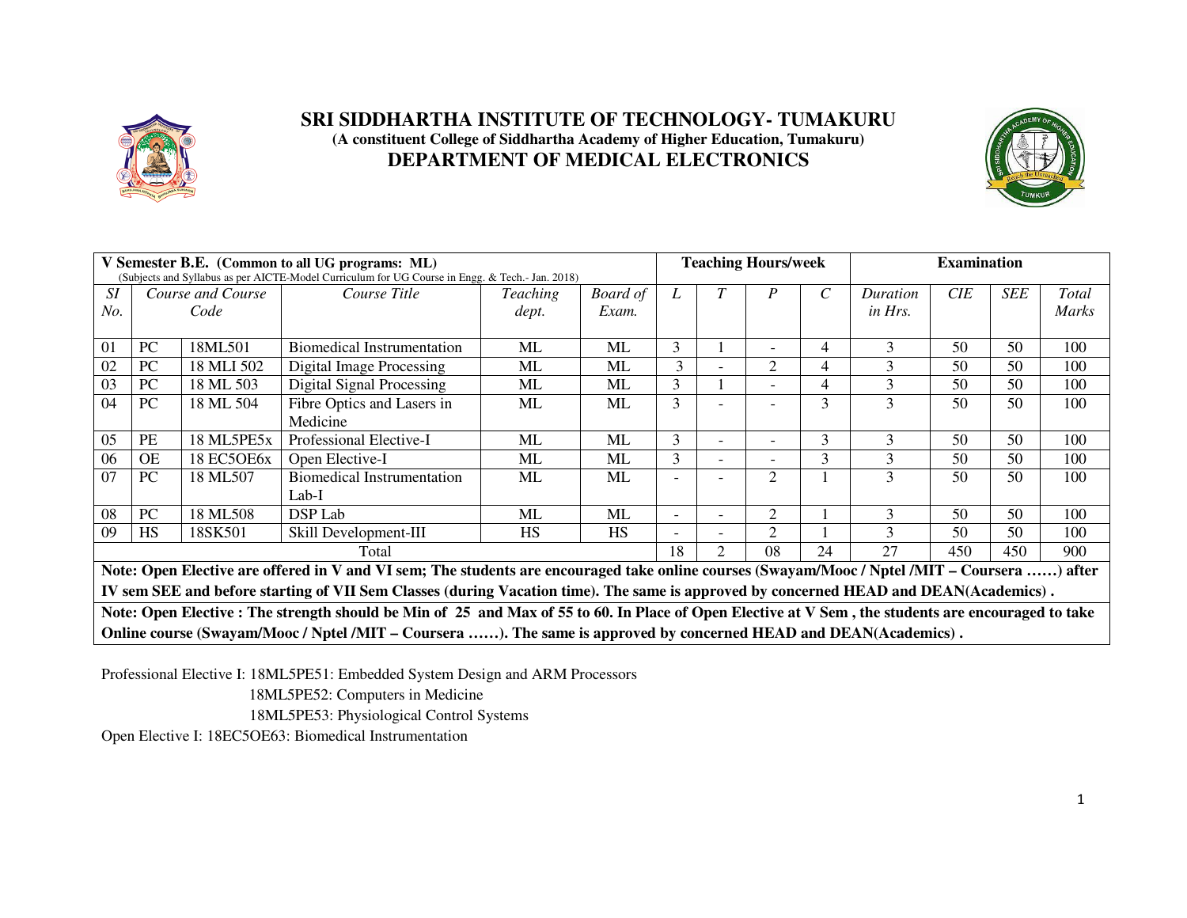# SRI SIDDHARTHA INSTITUTE OF TECHNOLOGY- TUMAKURU

**(A constituent College of Siddhartha Academy of Higher Education, Tumakuru)**

## DEPARTMENT OF MEDICAL ELECTRONICS

| **V Semester B.E. (Common to all UG programs: ML)** (Subjects and Syllabus as per AICTE-Model Curriculum for UG Course in Engg. & Tech.- Jan. 2018) | | | | | | **Teaching Hours/week** | | | | **Examination** | | | |
|---|---|---|---|---|---|---|---|---|---|---|---|---|---|
| *SI No.* | *Course and Course Code* | | *Course Title* | *Teaching dept.* | *Board of Exam.* | *L* | *T* | *P* | *C* | *Duration in Hrs.* | *CIE* | *SEE* | *Total Marks* |
| 01 | PC | 18ML501 | Biomedical Instrumentation | ML | ML | 3 | 1 | - | 4 | 3 | 50 | 50 | 100 |
| 02 | PC | 18 MLI 502 | Digital Image Processing | ML | ML | 3 | - | 2 | 4 | 3 | 50 | 50 | 100 |
| 03 | PC | 18 ML 503 | Digital Signal Processing | ML | ML | 3 | 1 | - | 4 | 3 | 50 | 50 | 100 |
| 04 | PC | 18 ML 504 | Fibre Optics and Lasers in Medicine | ML | ML | 3 | - | - | 3 | 3 | 50 | 50 | 100 |
| 05 | PE | 18 ML5PE5x | Professional Elective-I | ML | ML | 3 | - | - | 3 | 3 | 50 | 50 | 100 |
| 06 | OE | 18 EC5OE6x | Open Elective-I | ML | ML | 3 | - | - | 3 | 3 | 50 | 50 | 100 |
| 07 | PC | 18 ML507 | Biomedical Instrumentation Lab-I | ML | ML | - | - | 2 | 1 | 3 | 50 | 50 | 100 |
| 08 | PC | 18 ML508 | DSP Lab | ML | ML | - | - | 2 | 1 | 3 | 50 | 50 | 100 |
| 09 | HS | 18SK501 | Skill Development-III | HS | HS | - | - | 2 | 1 | 3 | 50 | 50 | 100 |
| Total | | | | | | 18 | 2 | 08 | 24 | 27 | 450 | 450 | 900 |

**Note: Open Elective are offered in V and VI sem; The students are encouraged take online courses (Swayam/Mooc / Nptel /MIT – Coursera ……) after IV sem SEE and before starting of VII Sem Classes (during Vacation time). The same is approved by concerned HEAD and DEAN(Academics) .**

**Note: Open Elective : The strength should be Min of 25 and Max of 55 to 60. In Place of Open Elective at V Sem , the students are encouraged to take Online course (Swayam/Mooc / Nptel /MIT – Coursera ……). The same is approved by concerned HEAD and DEAN(Academics) .**

Professional Elective I: 18ML5PE51: Embedded System Design and ARM Processors
18ML5PE52: Computers in Medicine
18ML5PE53: Physiological Control Systems

Open Elective I: 18EC5OE63: Biomedical Instrumentation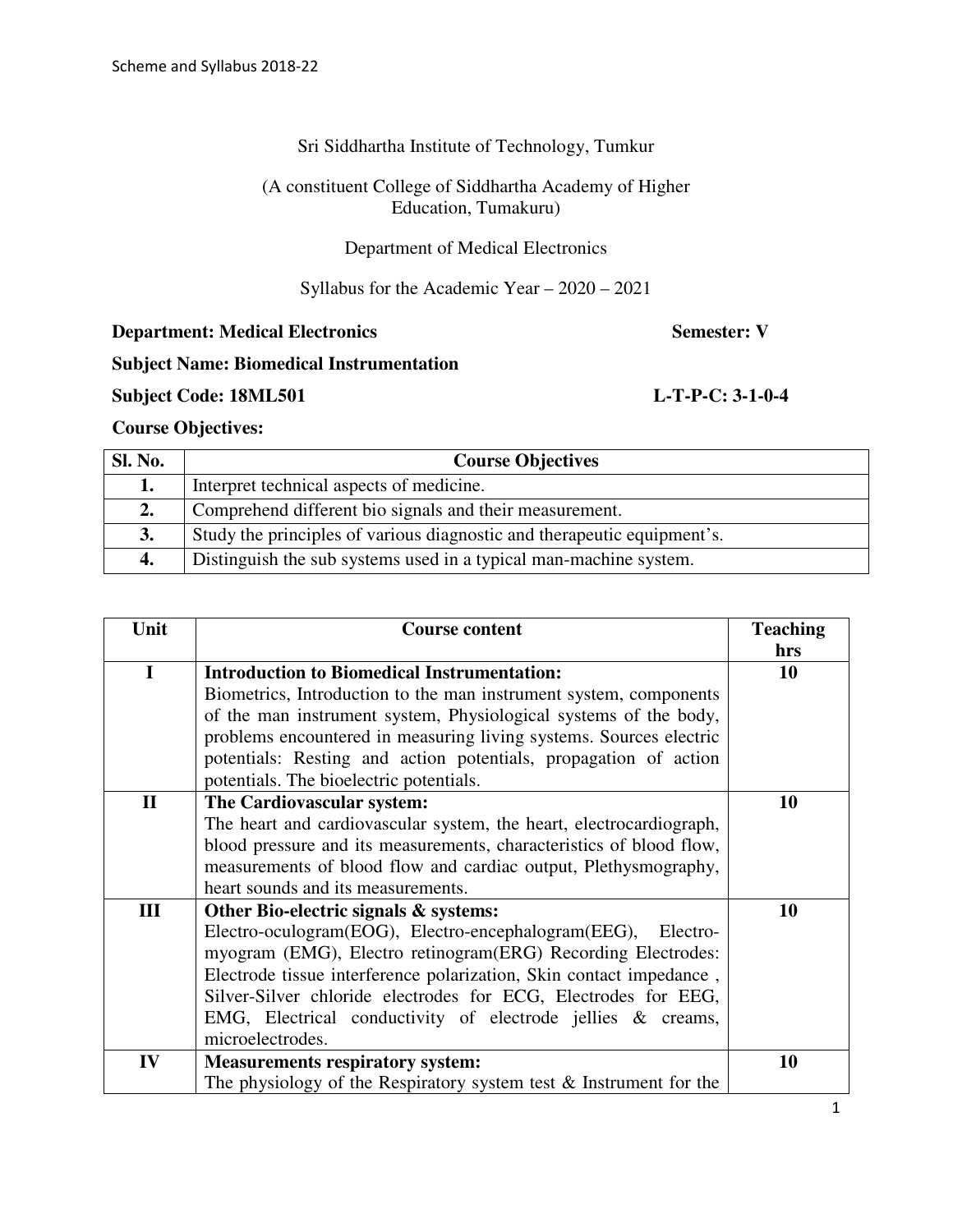Sri Siddhartha Institute of Technology, Tumkur

(A constituent College of Siddhartha Academy of Higher Education, Tumakuru)

Department of Medical Electronics

Syllabus for the Academic Year – 2020 – 2021

**Department: Medical Electronics** **Semester: V**

**Subject Name: Biomedical Instrumentation**

**Subject Code: 18ML501** **L-T-P-C: 3-1-0-4**

**Course Objectives:**

| Sl. No. | Course Objectives |
|---|---|
| **1.** | Interpret technical aspects of medicine. |
| **2.** | Comprehend different bio signals and their measurement. |
| **3.** | Study the principles of various diagnostic and therapeutic equipment's. |
| **4.** | Distinguish the sub systems used in a typical man-machine system. |

| Unit | Course content | Teaching hrs |
|---|---|---|
| **I** | **Introduction to Biomedical Instrumentation:** Biometrics, Introduction to the man instrument system, components of the man instrument system, Physiological systems of the body, problems encountered in measuring living systems. Sources electric potentials: Resting and action potentials, propagation of action potentials. The bioelectric potentials. | **10** |
| **II** | **The Cardiovascular system:** The heart and cardiovascular system, the heart, electrocardiograph, blood pressure and its measurements, characteristics of blood flow, measurements of blood flow and cardiac output, Plethysmography, heart sounds and its measurements. | **10** |
| **III** | **Other Bio-electric signals & systems:** Electro-oculogram(EOG), Electro-encephalogram(EEG), Electro-myogram (EMG), Electro retinogram(ERG) Recording Electrodes: Electrode tissue interference polarization, Skin contact impedance , Silver-Silver chloride electrodes for ECG, Electrodes for EEG, EMG, Electrical conductivity of electrode jellies & creams, microelectrodes. | **10** |
| **IV** | **Measurements respiratory system:** The physiology of the Respiratory system test & Instrument for the | **10** |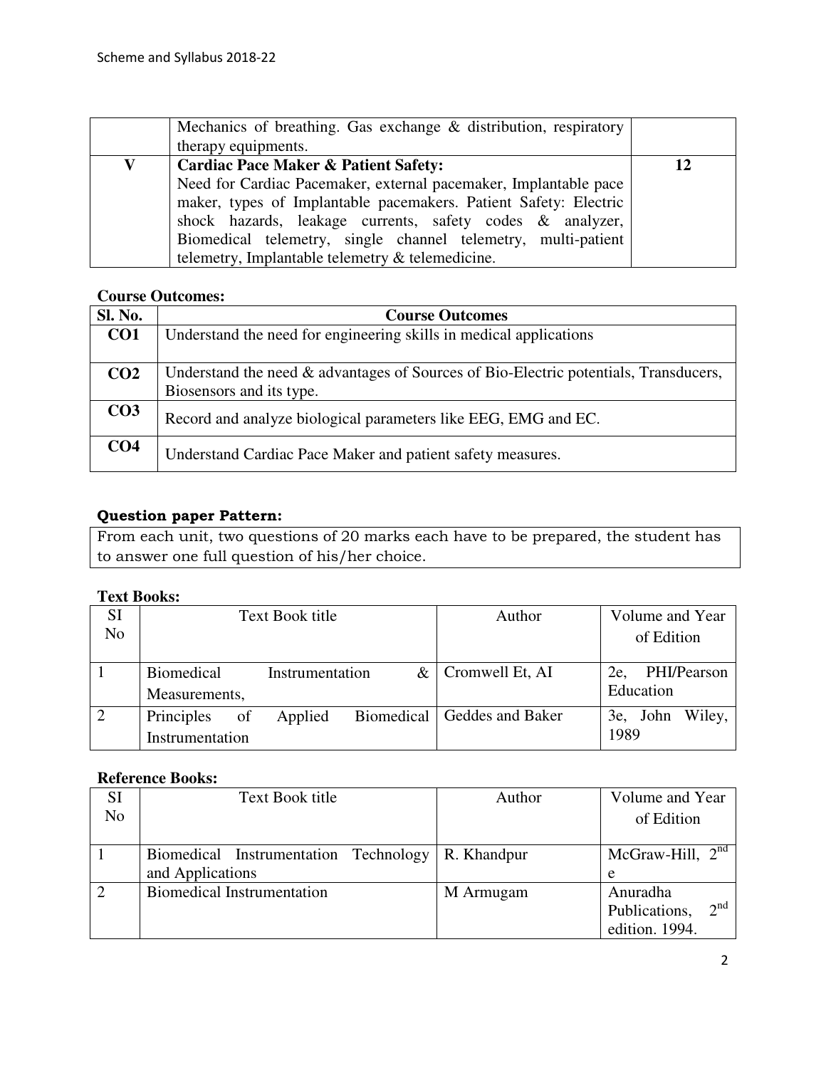|   |   |   |
|---|---|---|
|   | Mechanics of breathing. Gas exchange & distribution, respiratory therapy equipments. |   |
| V | **Cardiac Pace Maker & Patient Safety:** Need for Cardiac Pacemaker, external pacemaker, Implantable pace maker, types of Implantable pacemakers. Patient Safety: Electric shock hazards, leakage currents, safety codes & analyzer, Biomedical telemetry, single channel telemetry, multi-patient telemetry, Implantable telemetry & telemedicine. | 12 |

**Course Outcomes:**

| Sl. No. | Course Outcomes |
|---|---|
| **CO1** | Understand the need for engineering skills in medical applications |
| **CO2** | Understand the need & advantages of Sources of Bio-Electric potentials, Transducers, Biosensors and its type. |
| **CO3** | Record and analyze biological parameters like EEG, EMG and EC. |
| **CO4** | Understand Cardiac Pace Maker and patient safety measures. |

**Question paper Pattern:**

From each unit, two questions of 20 marks each have to be prepared, the student has to answer one full question of his/her choice.

**Text Books:**

| SI No | Text Book title | Author | Volume and Year of Edition |
|---|---|---|---|
| 1 | Biomedical Instrumentation & Measurements, | Cromwell Et, AI | 2e, PHI/Pearson Education |
| 2 | Principles of Applied Biomedical Instrumentation | Geddes and Baker | 3e, John Wiley, 1989 |

**Reference Books:**

| SI No | Text Book title | Author | Volume and Year of Edition |
|---|---|---|---|
| 1 | Biomedical Instrumentation Technology and Applications | R. Khandpur | McGraw-Hill, 2nd e |
| 2 | Biomedical Instrumentation | M Armugam | Anuradha Publications, 2nd edition. 1994. |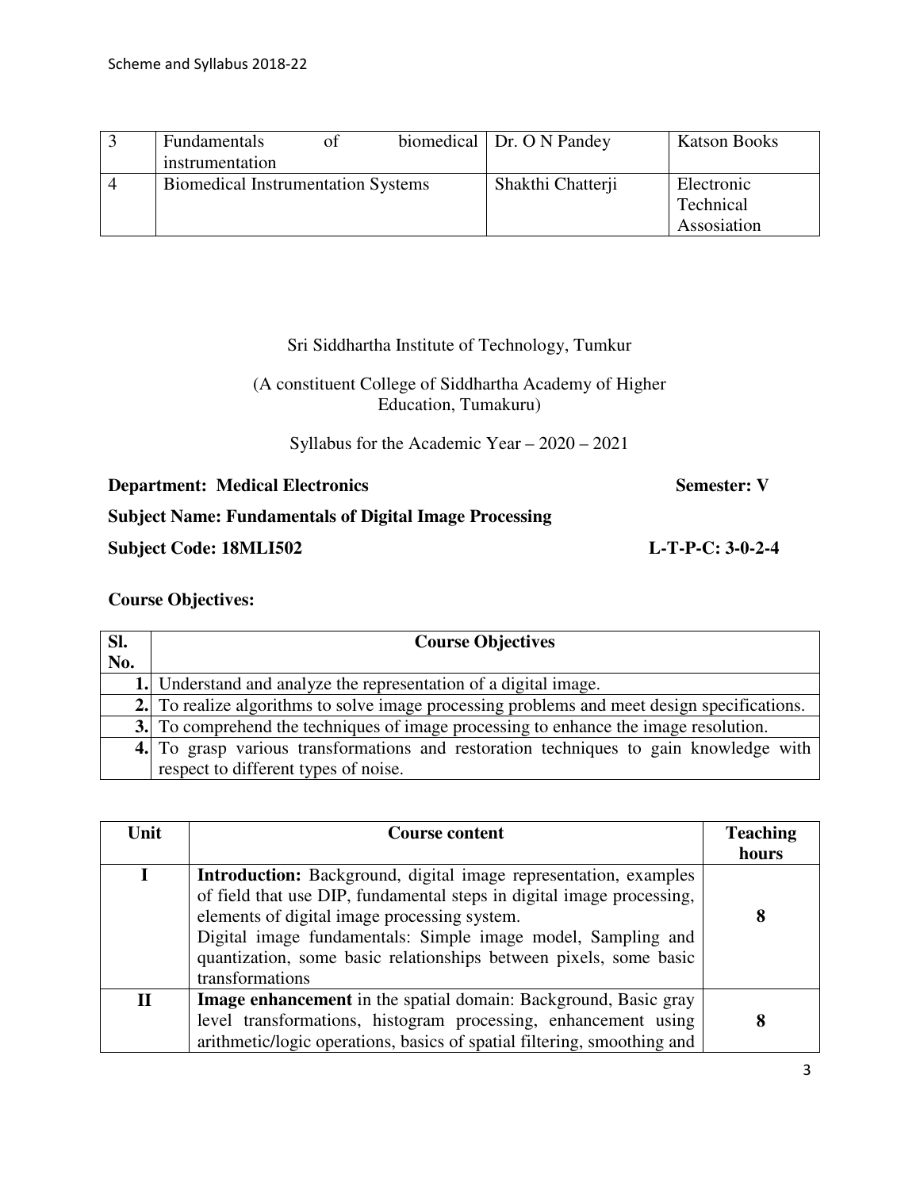| 3 | Fundamentals of biomedical instrumentation | Dr. O N Pandey | Katson Books |
|---|---|---|---|
| 4 | Biomedical Instrumentation Systems | Shakthi Chatterji | Electronic Technical Assosiation |

Sri Siddhartha Institute of Technology, Tumkur

(A constituent College of Siddhartha Academy of Higher Education, Tumakuru)

Syllabus for the Academic Year – 2020 – 2021

**Department: Medical Electronics** **Semester: V**

**Subject Name: Fundamentals of Digital Image Processing**

**Subject Code: 18MLI502** **L-T-P-C: 3-0-2-4**

**Course Objectives:**

| Sl. No. | Course Objectives |
|---|---|
| **1.** | Understand and analyze the representation of a digital image. |
| **2.** | To realize algorithms to solve image processing problems and meet design specifications. |
| **3.** | To comprehend the techniques of image processing to enhance the image resolution. |
| **4.** | To grasp various transformations and restoration techniques to gain knowledge with respect to different types of noise. |

| Unit | Course content | Teaching hours |
|---|---|---|
| **I** | **Introduction:** Background, digital image representation, examples of field that use DIP, fundamental steps in digital image processing, elements of digital image processing system. Digital image fundamentals: Simple image model, Sampling and quantization, some basic relationships between pixels, some basic transformations | **8** |
| **II** | **Image enhancement** in the spatial domain: Background, Basic gray level transformations, histogram processing, enhancement using arithmetic/logic operations, basics of spatial filtering, smoothing and | **8** |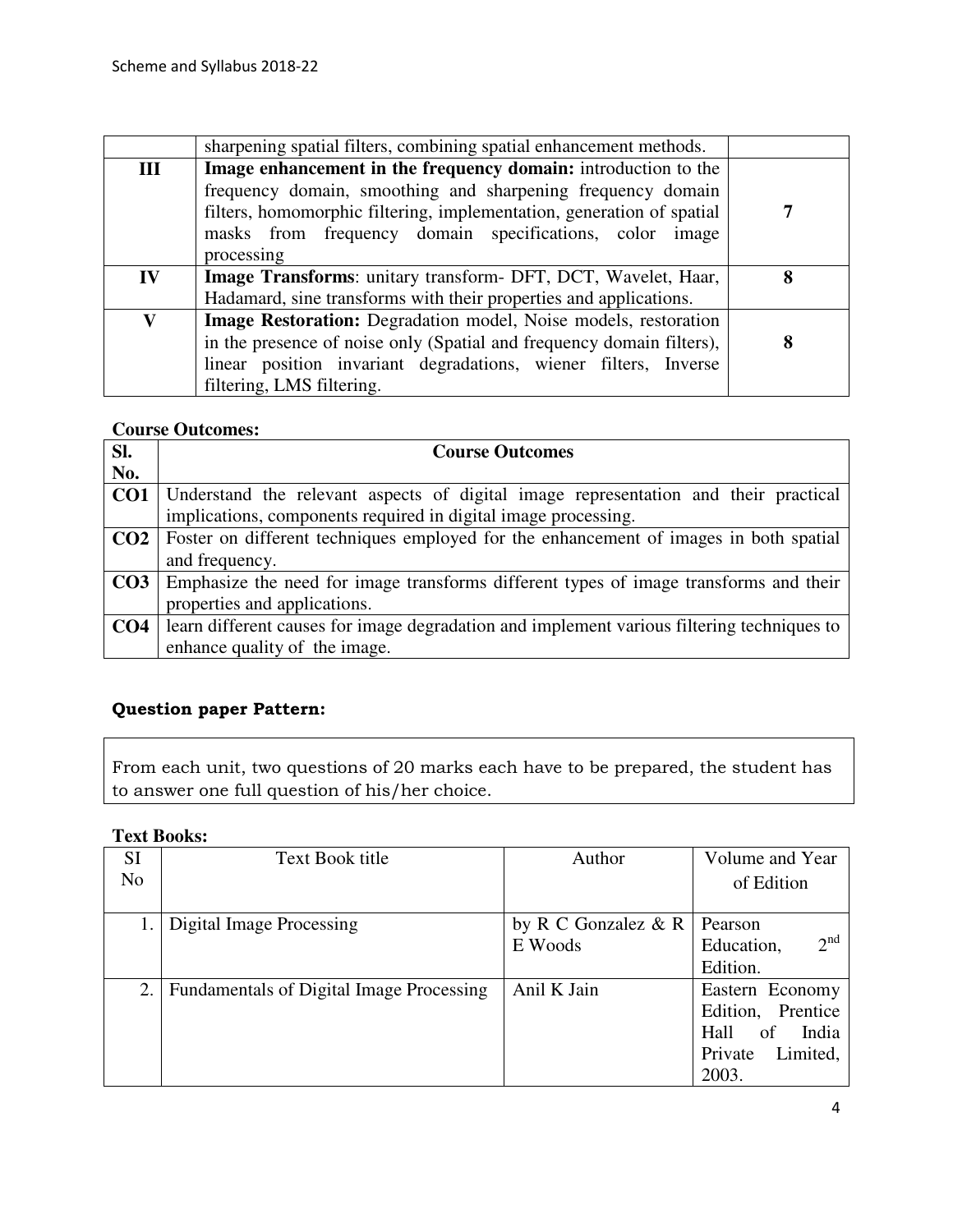| | | |
|---|---|---|
| | sharpening spatial filters, combining spatial enhancement methods. | |
| **III** | **Image enhancement in the frequency domain:** introduction to the frequency domain, smoothing and sharpening frequency domain filters, homomorphic filtering, implementation, generation of spatial masks from frequency domain specifications, color image processing | **7** |
| **IV** | **Image Transforms**: unitary transform- DFT, DCT, Wavelet, Haar, Hadamard, sine transforms with their properties and applications. | **8** |
| **V** | **Image Restoration:** Degradation model, Noise models, restoration in the presence of noise only (Spatial and frequency domain filters), linear position invariant degradations, wiener filters, Inverse filtering, LMS filtering. | **8** |

**Course Outcomes:**

| Sl. No. | Course Outcomes |
|---|---|
| **CO1** | Understand the relevant aspects of digital image representation and their practical implications, components required in digital image processing. |
| **CO2** | Foster on different techniques employed for the enhancement of images in both spatial and frequency. |
| **CO3** | Emphasize the need for image transforms different types of image transforms and their properties and applications. |
| **CO4** | learn different causes for image degradation and implement various filtering techniques to enhance quality of the image. |

**Question paper Pattern:**

From each unit, two questions of 20 marks each have to be prepared, the student has to answer one full question of his/her choice.

**Text Books:**

| SI No | Text Book title | Author | Volume and Year of Edition |
|---|---|---|---|
| 1. | Digital Image Processing | by R C Gonzalez & R E Woods | Pearson Education, 2nd Edition. |
| 2. | Fundamentals of Digital Image Processing | Anil K Jain | Eastern Economy Edition, Prentice Hall of India Private Limited, 2003. |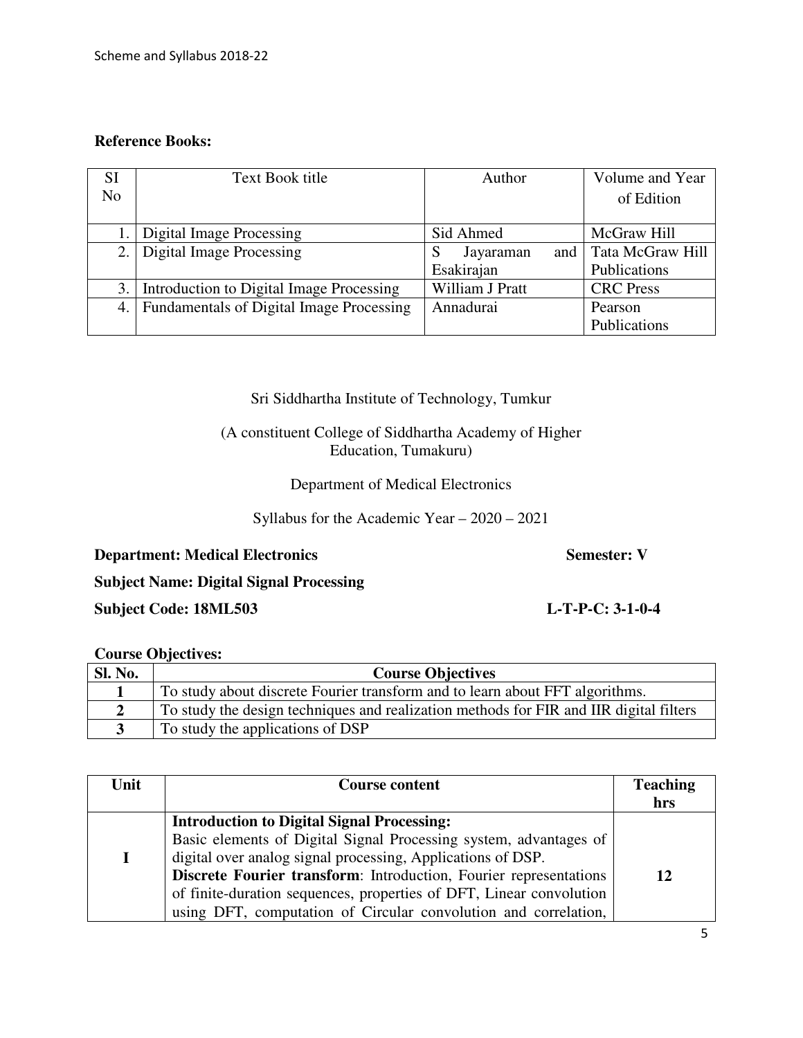**Reference Books:**

| SI No | Text Book title | Author | Volume and Year of Edition |
|---|---|---|---|
| 1. | Digital Image Processing | Sid Ahmed | McGraw Hill |
| 2. | Digital Image Processing | S Jayaraman and Esakirajan | Tata McGraw Hill Publications |
| 3. | Introduction to Digital Image Processing | William J Pratt | CRC Press |
| 4. | Fundamentals of Digital Image Processing | Annadurai | Pearson Publications |

Sri Siddhartha Institute of Technology, Tumkur

(A constituent College of Siddhartha Academy of Higher Education, Tumakuru)

Department of Medical Electronics

Syllabus for the Academic Year – 2020 – 2021

**Department: Medical Electronics** **Semester: V**

**Subject Name: Digital Signal Processing**

**Subject Code: 18ML503** **L-T-P-C: 3-1-0-4**

**Course Objectives:**

| Sl. No. | Course Objectives |
|---|---|
| **1** | To study about discrete Fourier transform and to learn about FFT algorithms. |
| **2** | To study the design techniques and realization methods for FIR and IIR digital filters |
| **3** | To study the applications of DSP |

| Unit | Course content | Teaching hrs |
|---|---|---|
| **I** | **Introduction to Digital Signal Processing:** Basic elements of Digital Signal Processing system, advantages of digital over analog signal processing, Applications of DSP. **Discrete Fourier transform**: Introduction, Fourier representations of finite-duration sequences, properties of DFT, Linear convolution using DFT, computation of Circular convolution and correlation, | **12** |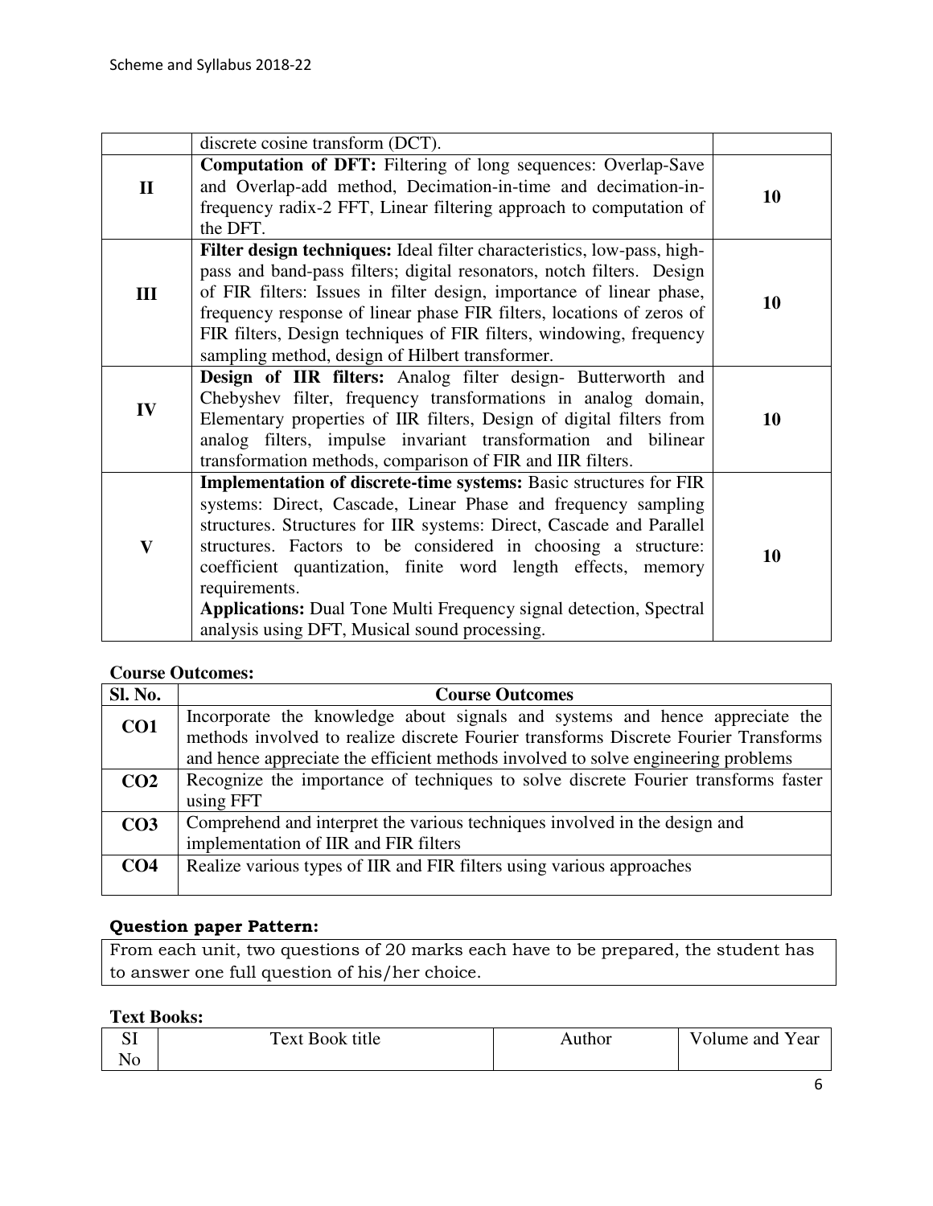| | | |
|---|---|---|
| | discrete cosine transform (DCT). | |
| **II** | **Computation of DFT:** Filtering of long sequences: Overlap-Save and Overlap-add method, Decimation-in-time and decimation-in-frequency radix-2 FFT, Linear filtering approach to computation of the DFT. | **10** |
| **III** | **Filter design techniques:** Ideal filter characteristics, low-pass, high-pass and band-pass filters; digital resonators, notch filters. Design of FIR filters: Issues in filter design, importance of linear phase, frequency response of linear phase FIR filters, locations of zeros of FIR filters, Design techniques of FIR filters, windowing, frequency sampling method, design of Hilbert transformer. | **10** |
| **IV** | **Design of IIR filters:** Analog filter design- Butterworth and Chebyshev filter, frequency transformations in analog domain, Elementary properties of IIR filters, Design of digital filters from analog filters, impulse invariant transformation and bilinear transformation methods, comparison of FIR and IIR filters. | **10** |
| **V** | **Implementation of discrete-time systems:** Basic structures for FIR systems: Direct, Cascade, Linear Phase and frequency sampling structures. Structures for IIR systems: Direct, Cascade and Parallel structures. Factors to be considered in choosing a structure: coefficient quantization, finite word length effects, memory requirements.<br>**Applications:** Dual Tone Multi Frequency signal detection, Spectral analysis using DFT, Musical sound processing. | **10** |

**Course Outcomes:**

| Sl. No. | Course Outcomes |
|---|---|
| **CO1** | Incorporate the knowledge about signals and systems and hence appreciate the methods involved to realize discrete Fourier transforms Discrete Fourier Transforms and hence appreciate the efficient methods involved to solve engineering problems |
| **CO2** | Recognize the importance of techniques to solve discrete Fourier transforms faster using FFT |
| **CO3** | Comprehend and interpret the various techniques involved in the design and implementation of IIR and FIR filters |
| **CO4** | Realize various types of IIR and FIR filters using various approaches |

**Question paper Pattern:**

From each unit, two questions of 20 marks each have to be prepared, the student has to answer one full question of his/her choice.

**Text Books:**

| SI No | Text Book title | Author | Volume and Year |
|---|---|---|---|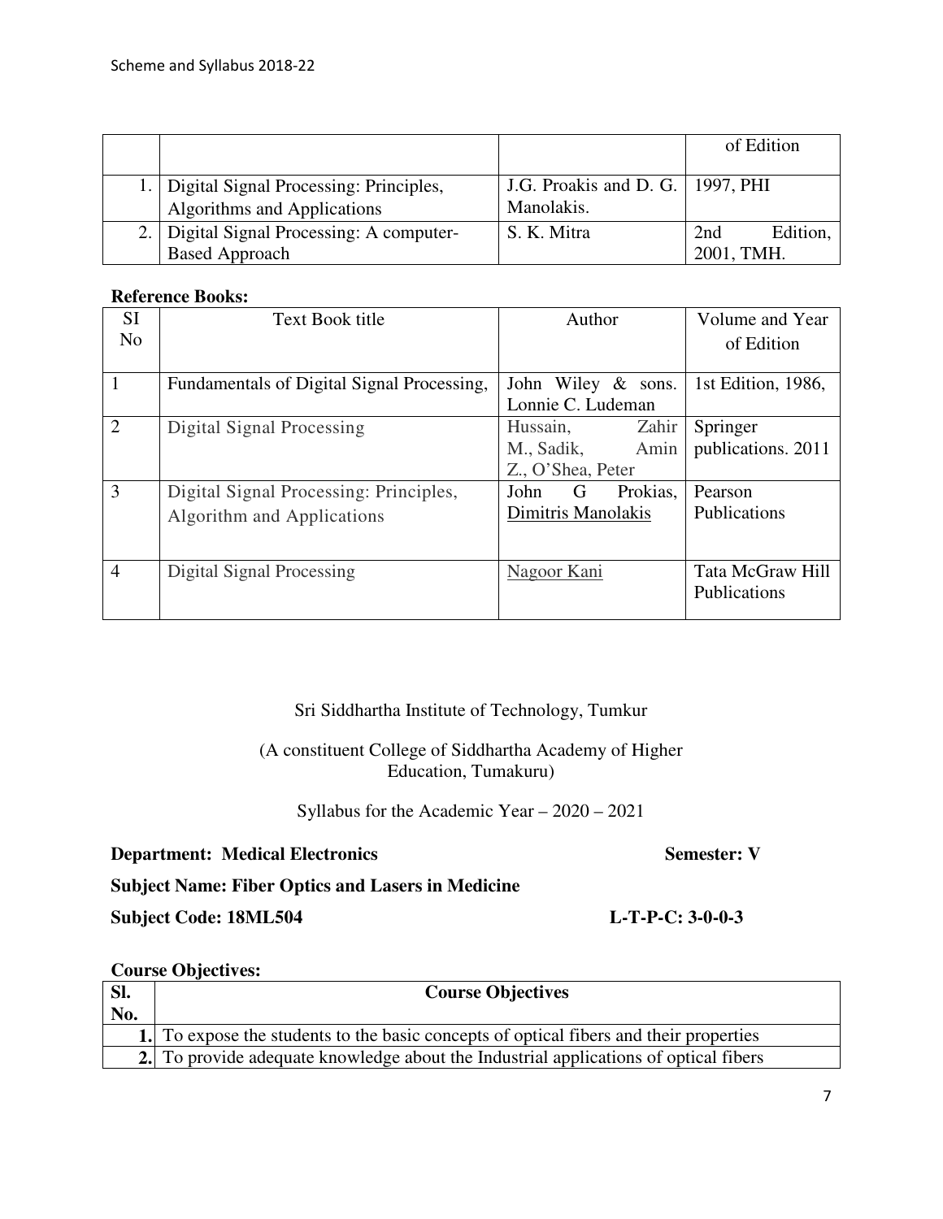| | | | of Edition |
|---|---|---|---|
| 1. | Digital Signal Processing: Principles, Algorithms and Applications | J.G. Proakis and D. G. Manolakis. | 1997, PHI |
| 2. | Digital Signal Processing: A computer-Based Approach | S. K. Mitra | 2nd Edition, 2001, TMH. |

**Reference Books:**

| SI No | Text Book title | Author | Volume and Year of Edition |
|---|---|---|---|
| 1 | Fundamentals of Digital Signal Processing, | John Wiley & sons. Lonnie C. Ludeman | 1st Edition, 1986, |
| 2 | Digital Signal Processing | Hussain, Zahir M., Sadik, Amin Z., O'Shea, Peter | Springer publications. 2011 |
| 3 | Digital Signal Processing: Principles, Algorithm and Applications | John G Prokias, Dimitris Manolakis | Pearson Publications |
| 4 | Digital Signal Processing | Nagoor Kani | Tata McGraw Hill Publications |

Sri Siddhartha Institute of Technology, Tumkur

(A constituent College of Siddhartha Academy of Higher Education, Tumakuru)

Syllabus for the Academic Year – 2020 – 2021

**Department: Medical Electronics** **Semester: V**

**Subject Name: Fiber Optics and Lasers in Medicine**

**Subject Code: 18ML504** **L-T-P-C: 3-0-0-3**

**Course Objectives:**

| Sl. No. | Course Objectives |
|---|---|
| 1. | To expose the students to the basic concepts of optical fibers and their properties |
| 2. | To provide adequate knowledge about the Industrial applications of optical fibers |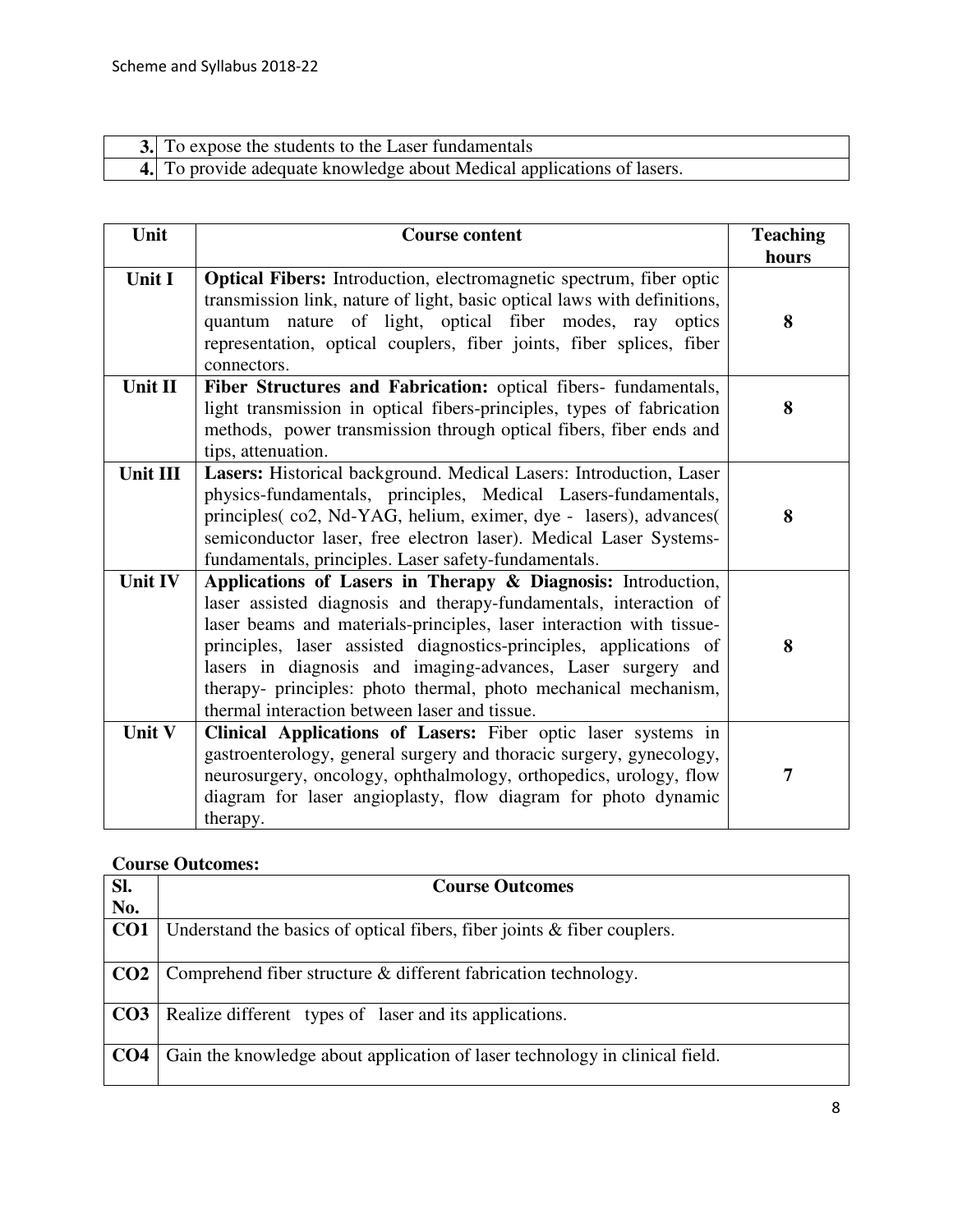| | |
|---|---|
| **3.** | To expose the students to the Laser fundamentals |
| **4.** | To provide adequate knowledge about Medical applications of lasers. |

| Unit | Course content | Teaching hours |
|---|---|---|
| **Unit I** | **Optical Fibers:** Introduction, electromagnetic spectrum, fiber optic transmission link, nature of light, basic optical laws with definitions, quantum nature of light, optical fiber modes, ray optics representation, optical couplers, fiber joints, fiber splices, fiber connectors. | **8** |
| **Unit II** | **Fiber Structures and Fabrication:** optical fibers- fundamentals, light transmission in optical fibers-principles, types of fabrication methods, power transmission through optical fibers, fiber ends and tips, attenuation. | **8** |
| **Unit III** | **Lasers:** Historical background. Medical Lasers: Introduction, Laser physics-fundamentals, principles, Medical Lasers-fundamentals, principles( co2, Nd-YAG, helium, eximer, dye - lasers), advances( semiconductor laser, free electron laser). Medical Laser Systems-fundamentals, principles. Laser safety-fundamentals. | **8** |
| **Unit IV** | **Applications of Lasers in Therapy & Diagnosis:** Introduction, laser assisted diagnosis and therapy-fundamentals, interaction of laser beams and materials-principles, laser interaction with tissue-principles, laser assisted diagnostics-principles, applications of lasers in diagnosis and imaging-advances, Laser surgery and therapy- principles: photo thermal, photo mechanical mechanism, thermal interaction between laser and tissue. | **8** |
| **Unit V** | **Clinical Applications of Lasers:** Fiber optic laser systems in gastroenterology, general surgery and thoracic surgery, gynecology, neurosurgery, oncology, ophthalmology, orthopedics, urology, flow diagram for laser angioplasty, flow diagram for photo dynamic therapy. | **7** |

**Course Outcomes:**

| Sl. No. | Course Outcomes |
|---|---|
| **CO1** | Understand the basics of optical fibers, fiber joints & fiber couplers. |
| **CO2** | Comprehend fiber structure & different fabrication technology. |
| **CO3** | Realize different types of laser and its applications. |
| **CO4** | Gain the knowledge about application of laser technology in clinical field. |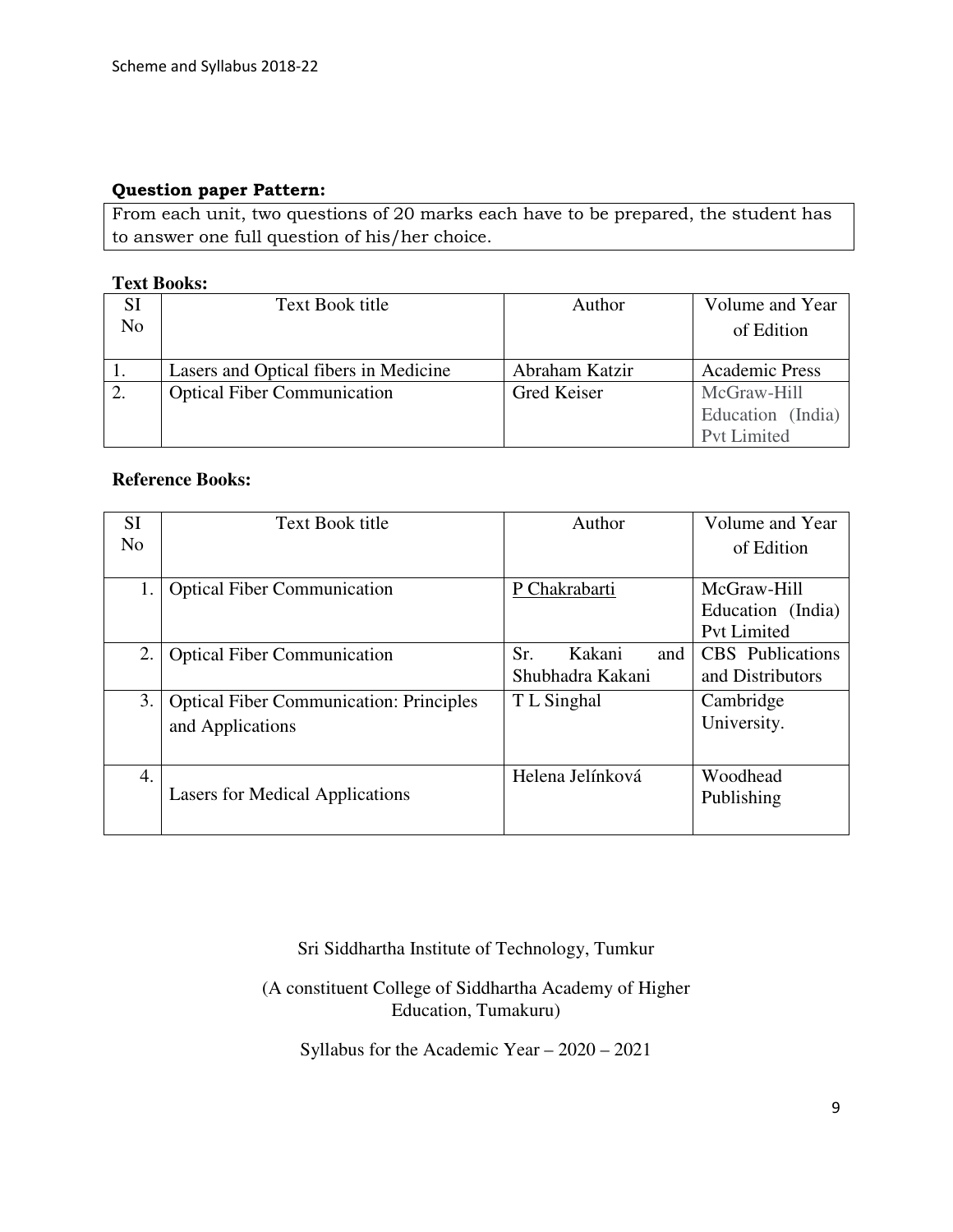**Question paper Pattern:**

From each unit, two questions of 20 marks each have to be prepared, the student has to answer one full question of his/her choice.

**Text Books:**

| SI No | Text Book title | Author | Volume and Year of Edition |
|---|---|---|---|
| 1. | Lasers and Optical fibers in Medicine | Abraham Katzir | Academic Press |
| 2. | Optical Fiber Communication | Gred Keiser | McGraw-Hill Education (India) Pvt Limited |

**Reference Books:**

| SI No | Text Book title | Author | Volume and Year of Edition |
|---|---|---|---|
| 1. | Optical Fiber Communication | P Chakrabarti | McGraw-Hill Education (India) Pvt Limited |
| 2. | Optical Fiber Communication | Sr. Kakani and Shubhadra Kakani | CBS Publications and Distributors |
| 3. | Optical Fiber Communication: Principles and Applications | T L Singhal | Cambridge University. |
| 4. | Lasers for Medical Applications | Helena Jelínková | Woodhead Publishing |

Sri Siddhartha Institute of Technology, Tumkur

(A constituent College of Siddhartha Academy of Higher Education, Tumakuru)

Syllabus for the Academic Year – 2020 – 2021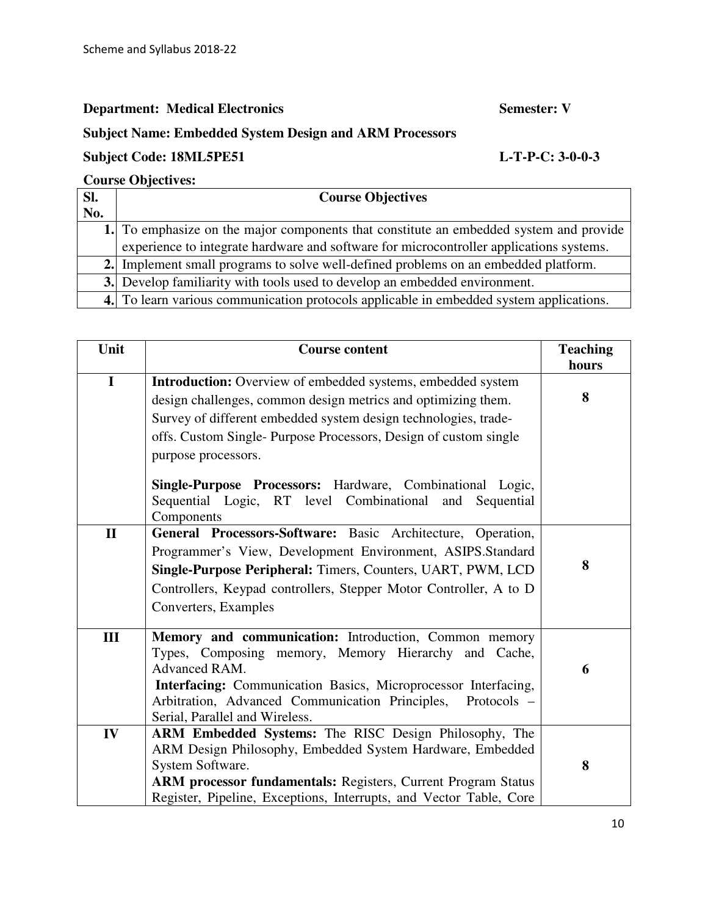**Department: Medical Electronics** **Semester: V**

**Subject Name: Embedded System Design and ARM Processors**

**Subject Code: 18ML5PE51** **L-T-P-C: 3-0-0-3**

**Course Objectives:**

| Sl. No. | Course Objectives |
|---|---|
| 1. | To emphasize on the major components that constitute an embedded system and provide experience to integrate hardware and software for microcontroller applications systems. |
| 2. | Implement small programs to solve well-defined problems on an embedded platform. |
| 3. | Develop familiarity with tools used to develop an embedded environment. |
| 4. | To learn various communication protocols applicable in embedded system applications. |

| Unit | Course content | Teaching hours |
|---|---|---|
| I | **Introduction:** Overview of embedded systems, embedded system design challenges, common design metrics and optimizing them. Survey of different embedded system design technologies, trade-offs. Custom Single- Purpose Processors, Design of custom single purpose processors.<br><br>**Single-Purpose Processors:** Hardware, Combinational Logic, Sequential Logic, RT level Combinational and Sequential Components | 8 |
| II | **General Processors-Software:** Basic Architecture, Operation, Programmer's View, Development Environment, ASIPS.Standard **Single-Purpose Peripheral:** Timers, Counters, UART, PWM, LCD Controllers, Keypad controllers, Stepper Motor Controller, A to D Converters, Examples | 8 |
| III | **Memory and communication:** Introduction, Common memory Types, Composing memory, Memory Hierarchy and Cache, Advanced RAM.<br>**Interfacing:** Communication Basics, Microprocessor Interfacing, Arbitration, Advanced Communication Principles, Protocols – Serial, Parallel and Wireless. | 6 |
| IV | **ARM Embedded Systems:** The RISC Design Philosophy, The ARM Design Philosophy, Embedded System Hardware, Embedded System Software.<br>**ARM processor fundamentals:** Registers, Current Program Status Register, Pipeline, Exceptions, Interrupts, and Vector Table, Core | 8 |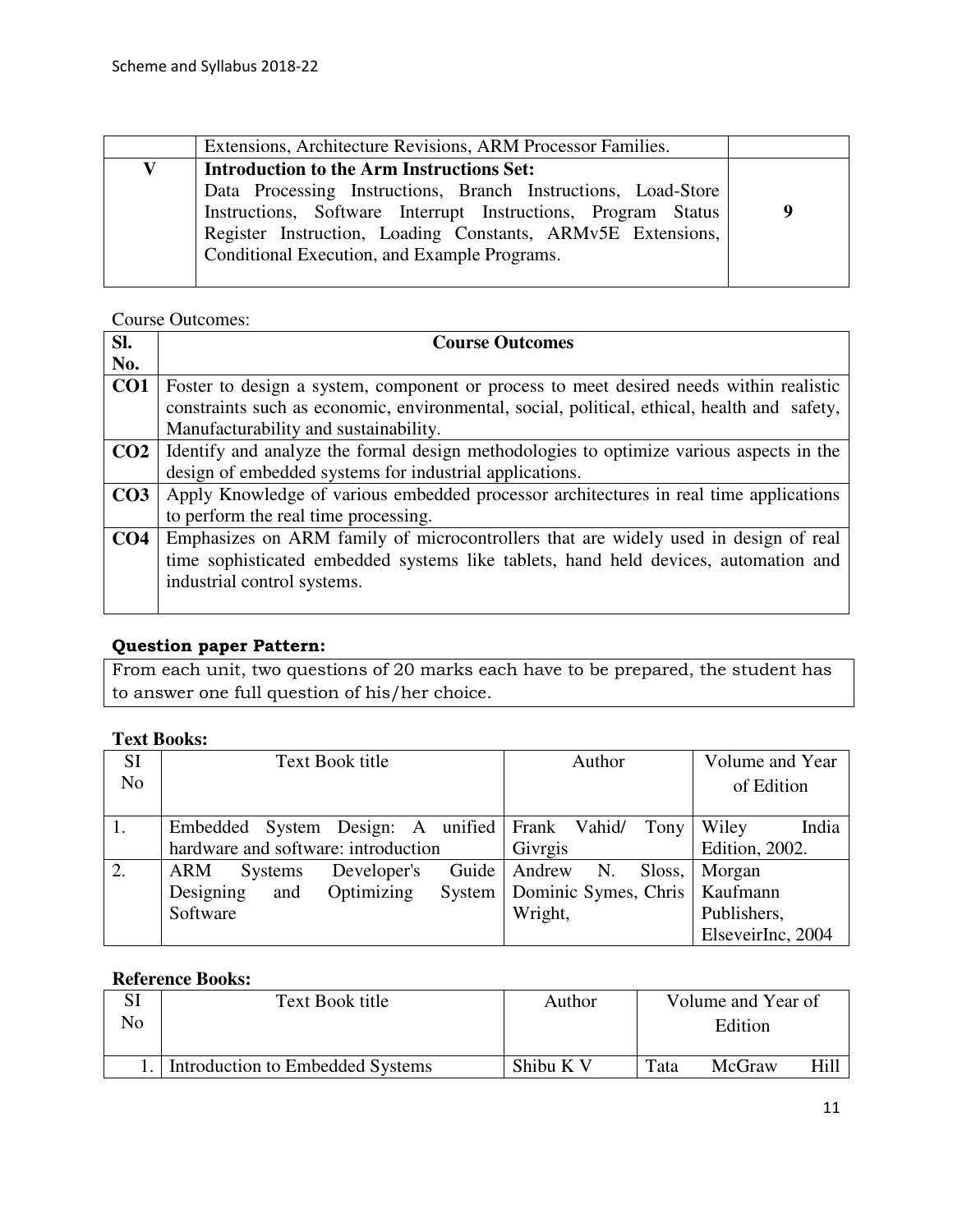| | | |
|---|---|---|
| | Extensions, Architecture Revisions, ARM Processor Families. | |
| **V** | **Introduction to the Arm Instructions Set:** Data Processing Instructions, Branch Instructions, Load-Store Instructions, Software Interrupt Instructions, Program Status Register Instruction, Loading Constants, ARMv5E Extensions, Conditional Execution, and Example Programs. | **9** |

Course Outcomes:

| Sl. No. | Course Outcomes |
|---|---|
| **CO1** | Foster to design a system, component or process to meet desired needs within realistic constraints such as economic, environmental, social, political, ethical, health and safety, Manufacturability and sustainability. |
| **CO2** | Identify and analyze the formal design methodologies to optimize various aspects in the design of embedded systems for industrial applications. |
| **CO3** | Apply Knowledge of various embedded processor architectures in real time applications to perform the real time processing. |
| **CO4** | Emphasizes on ARM family of microcontrollers that are widely used in design of real time sophisticated embedded systems like tablets, hand held devices, automation and industrial control systems. |

**Question paper Pattern:**

From each unit, two questions of 20 marks each have to be prepared, the student has to answer one full question of his/her choice.

**Text Books:**

| SI No | Text Book title | Author | Volume and Year of Edition |
|---|---|---|---|
| 1. | Embedded System Design: A unified hardware and software: introduction | Frank Vahid/ Tony Givrgis | Wiley India Edition, 2002. |
| 2. | ARM Systems Developer's Guide Designing and Optimizing System Software | Andrew N. Sloss, Dominic Symes, Chris Wright, | Morgan Kaufmann Publishers, ElseveirInc, 2004 |

**Reference Books:**

| SI No | Text Book title | Author | Volume and Year of Edition |
|---|---|---|---|
| 1. | Introduction to Embedded Systems | Shibu K V | Tata McGraw Hill |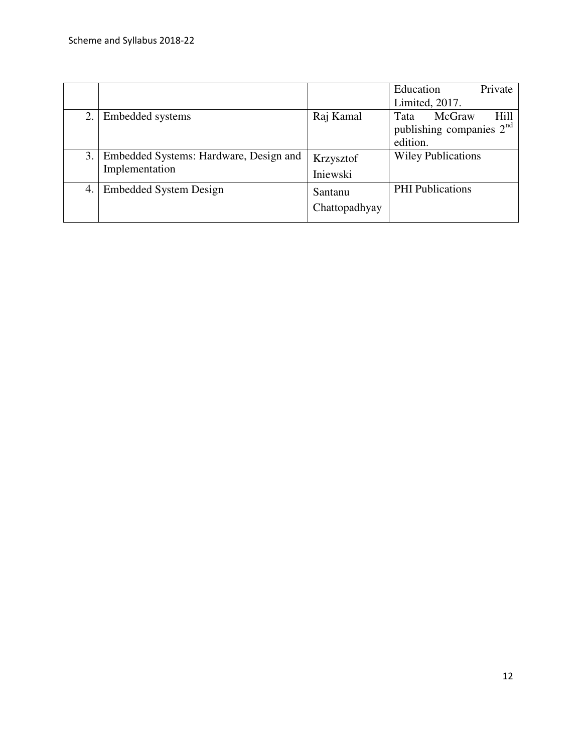|  |  |  | Education Private Limited, 2017. |
|---|---|---|---|
| 2. | Embedded systems | Raj Kamal | Tata McGraw Hill publishing companies 2nd edition. |
| 3. | Embedded Systems: Hardware, Design and Implementation | Krzysztof Iniewski | Wiley Publications |
| 4. | Embedded System Design | Santanu Chattopadhyay | PHI Publications |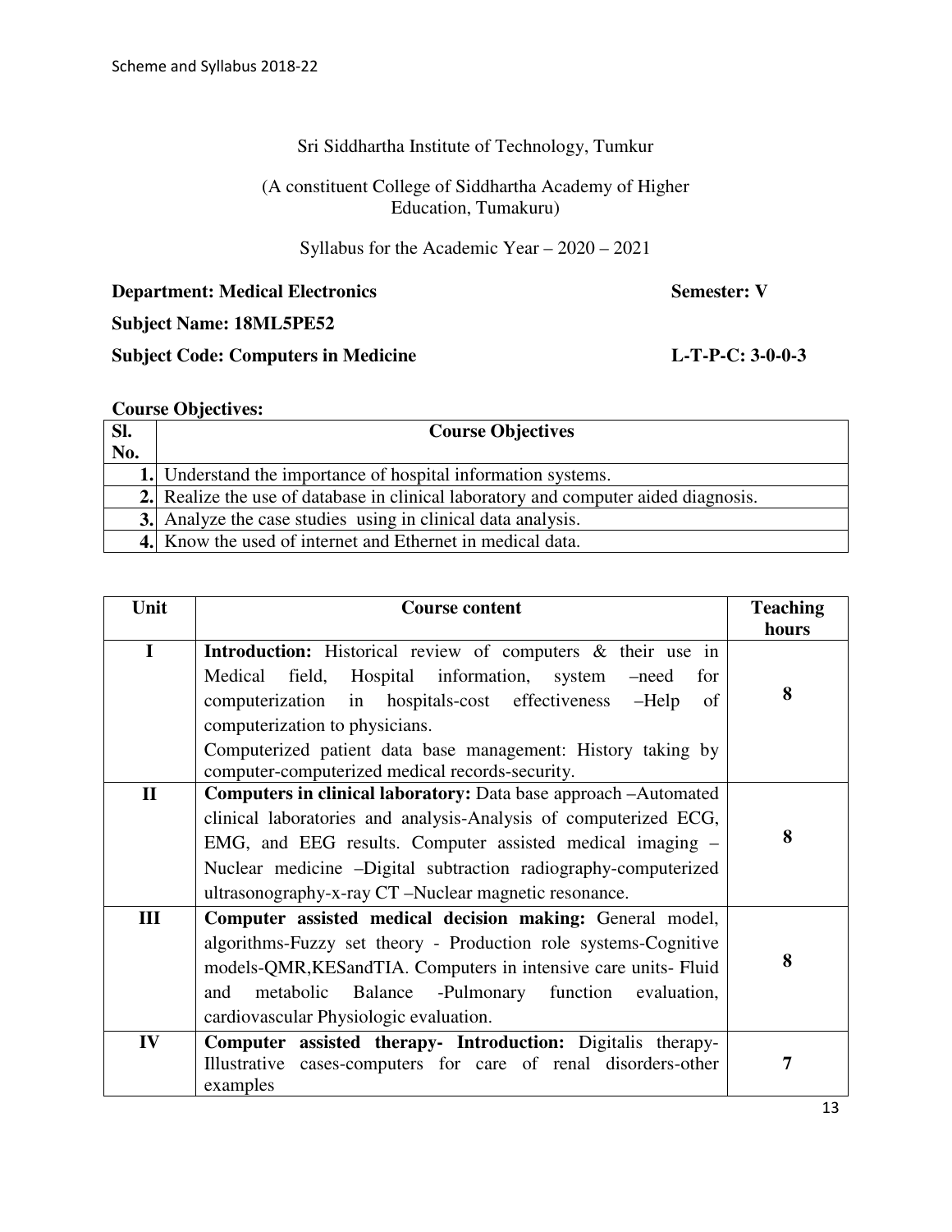Sri Siddhartha Institute of Technology, Tumkur

(A constituent College of Siddhartha Academy of Higher Education, Tumakuru)

Syllabus for the Academic Year – 2020 – 2021

**Department: Medical Electronics** **Semester: V**

**Subject Name: 18ML5PE52**

**Subject Code: Computers in Medicine** **L-T-P-C: 3-0-0-3**

**Course Objectives:**

| Sl. No. | Course Objectives |
|---|---|
| 1. | Understand the importance of hospital information systems. |
| 2. | Realize the use of database in clinical laboratory and computer aided diagnosis. |
| 3. | Analyze the case studies using in clinical data analysis. |
| 4. | Know the used of internet and Ethernet in medical data. |

| Unit | Course content | Teaching hours |
|---|---|---|
| I | **Introduction:** Historical review of computers & their use in Medical field, Hospital information, system –need for computerization in hospitals-cost effectiveness –Help of computerization to physicians. Computerized patient data base management: History taking by computer-computerized medical records-security. | 8 |
| II | **Computers in clinical laboratory:** Data base approach –Automated clinical laboratories and analysis-Analysis of computerized ECG, EMG, and EEG results. Computer assisted medical imaging – Nuclear medicine –Digital subtraction radiography-computerized ultrasonography-x-ray CT –Nuclear magnetic resonance. | 8 |
| III | **Computer assisted medical decision making:** General model, algorithms-Fuzzy set theory - Production role systems-Cognitive models-QMR,KESandTIA. Computers in intensive care units- Fluid and metabolic Balance -Pulmonary function evaluation, cardiovascular Physiologic evaluation. | 8 |
| IV | **Computer assisted therapy- Introduction:** Digitalis therapy-Illustrative cases-computers for care of renal disorders-other examples | 7 |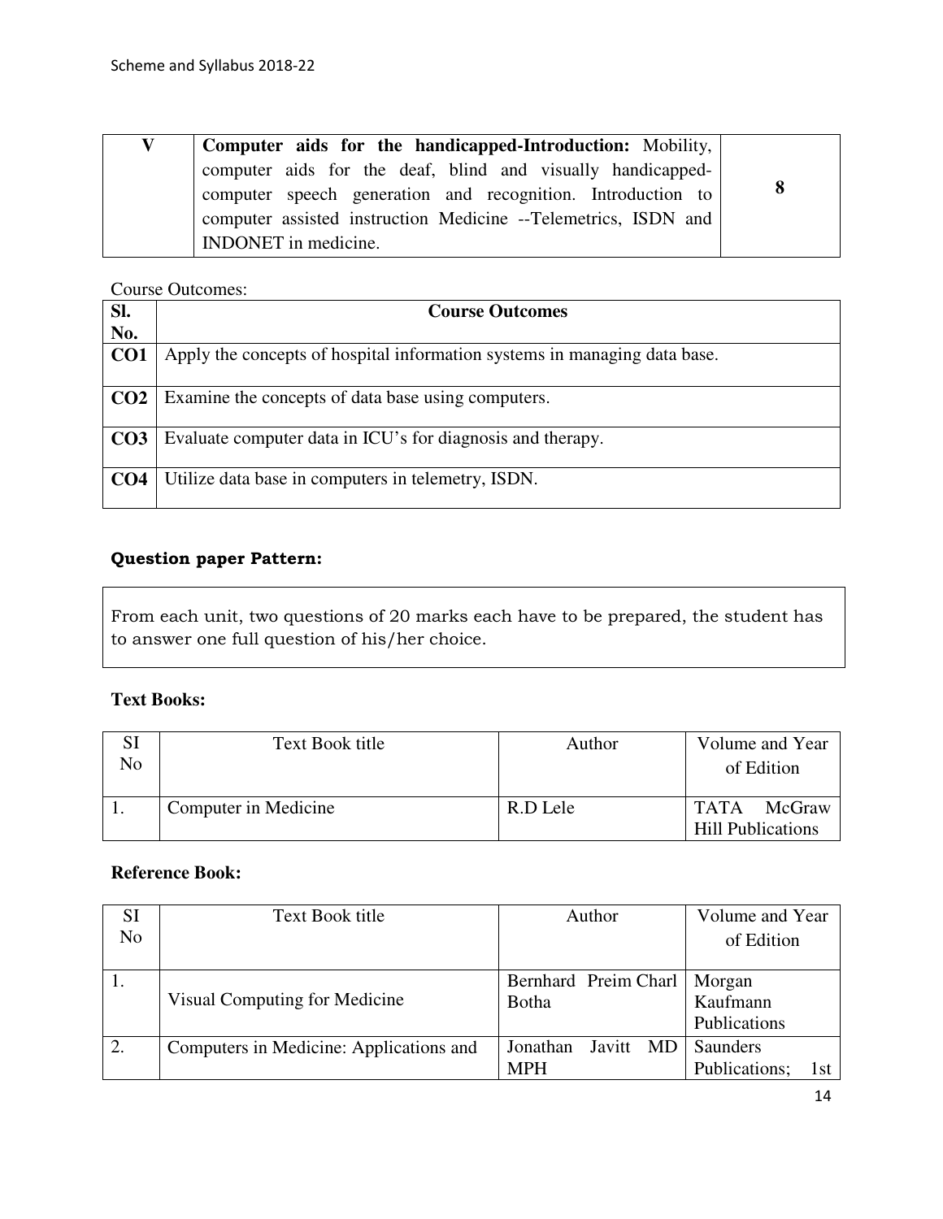| V | **Computer aids for the handicapped-Introduction:** Mobility, computer aids for the deaf, blind and visually handicapped-computer speech generation and recognition. Introduction to computer assisted instruction Medicine --Telemetrics, ISDN and INDONET in medicine. | **8** |
|---|---|---|

Course Outcomes:

| Sl. No. | Course Outcomes |
|---|---|
| **CO1** | Apply the concepts of hospital information systems in managing data base. |
| **CO2** | Examine the concepts of data base using computers. |
| **CO3** | Evaluate computer data in ICU's for diagnosis and therapy. |
| **CO4** | Utilize data base in computers in telemetry, ISDN. |

### Question paper Pattern:

From each unit, two questions of 20 marks each have to be prepared, the student has to answer one full question of his/her choice.

### Text Books:

| SI No | Text Book title | Author | Volume and Year of Edition |
|---|---|---|---|
| 1. | Computer in Medicine | R.D Lele | TATA McGraw Hill Publications |

### Reference Book:

| SI No | Text Book title | Author | Volume and Year of Edition |
|---|---|---|---|
| 1. | Visual Computing for Medicine | Bernhard Preim Charl Botha | Morgan Kaufmann Publications |
| 2. | Computers in Medicine: Applications and | Jonathan Javitt MD MPH | Saunders Publications; 1st |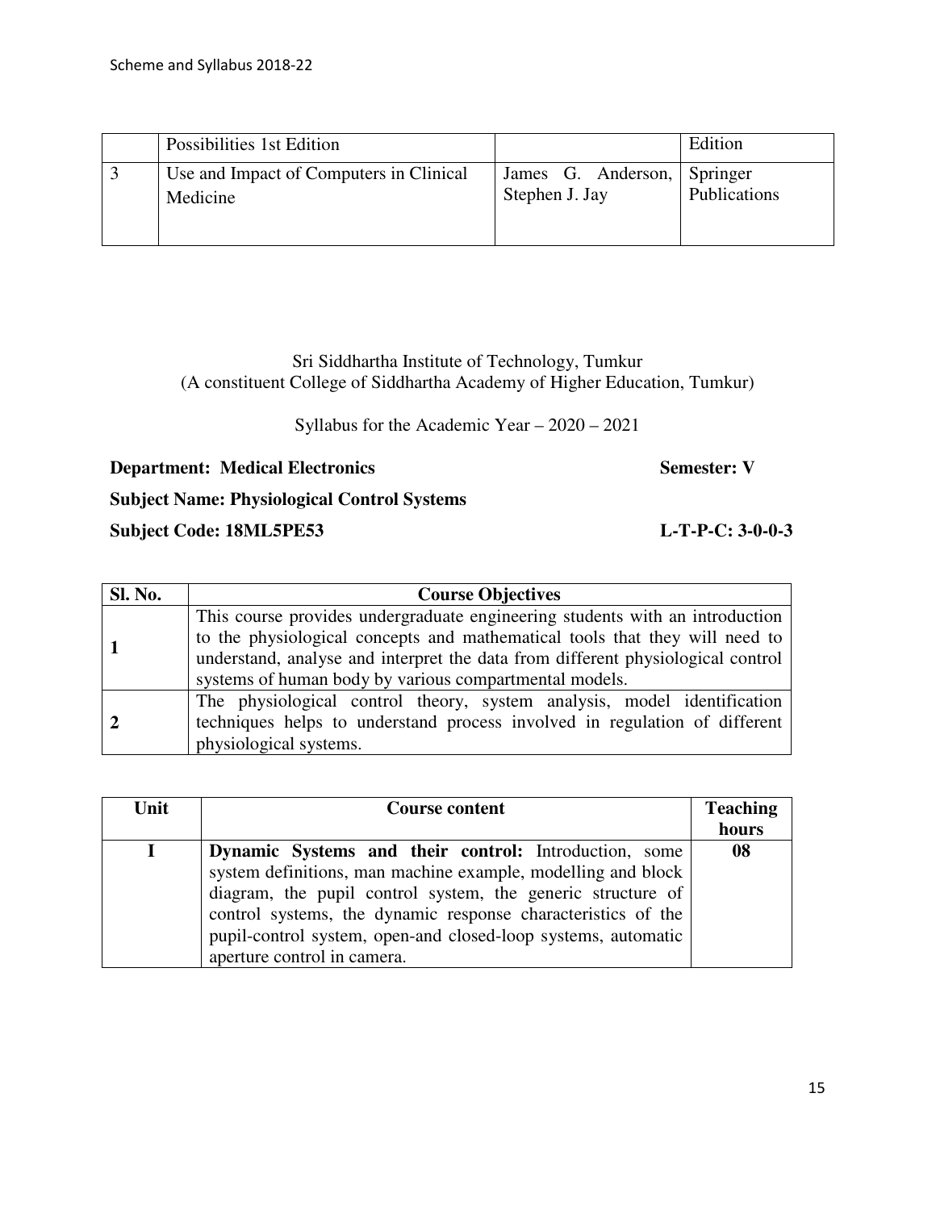|   | Possibilities 1st Edition |   | Edition |
|---|---|---|---|
| 3 | Use and Impact of Computers in Clinical Medicine | James G. Anderson, Stephen J. Jay | Springer Publications |

Sri Siddhartha Institute of Technology, Tumkur
(A constituent College of Siddhartha Academy of Higher Education, Tumkur)

Syllabus for the Academic Year – 2020 – 2021

**Department: Medical Electronics** **Semester: V**

**Subject Name: Physiological Control Systems**

**Subject Code: 18ML5PE53** **L-T-P-C: 3-0-0-3**

| Sl. No. | Course Objectives |
|---|---|
| **1** | This course provides undergraduate engineering students with an introduction to the physiological concepts and mathematical tools that they will need to understand, analyse and interpret the data from different physiological control systems of human body by various compartmental models. |
| **2** | The physiological control theory, system analysis, model identification techniques helps to understand process involved in regulation of different physiological systems. |

| Unit | Course content | Teaching hours |
|---|---|---|
| **I** | **Dynamic Systems and their control:** Introduction, some system definitions, man machine example, modelling and block diagram, the pupil control system, the generic structure of control systems, the dynamic response characteristics of the pupil-control system, open-and closed-loop systems, automatic aperture control in camera. | **08** |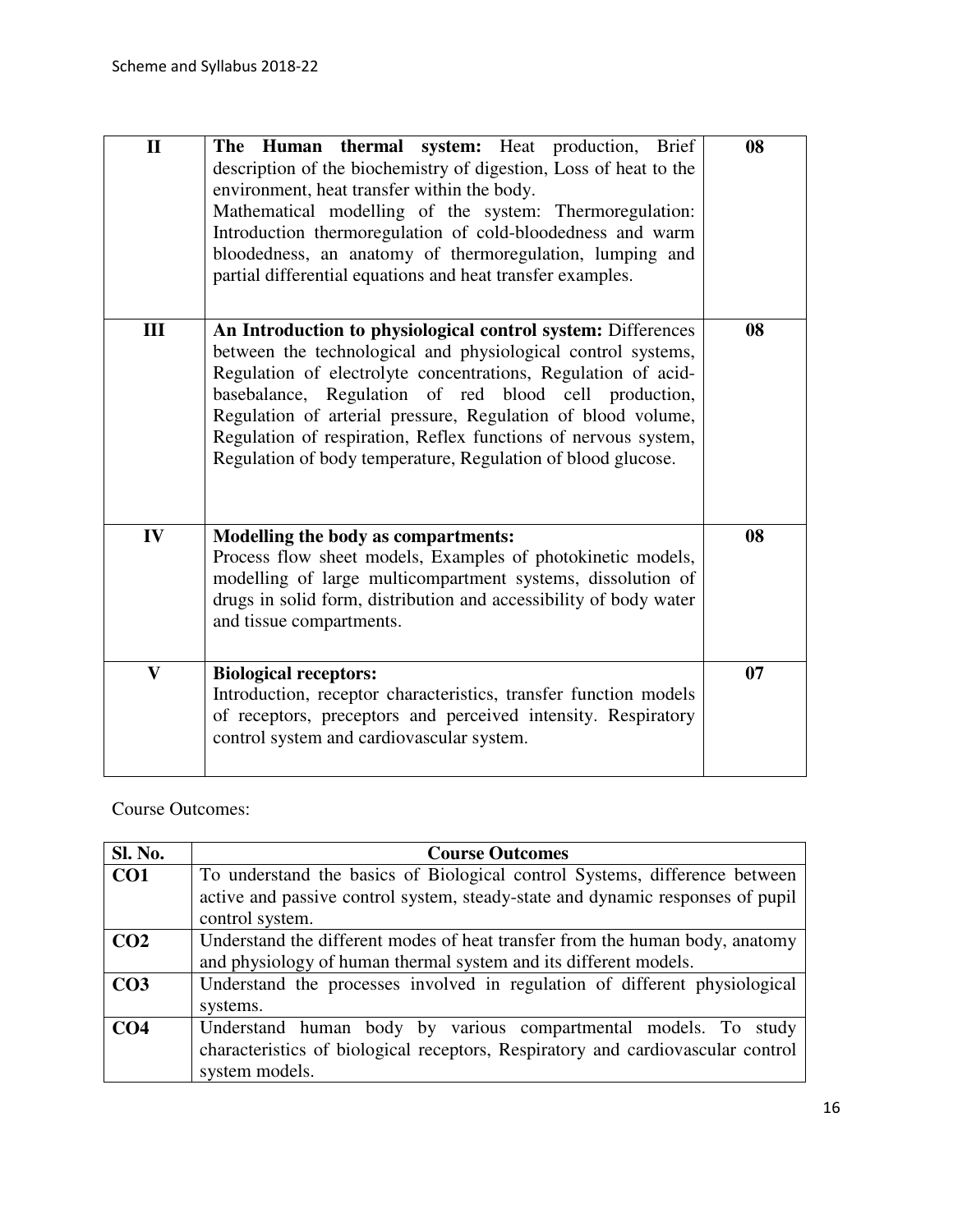| II | **The Human thermal system:** Heat production, Brief description of the biochemistry of digestion, Loss of heat to the environment, heat transfer within the body.<br>Mathematical modelling of the system: Thermoregulation: Introduction thermoregulation of cold-bloodedness and warm bloodedness, an anatomy of thermoregulation, lumping and partial differential equations and heat transfer examples. | **08** |
|---|---|---|
| **III** | **An Introduction to physiological control system:** Differences between the technological and physiological control systems, Regulation of electrolyte concentrations, Regulation of acid-basebalance, Regulation of red blood cell production, Regulation of arterial pressure, Regulation of blood volume, Regulation of respiration, Reflex functions of nervous system, Regulation of body temperature, Regulation of blood glucose. | **08** |
| **IV** | **Modelling the body as compartments:**<br>Process flow sheet models, Examples of photokinetic models, modelling of large multicompartment systems, dissolution of drugs in solid form, distribution and accessibility of body water and tissue compartments. | **08** |
| **V** | **Biological receptors:**<br>Introduction, receptor characteristics, transfer function models of receptors, preceptors and perceived intensity. Respiratory control system and cardiovascular system. | **07** |

Course Outcomes:

| Sl. No. | Course Outcomes |
|---|---|
| **CO1** | To understand the basics of Biological control Systems, difference between active and passive control system, steady-state and dynamic responses of pupil control system. |
| **CO2** | Understand the different modes of heat transfer from the human body, anatomy and physiology of human thermal system and its different models. |
| **CO3** | Understand the processes involved in regulation of different physiological systems. |
| **CO4** | Understand human body by various compartmental models. To study characteristics of biological receptors, Respiratory and cardiovascular control system models. |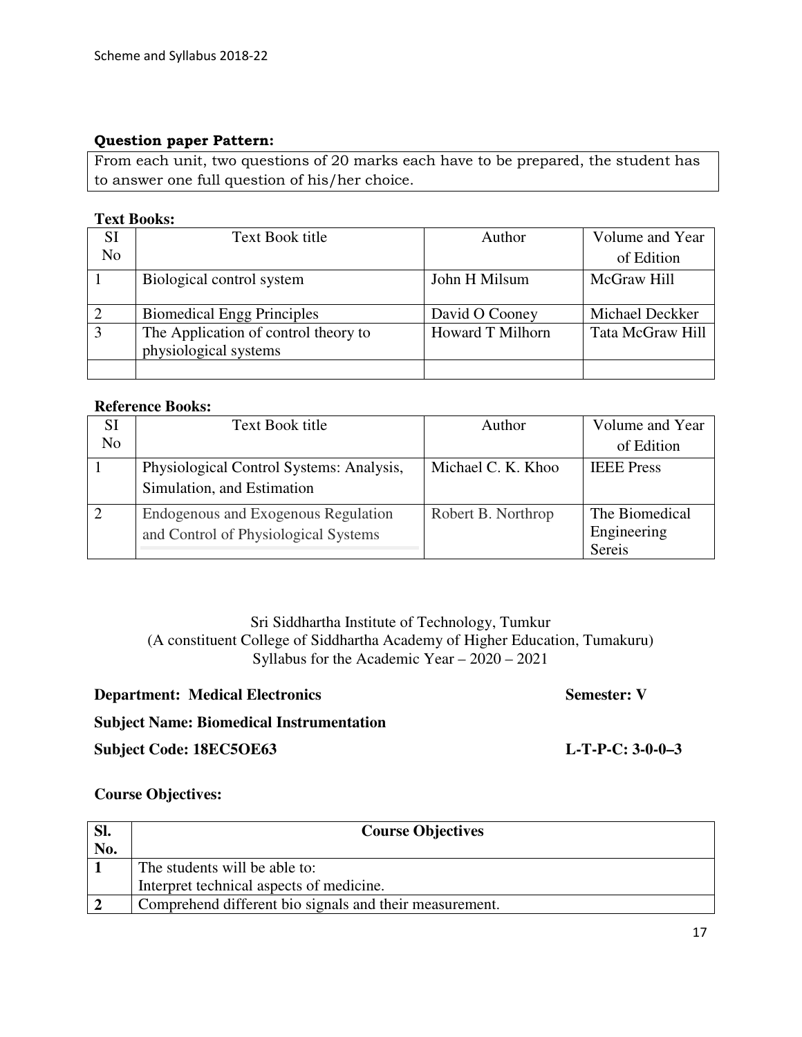**Question paper Pattern:**

From each unit, two questions of 20 marks each have to be prepared, the student has to answer one full question of his/her choice.

**Text Books:**

| SI No | Text Book title | Author | Volume and Year of Edition |
|---|---|---|---|
| 1 | Biological control system | John H Milsum | McGraw Hill |
| 2 | Biomedical Engg Principles | David O Cooney | Michael Deckker |
| 3 | The Application of control theory to physiological systems | Howard T Milhorn | Tata McGraw Hill |
| | | | |

**Reference Books:**

| SI No | Text Book title | Author | Volume and Year of Edition |
|---|---|---|---|
| 1 | Physiological Control Systems: Analysis, Simulation, and Estimation | Michael C. K. Khoo | IEEE Press |
| 2 | Endogenous and Exogenous Regulation and Control of Physiological Systems | Robert B. Northrop | The Biomedical Engineering Sereis |

Sri Siddhartha Institute of Technology, Tumkur
(A constituent College of Siddhartha Academy of Higher Education, Tumakuru)
Syllabus for the Academic Year – 2020 – 2021

**Department: Medical Electronics** **Semester: V**

**Subject Name: Biomedical Instrumentation**

**Subject Code: 18EC5OE63** **L-T-P-C: 3-0-0–3**

**Course Objectives:**

| Sl. No. | Course Objectives |
|---|---|
| 1 | The students will be able to: Interpret technical aspects of medicine. |
| 2 | Comprehend different bio signals and their measurement. |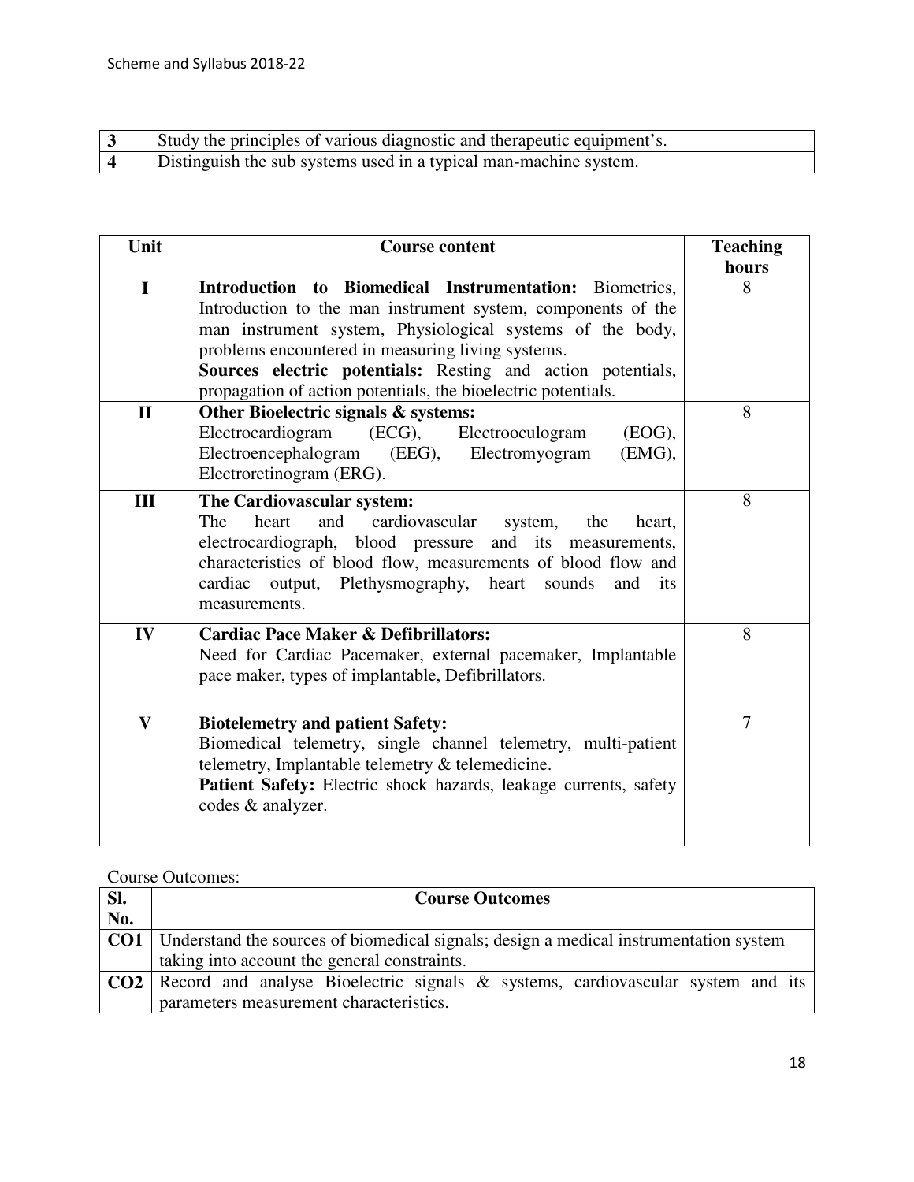| 3 | Study the principles of various diagnostic and therapeutic equipment's. |
|---|---|
| 4 | Distinguish the sub systems used in a typical man-machine system. |

| Unit | Course content | Teaching hours |
|---|---|---|
| I | **Introduction to Biomedical Instrumentation:** Biometrics, Introduction to the man instrument system, components of the man instrument system, Physiological systems of the body, problems encountered in measuring living systems. **Sources electric potentials:** Resting and action potentials, propagation of action potentials, the bioelectric potentials. | 8 |
| II | **Other Bioelectric signals & systems:** Electrocardiogram (ECG), Electrooculogram (EOG), Electroencephalogram (EEG), Electromyogram (EMG), Electroretinogram (ERG). | 8 |
| III | **The Cardiovascular system:** The heart and cardiovascular system, the heart, electrocardiograph, blood pressure and its measurements, characteristics of blood flow, measurements of blood flow and cardiac output, Plethysmography, heart sounds and its measurements. | 8 |
| IV | **Cardiac Pace Maker & Defibrillators:** Need for Cardiac Pacemaker, external pacemaker, Implantable pace maker, types of implantable, Defibrillators. | 8 |
| V | **Biotelemetry and patient Safety:** Biomedical telemetry, single channel telemetry, multi-patient telemetry, Implantable telemetry & telemedicine. **Patient Safety:** Electric shock hazards, leakage currents, safety codes & analyzer. | 7 |

Course Outcomes:

| Sl. No. | Course Outcomes |
|---|---|
| **CO1** | Understand the sources of biomedical signals; design a medical instrumentation system taking into account the general constraints. |
| **CO2** | Record and analyse Bioelectric signals & systems, cardiovascular system and its parameters measurement characteristics. |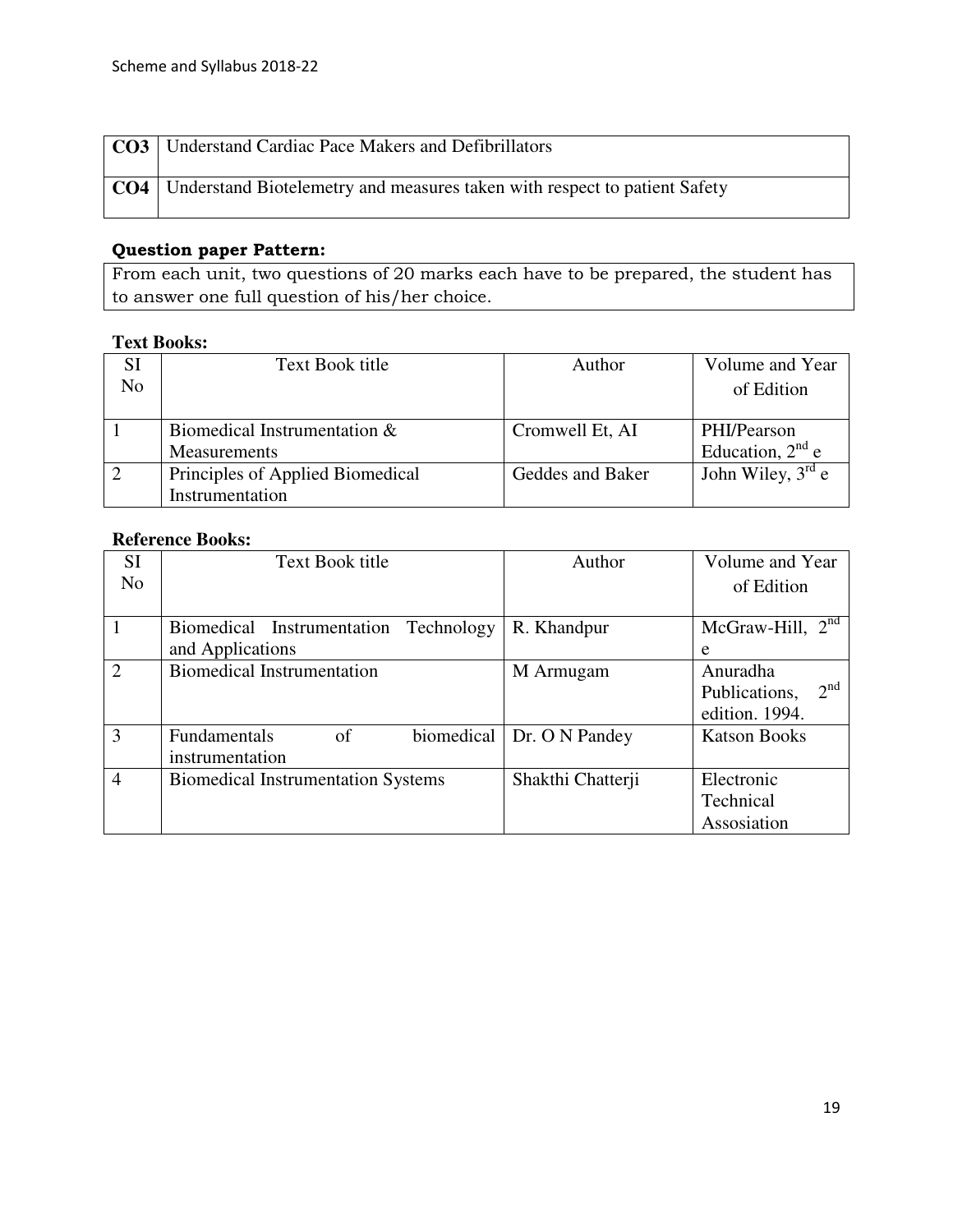| | |
|---|---|
| **CO3** | Understand Cardiac Pace Makers and Defibrillators |
| **CO4** | Understand Biotelemetry and measures taken with respect to patient Safety |

**Question paper Pattern:**

From each unit, two questions of 20 marks each have to be prepared, the student has to answer one full question of his/her choice.

**Text Books:**

| SI No | Text Book title | Author | Volume and Year of Edition |
|---|---|---|---|
| 1 | Biomedical Instrumentation & Measurements | Cromwell Et, AI | PHI/Pearson Education, 2nd e |
| 2 | Principles of Applied Biomedical Instrumentation | Geddes and Baker | John Wiley, 3rd e |

**Reference Books:**

| SI No | Text Book title | Author | Volume and Year of Edition |
|---|---|---|---|
| 1 | Biomedical Instrumentation Technology and Applications | R. Khandpur | McGraw-Hill, 2nd e |
| 2 | Biomedical Instrumentation | M Armugam | Anuradha Publications, 2nd edition. 1994. |
| 3 | Fundamentals of biomedical instrumentation | Dr. O N Pandey | Katson Books |
| 4 | Biomedical Instrumentation Systems | Shakthi Chatterji | Electronic Technical Assosiation |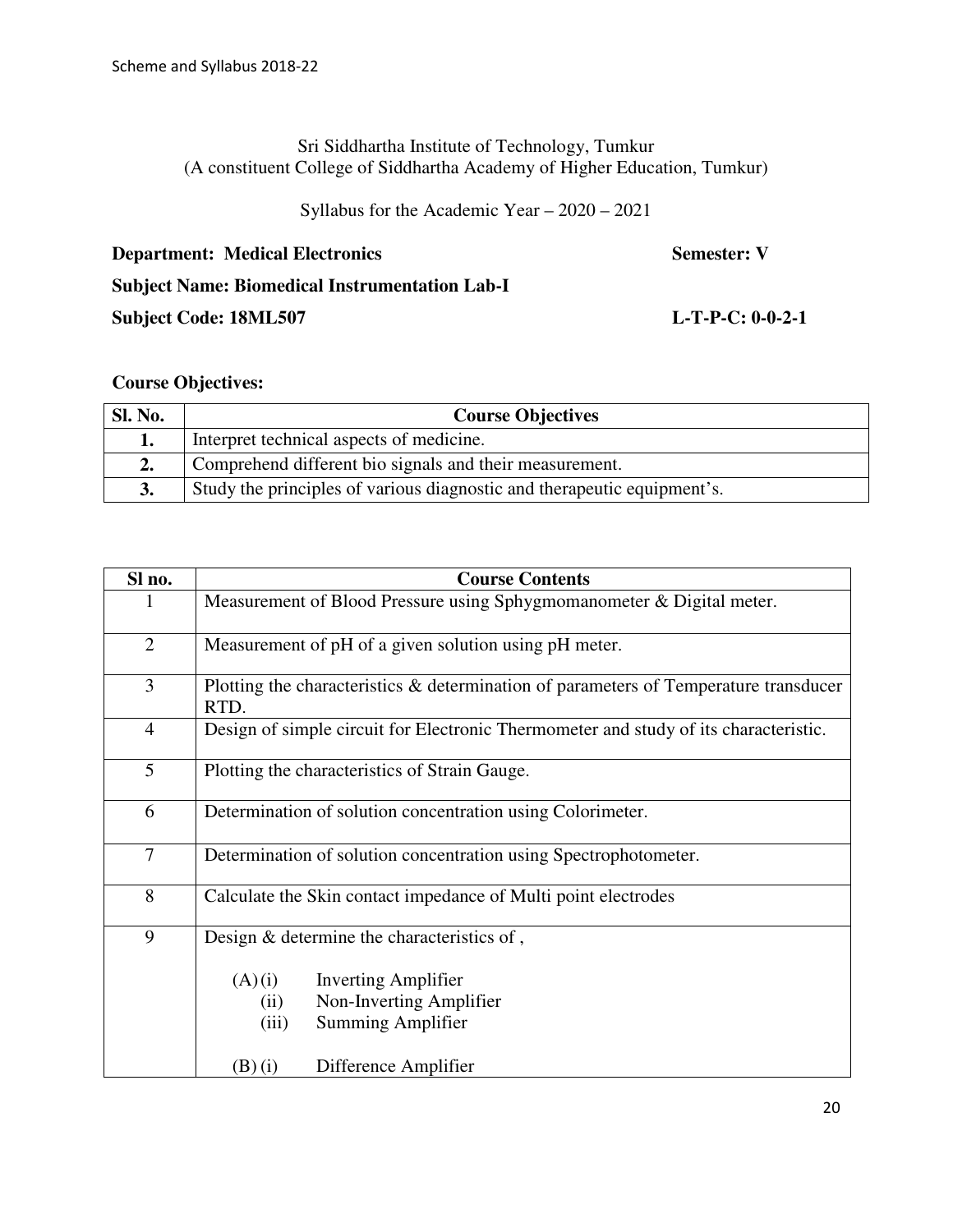Sri Siddhartha Institute of Technology, Tumkur
(A constituent College of Siddhartha Academy of Higher Education, Tumkur)

Syllabus for the Academic Year – 2020 – 2021

**Department: Medical Electronics** **Semester: V**

**Subject Name: Biomedical Instrumentation Lab-I**

**Subject Code: 18ML507** **L-T-P-C: 0-0-2-1**

**Course Objectives:**

| Sl. No. | Course Objectives |
|---|---|
| **1.** | Interpret technical aspects of medicine. |
| **2.** | Comprehend different bio signals and their measurement. |
| **3.** | Study the principles of various diagnostic and therapeutic equipment's. |

| Sl no. | Course Contents |
|---|---|
| 1 | Measurement of Blood Pressure using Sphygmomanometer & Digital meter. |
| 2 | Measurement of pH of a given solution using pH meter. |
| 3 | Plotting the characteristics & determination of parameters of Temperature transducer RTD. |
| 4 | Design of simple circuit for Electronic Thermometer and study of its characteristic. |
| 5 | Plotting the characteristics of Strain Gauge. |
| 6 | Determination of solution concentration using Colorimeter. |
| 7 | Determination of solution concentration using Spectrophotometer. |
| 8 | Calculate the Skin contact impedance of Multi point electrodes |
| 9 | Design & determine the characteristics of ,<br><br>(A) (i) Inverting Amplifier<br>(ii) Non-Inverting Amplifier<br>(iii) Summing Amplifier<br><br>(B) (i) Difference Amplifier |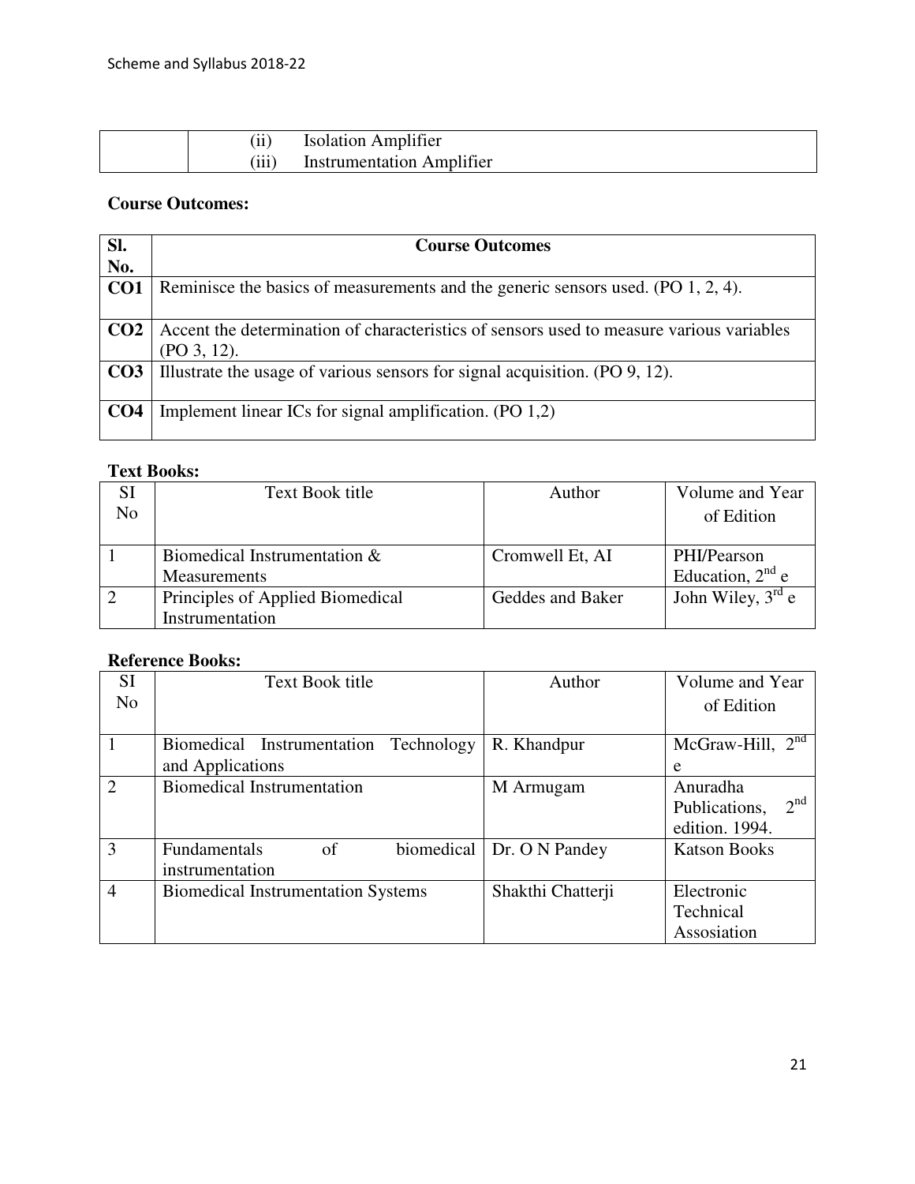| | (ii) Isolation Amplifier<br>(iii) Instrumentation Amplifier |
|---|---|

**Course Outcomes:**

| Sl. No. | Course Outcomes |
|---|---|
| **CO1** | Reminisce the basics of measurements and the generic sensors used. (PO 1, 2, 4). |
| **CO2** | Accent the determination of characteristics of sensors used to measure various variables (PO 3, 12). |
| **CO3** | Illustrate the usage of various sensors for signal acquisition. (PO 9, 12). |
| **CO4** | Implement linear ICs for signal amplification. (PO 1,2) |

**Text Books:**

| SI No | Text Book title | Author | Volume and Year of Edition |
|---|---|---|---|
| 1 | Biomedical Instrumentation & Measurements | Cromwell Et, AI | PHI/Pearson Education, 2nd e |
| 2 | Principles of Applied Biomedical Instrumentation | Geddes and Baker | John Wiley, 3rd e |

**Reference Books:**

| SI No | Text Book title | Author | Volume and Year of Edition |
|---|---|---|---|
| 1 | Biomedical Instrumentation Technology and Applications | R. Khandpur | McGraw-Hill, 2nd e |
| 2 | Biomedical Instrumentation | M Armugam | Anuradha Publications, 2nd edition. 1994. |
| 3 | Fundamentals of biomedical instrumentation | Dr. O N Pandey | Katson Books |
| 4 | Biomedical Instrumentation Systems | Shakthi Chatterji | Electronic Technical Assosiation |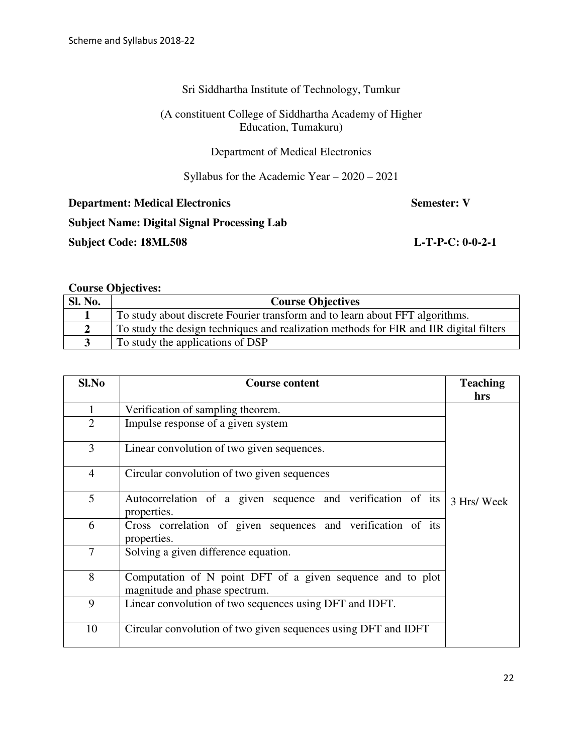Sri Siddhartha Institute of Technology, Tumkur

(A constituent College of Siddhartha Academy of Higher Education, Tumakuru)

Department of Medical Electronics

Syllabus for the Academic Year – 2020 – 2021

**Department: Medical Electronics** **Semester: V**

**Subject Name: Digital Signal Processing Lab**

**Subject Code: 18ML508** **L-T-P-C: 0-0-2-1**

**Course Objectives:**

| Sl. No. | Course Objectives |
|---|---|
| **1** | To study about discrete Fourier transform and to learn about FFT algorithms. |
| **2** | To study the design techniques and realization methods for FIR and IIR digital filters |
| **3** | To study the applications of DSP |

| Sl.No | Course content | Teaching hrs |
|---|---|---|
| 1 | Verification of sampling theorem. | 3 Hrs/ Week |
| 2 | Impulse response of a given system | |
| 3 | Linear convolution of two given sequences. | |
| 4 | Circular convolution of two given sequences | |
| 5 | Autocorrelation of a given sequence and verification of its properties. | |
| 6 | Cross correlation of given sequences and verification of its properties. | |
| 7 | Solving a given difference equation. | |
| 8 | Computation of N point DFT of a given sequence and to plot magnitude and phase spectrum. | |
| 9 | Linear convolution of two sequences using DFT and IDFT. | |
| 10 | Circular convolution of two given sequences using DFT and IDFT | |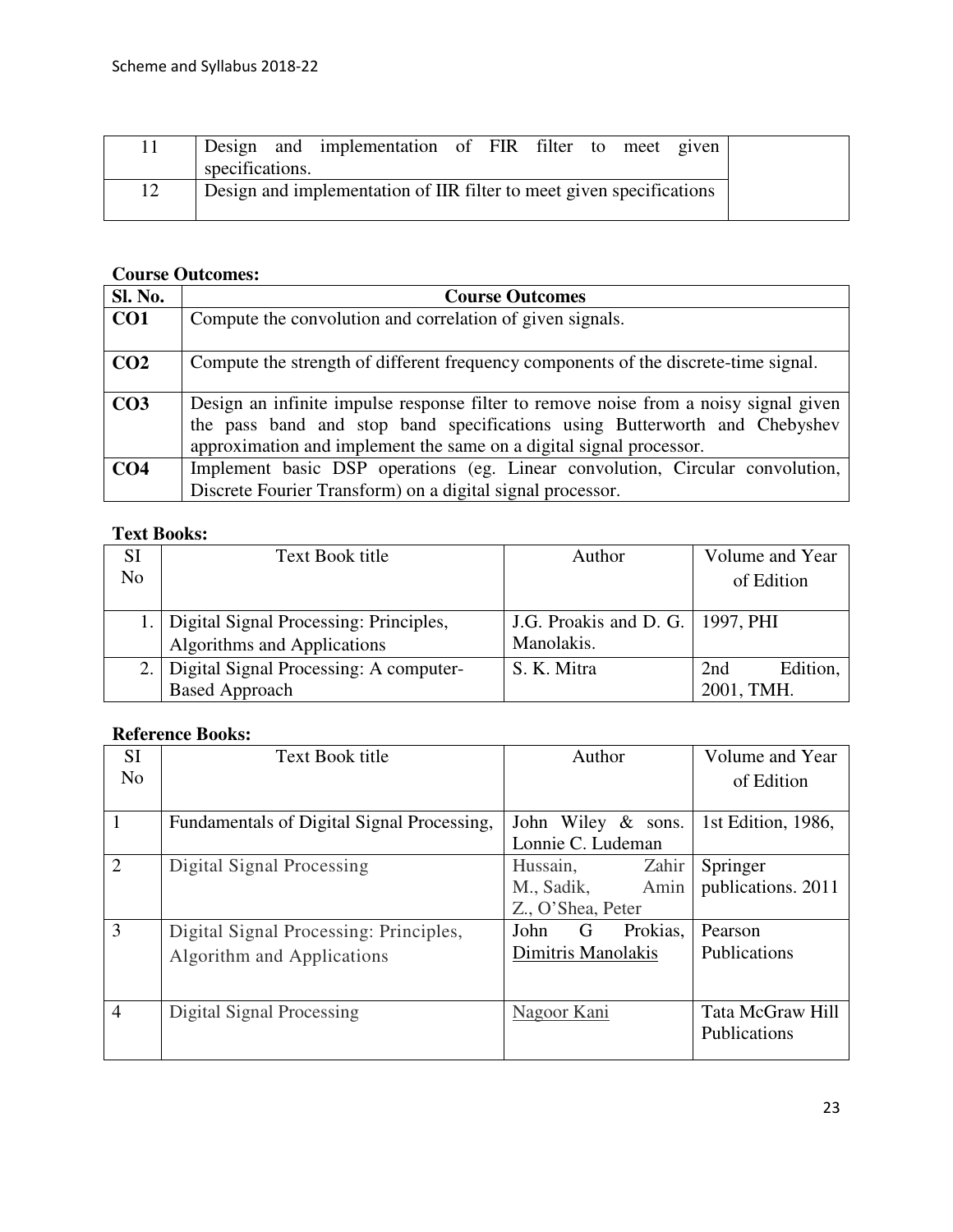| 11 | Design and implementation of FIR filter to meet given specifications. | |
|---|---|---|
| 12 | Design and implementation of IIR filter to meet given specifications | |

**Course Outcomes:**

| Sl. No. | Course Outcomes |
|---|---|
| **CO1** | Compute the convolution and correlation of given signals. |
| **CO2** | Compute the strength of different frequency components of the discrete-time signal. |
| **CO3** | Design an infinite impulse response filter to remove noise from a noisy signal given the pass band and stop band specifications using Butterworth and Chebyshev approximation and implement the same on a digital signal processor. |
| **CO4** | Implement basic DSP operations (eg. Linear convolution, Circular convolution, Discrete Fourier Transform) on a digital signal processor. |

**Text Books:**

| SI No | Text Book title | Author | Volume and Year of Edition |
|---|---|---|---|
| 1. | Digital Signal Processing: Principles, Algorithms and Applications | J.G. Proakis and D. G. Manolakis. | 1997, PHI |
| 2. | Digital Signal Processing: A computer-Based Approach | S. K. Mitra | 2nd Edition, 2001, TMH. |

**Reference Books:**

| SI No | Text Book title | Author | Volume and Year of Edition |
|---|---|---|---|
| 1 | Fundamentals of Digital Signal Processing, | John Wiley & sons. Lonnie C. Ludeman | 1st Edition, 1986, |
| 2 | Digital Signal Processing | Hussain, Zahir M., Sadik, Amin Z., O'Shea, Peter | Springer publications. 2011 |
| 3 | Digital Signal Processing: Principles, Algorithm and Applications | John G Prokias, Dimitris Manolakis | Pearson Publications |
| 4 | Digital Signal Processing | Nagoor Kani | Tata McGraw Hill Publications |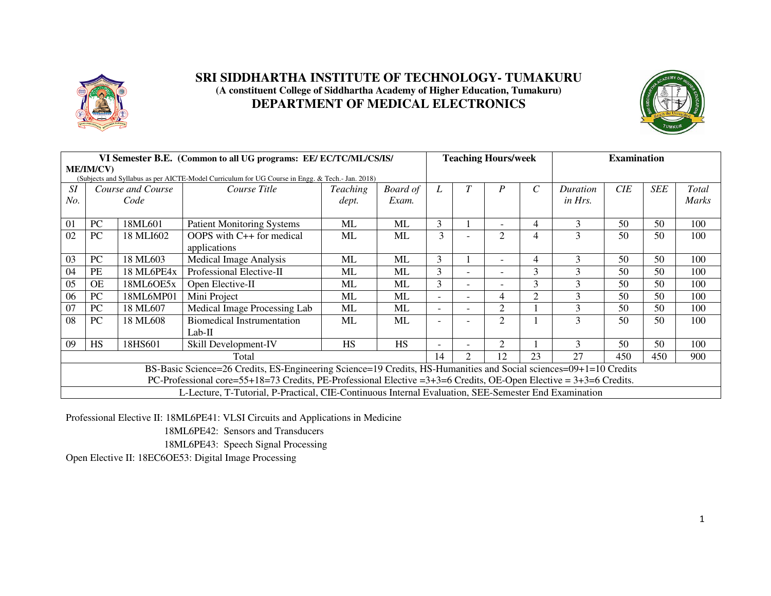# SRI SIDDHARTHA INSTITUTE OF TECHNOLOGY- TUMAKURU

**(A constituent College of Siddhartha Academy of Higher Education, Tumakuru)**

## DEPARTMENT OF MEDICAL ELECTRONICS

| VI Semester B.E. (Common to all UG programs: EE/ EC/TC/ML/CS/IS/ ME/IM/CV) (Subjects and Syllabus as per AICTE-Model Curriculum for UG Course in Engg. & Tech.- Jan. 2018) | | | | | | Teaching Hours/week | | | | Examination | | | |
|---|---|---|---|---|---|---|---|---|---|---|---|---|---|
| *Sl No.* | *Course and Course Code* | | *Course Title* | *Teaching dept.* | *Board of Exam.* | *L* | *T* | *P* | *C* | *Duration in Hrs.* | *CIE* | *SEE* | *Total Marks* |
| 01 | PC | 18ML601 | Patient Monitoring Systems | ML | ML | 3 | 1 | - | 4 | 3 | 50 | 50 | 100 |
| 02 | PC | 18 MLI602 | OOPS with C++ for medical applications | ML | ML | 3 | - | 2 | 4 | 3 | 50 | 50 | 100 |
| 03 | PC | 18 ML603 | Medical Image Analysis | ML | ML | 3 | 1 | - | 4 | 3 | 50 | 50 | 100 |
| 04 | PE | 18 ML6PE4x | Professional Elective-II | ML | ML | 3 | - | - | 3 | 3 | 50 | 50 | 100 |
| 05 | OE | 18ML6OE5x | Open Elective-II | ML | ML | 3 | - | - | 3 | 3 | 50 | 50 | 100 |
| 06 | PC | 18ML6MP01 | Mini Project | ML | ML | - | - | 4 | 2 | 3 | 50 | 50 | 100 |
| 07 | PC | 18 ML607 | Medical Image Processing Lab | ML | ML | - | - | 2 | 1 | 3 | 50 | 50 | 100 |
| 08 | PC | 18 ML608 | Biomedical Instrumentation Lab-II | ML | ML | - | - | 2 | 1 | 3 | 50 | 50 | 100 |
| 09 | HS | 18HS601 | Skill Development-IV | HS | HS | - | - | 2 | 1 | 3 | 50 | 50 | 100 |
| Total | | | | | | 14 | 2 | 12 | 23 | 27 | 450 | 450 | 900 |
| BS-Basic Science=26 Credits, ES-Engineering Science=19 Credits, HS-Humanities and Social sciences=09+1=10 Credits PC-Professional core=55+18=73 Credits, PE-Professional Elective =3+3=6 Credits, OE-Open Elective = 3+3=6 Credits. | | | | | | | | | | | | | |
| L-Lecture, T-Tutorial, P-Practical, CIE-Continuous Internal Evaluation, SEE-Semester End Examination | | | | | | | | | | | | | |

Professional Elective II: 18ML6PE41: VLSI Circuits and Applications in Medicine
18ML6PE42: Sensors and Transducers
18ML6PE43: Speech Signal Processing

Open Elective II: 18EC6OE53: Digital Image Processing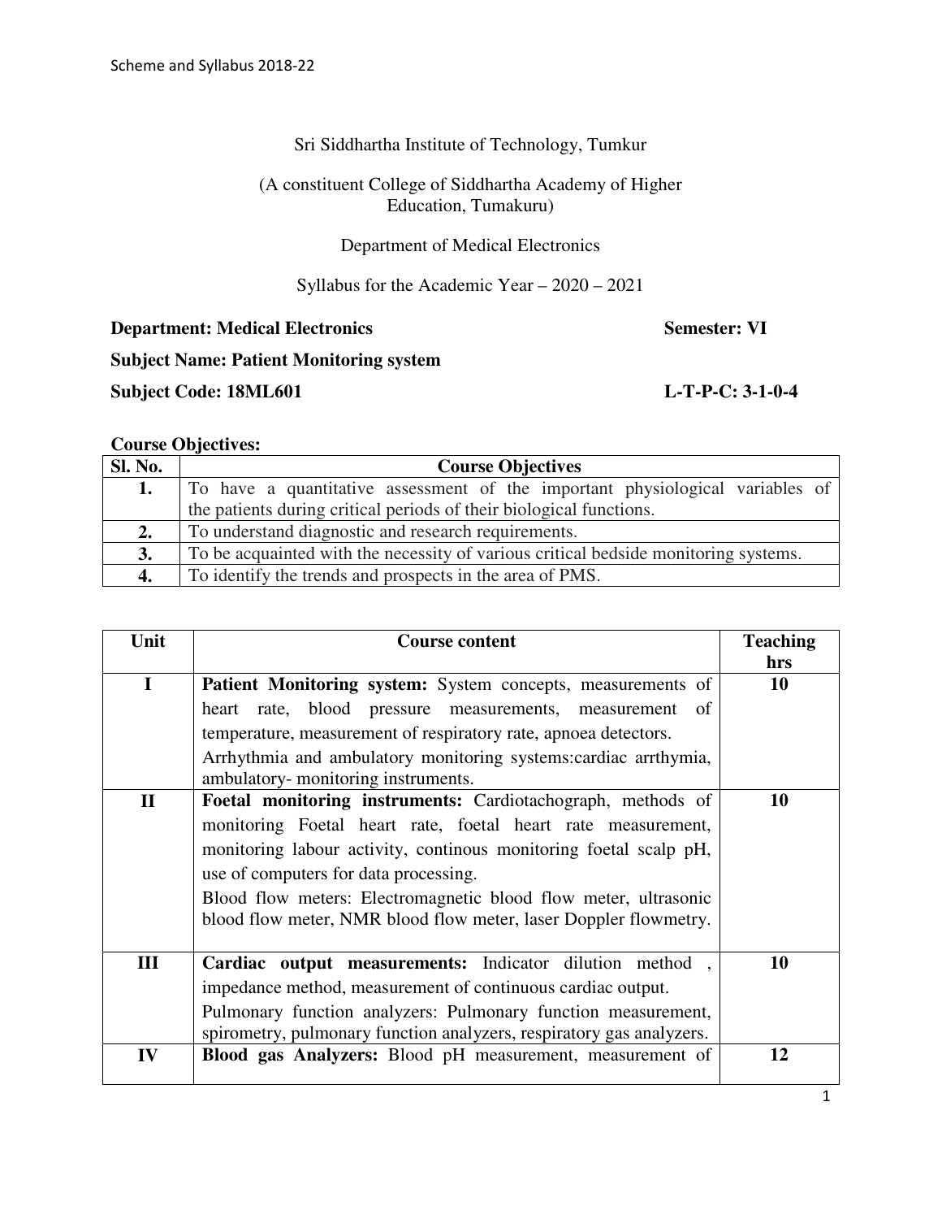Sri Siddhartha Institute of Technology, Tumkur

(A constituent College of Siddhartha Academy of Higher Education, Tumakuru)

Department of Medical Electronics

Syllabus for the Academic Year – 2020 – 2021

**Department: Medical Electronics** **Semester: VI**

**Subject Name: Patient Monitoring system**

**Subject Code: 18ML601** **L-T-P-C: 3-1-0-4**

**Course Objectives:**

| Sl. No. | Course Objectives |
|---|---|
| **1.** | To have a quantitative assessment of the important physiological variables of the patients during critical periods of their biological functions. |
| **2.** | To understand diagnostic and research requirements. |
| **3.** | To be acquainted with the necessity of various critical bedside monitoring systems. |
| **4.** | To identify the trends and prospects in the area of PMS. |

| Unit | Course content | Teaching hrs |
|---|---|---|
| **I** | **Patient Monitoring system:** System concepts, measurements of heart rate, blood pressure measurements, measurement of temperature, measurement of respiratory rate, apnoea detectors. Arrhythmia and ambulatory monitoring systems:cardiac arrthymia, ambulatory- monitoring instruments. | **10** |
| **II** | **Foetal monitoring instruments:** Cardiotachograph, methods of monitoring Foetal heart rate, foetal heart rate measurement, monitoring labour activity, continous monitoring foetal scalp pH, use of computers for data processing. Blood flow meters: Electromagnetic blood flow meter, ultrasonic blood flow meter, NMR blood flow meter, laser Doppler flowmetry. | **10** |
| **III** | **Cardiac output measurements:** Indicator dilution method , impedance method, measurement of continuous cardiac output. Pulmonary function analyzers: Pulmonary function measurement, spirometry, pulmonary function analyzers, respiratory gas analyzers. | **10** |
| **IV** | **Blood gas Analyzers:** Blood pH measurement, measurement of | **12** |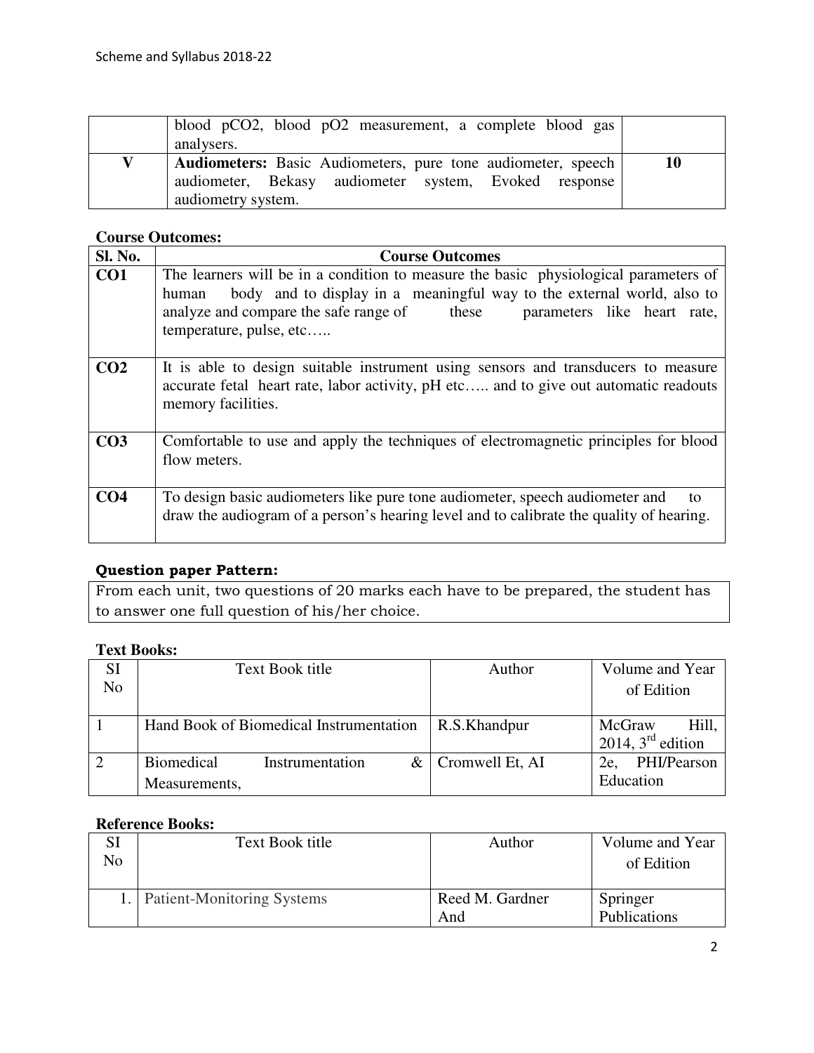| | | |
|---|---|---|
| | blood $pCO_2$, blood $pO_2$ measurement, a complete blood gas analysers. | |
| **V** | **Audiometers:** Basic Audiometers, pure tone audiometer, speech audiometer, Bekasy audiometer system, Evoked response audiometry system. | **10** |

**Course Outcomes:**

| Sl. No. | Course Outcomes |
|---|---|
| **CO1** | The learners will be in a condition to measure the basic physiological parameters of human body and to display in a meaningful way to the external world, also to analyze and compare the safe range of these parameters like heart rate, temperature, pulse, etc….. |
| **CO2** | It is able to design suitable instrument using sensors and transducers to measure accurate fetal heart rate, labor activity, pH etc….. and to give out automatic readouts memory facilities. |
| **CO3** | Comfortable to use and apply the techniques of electromagnetic principles for blood flow meters. |
| **CO4** | To design basic audiometers like pure tone audiometer, speech audiometer and to draw the audiogram of a person's hearing level and to calibrate the quality of hearing. |

**Question paper Pattern:**

From each unit, two questions of 20 marks each have to be prepared, the student has to answer one full question of his/her choice.

**Text Books:**

| SI No | Text Book title | Author | Volume and Year of Edition |
|---|---|---|---|
| 1 | Hand Book of Biomedical Instrumentation | R.S.Khandpur | McGraw Hill, 2014, 3rd edition |
| 2 | Biomedical Instrumentation & Measurements, | Cromwell Et, AI | 2e, PHI/Pearson Education |

**Reference Books:**

| SI No | Text Book title | Author | Volume and Year of Edition |
|---|---|---|---|
| 1. | Patient-Monitoring Systems | Reed M. Gardner And | Springer Publications |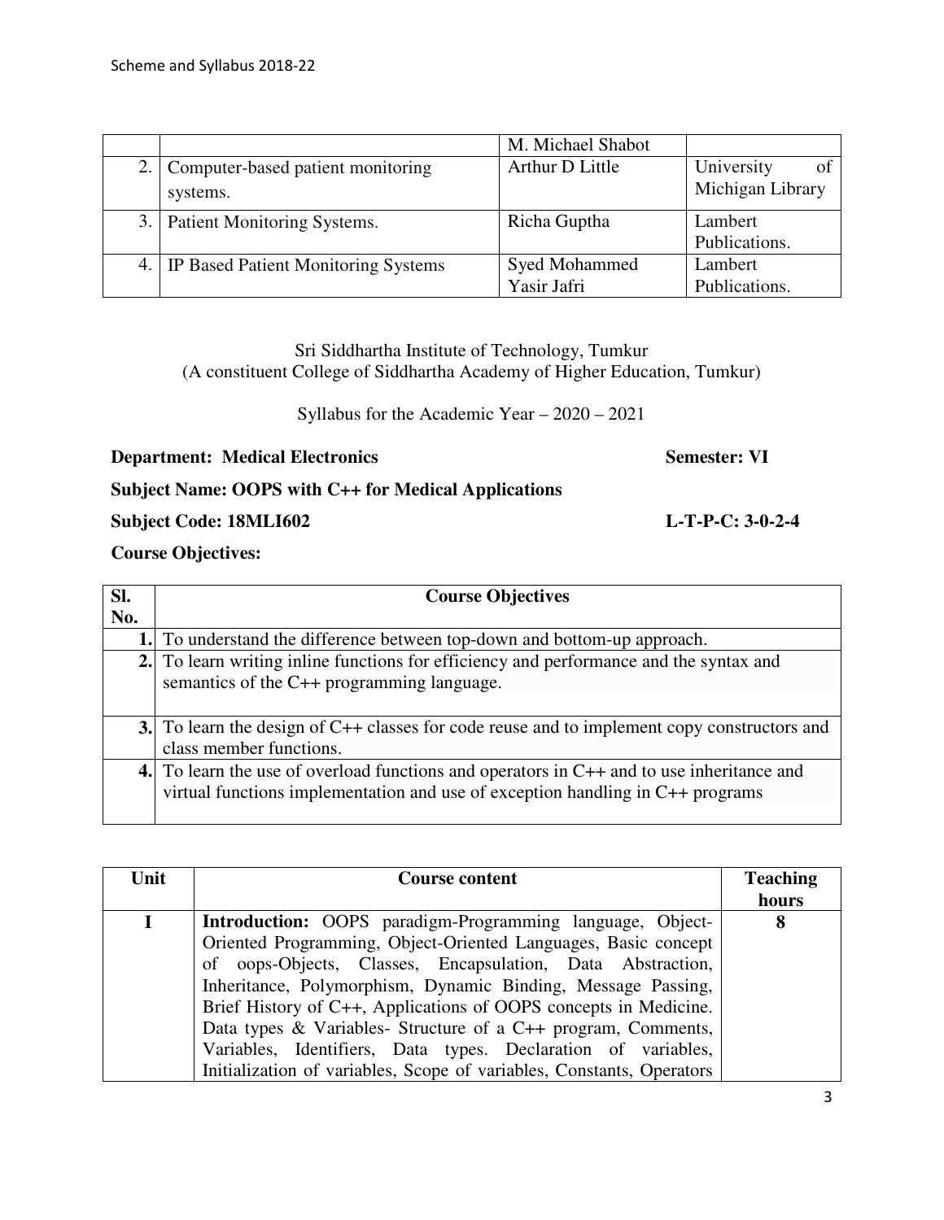|  |  | M. Michael Shabot |  |
|---|---|---|---|
| 2. | Computer-based patient monitoring systems. | Arthur D Little | University of Michigan Library |
| 3. | Patient Monitoring Systems. | Richa Guptha | Lambert Publications. |
| 4. | IP Based Patient Monitoring Systems | Syed Mohammed Yasir Jafri | Lambert Publications. |

Sri Siddhartha Institute of Technology, Tumkur
(A constituent College of Siddhartha Academy of Higher Education, Tumkur)

Syllabus for the Academic Year – 2020 – 2021

**Department: Medical Electronics** **Semester: VI**

**Subject Name: OOPS with C++ for Medical Applications**

**Subject Code: 18MLI602** **L-T-P-C: 3-0-2-4**

**Course Objectives:**

| Sl. No. | Course Objectives |
|---|---|
| **1.** | To understand the difference between top-down and bottom-up approach. |
| **2.** | To learn writing inline functions for efficiency and performance and the syntax and semantics of the C++ programming language. |
| **3.** | To learn the design of C++ classes for code reuse and to implement copy constructors and class member functions. |
| **4.** | To learn the use of overload functions and operators in C++ and to use inheritance and virtual functions implementation and use of exception handling in C++ programs |

| Unit | Course content | Teaching hours |
|---|---|---|
| **I** | **Introduction:** OOPS paradigm-Programming language, Object-Oriented Programming, Object-Oriented Languages, Basic concept of oops-Objects, Classes, Encapsulation, Data Abstraction, Inheritance, Polymorphism, Dynamic Binding, Message Passing, Brief History of C++, Applications of OOPS concepts in Medicine. Data types & Variables- Structure of a C++ program, Comments, Variables, Identifiers, Data types. Declaration of variables, Initialization of variables, Scope of variables, Constants, Operators | **8** |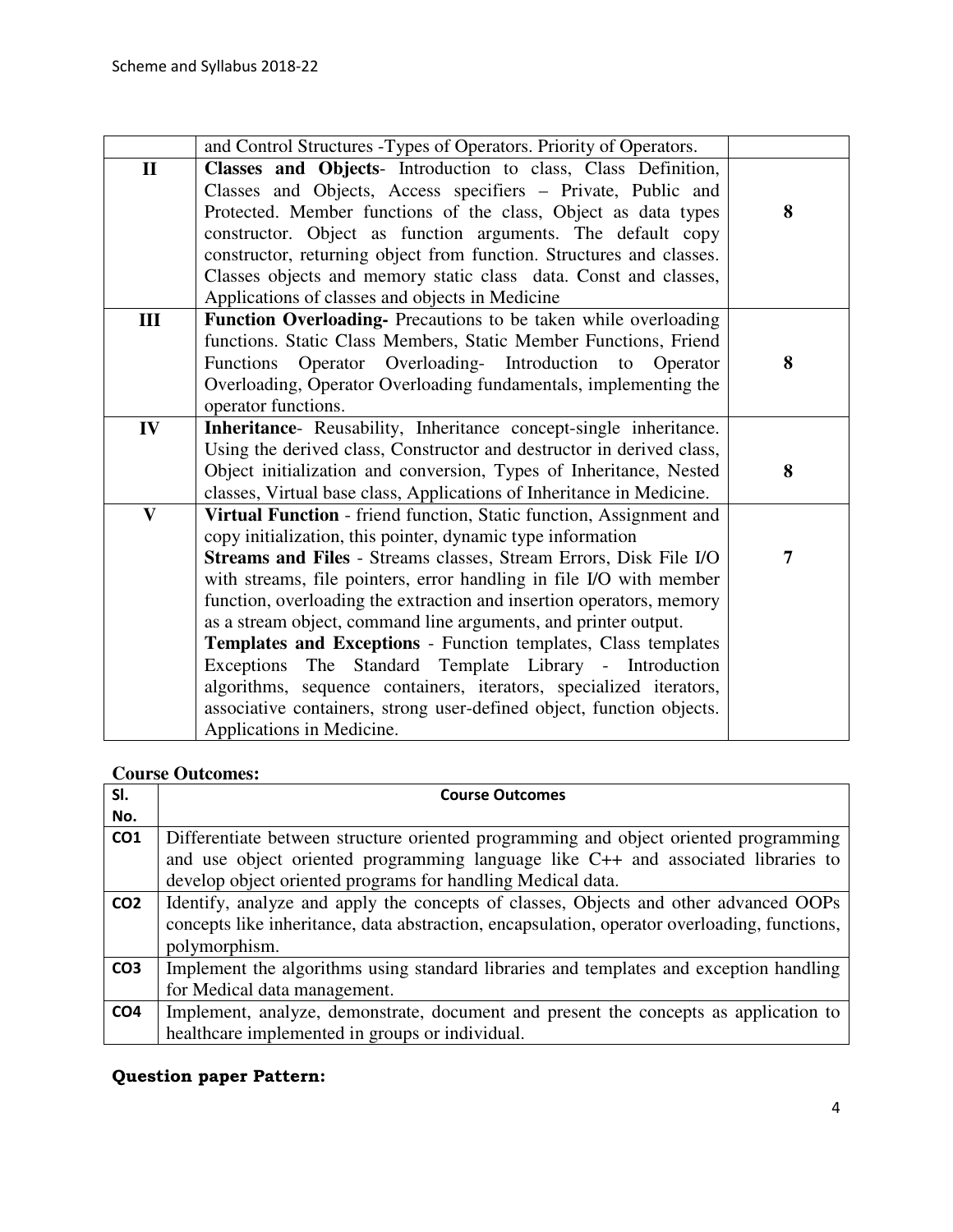| | | |
|---|---|---|
| | and Control Structures -Types of Operators. Priority of Operators. | |
| **II** | **Classes and Objects**- Introduction to class, Class Definition, Classes and Objects, Access specifiers – Private, Public and Protected. Member functions of the class, Object as data types constructor. Object as function arguments. The default copy constructor, returning object from function. Structures and classes. Classes objects and memory static class data. Const and classes, Applications of classes and objects in Medicine | **8** |
| **III** | **Function Overloading-** Precautions to be taken while overloading functions. Static Class Members, Static Member Functions, Friend Functions Operator Overloading- Introduction to Operator Overloading, Operator Overloading fundamentals, implementing the operator functions. | **8** |
| **IV** | **Inheritance**- Reusability, Inheritance concept-single inheritance. Using the derived class, Constructor and destructor in derived class, Object initialization and conversion, Types of Inheritance, Nested classes, Virtual base class, Applications of Inheritance in Medicine. | **8** |
| **V** | **Virtual Function** - friend function, Static function, Assignment and copy initialization, this pointer, dynamic type information<br>**Streams and Files** - Streams classes, Stream Errors, Disk File I/O with streams, file pointers, error handling in file I/O with member function, overloading the extraction and insertion operators, memory as a stream object, command line arguments, and printer output.<br>**Templates and Exceptions** - Function templates, Class templates Exceptions The Standard Template Library - Introduction algorithms, sequence containers, iterators, specialized iterators, associative containers, strong user-defined object, function objects. Applications in Medicine. | **7** |

**Course Outcomes:**

| Sl. No. | Course Outcomes |
|---|---|
| **CO1** | Differentiate between structure oriented programming and object oriented programming and use object oriented programming language like C++ and associated libraries to develop object oriented programs for handling Medical data. |
| **CO2** | Identify, analyze and apply the concepts of classes, Objects and other advanced OOPs concepts like inheritance, data abstraction, encapsulation, operator overloading, functions, polymorphism. |
| **CO3** | Implement the algorithms using standard libraries and templates and exception handling for Medical data management. |
| **CO4** | Implement, analyze, demonstrate, document and present the concepts as application to healthcare implemented in groups or individual. |

**Question paper Pattern:**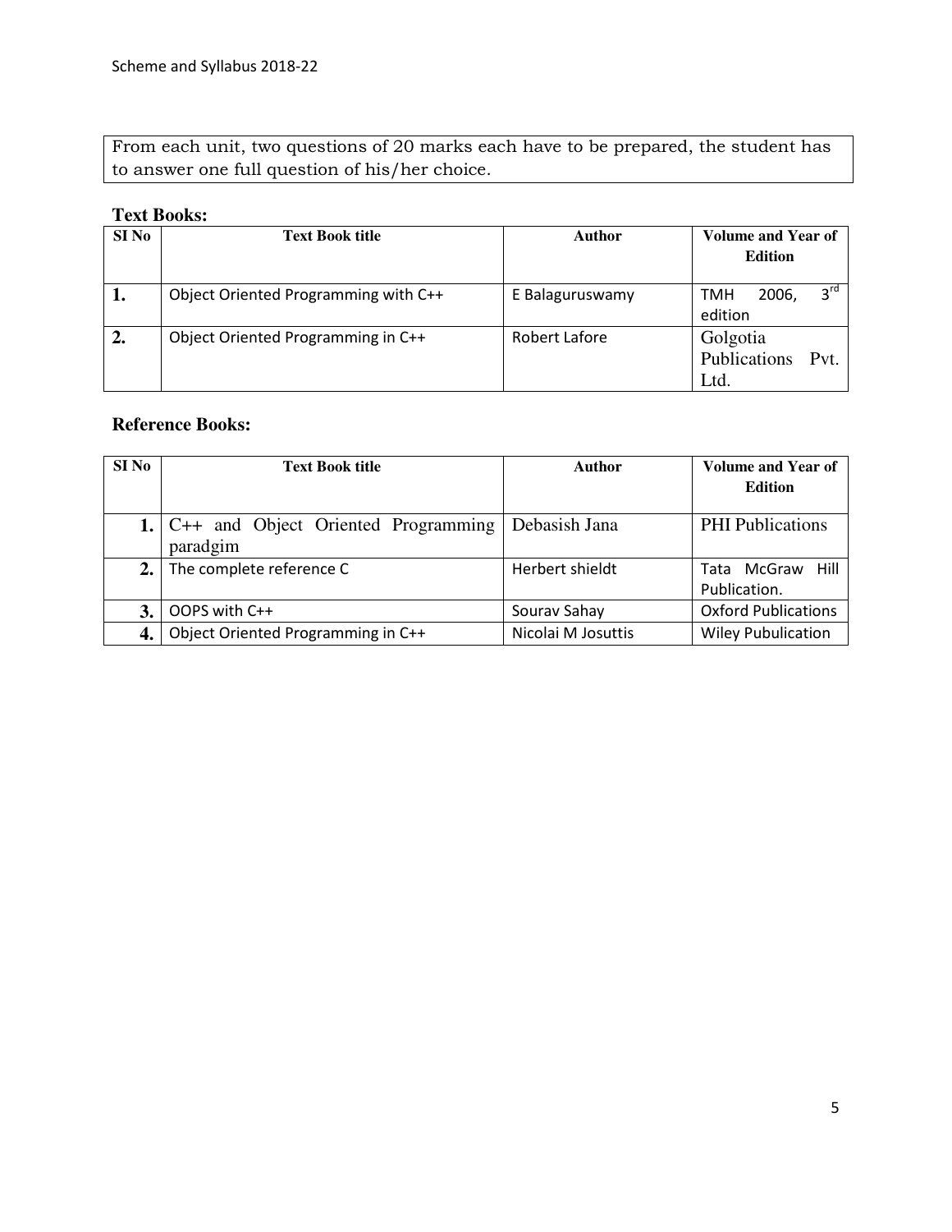From each unit, two questions of 20 marks each have to be prepared, the student has to answer one full question of his/her choice.

**Text Books:**

| SI No | Text Book title | Author | Volume and Year of Edition |
|---|---|---|---|
| 1. | Object Oriented Programming with C++ | E Balaguruswamy | TMH 2006, 3rd edition |
| 2. | Object Oriented Programming in C++ | Robert Lafore | Golgotia Publications Pvt. Ltd. |

**Reference Books:**

| SI No | Text Book title | Author | Volume and Year of Edition |
|---|---|---|---|
| 1. | C++ and Object Oriented Programming paradgim | Debasish Jana | PHI Publications |
| 2. | The complete reference C | Herbert shieldt | Tata McGraw Hill Publication. |
| 3. | OOPS with C++ | Sourav Sahay | Oxford Publications |
| 4. | Object Oriented Programming in C++ | Nicolai M Josuttis | Wiley Pubulication |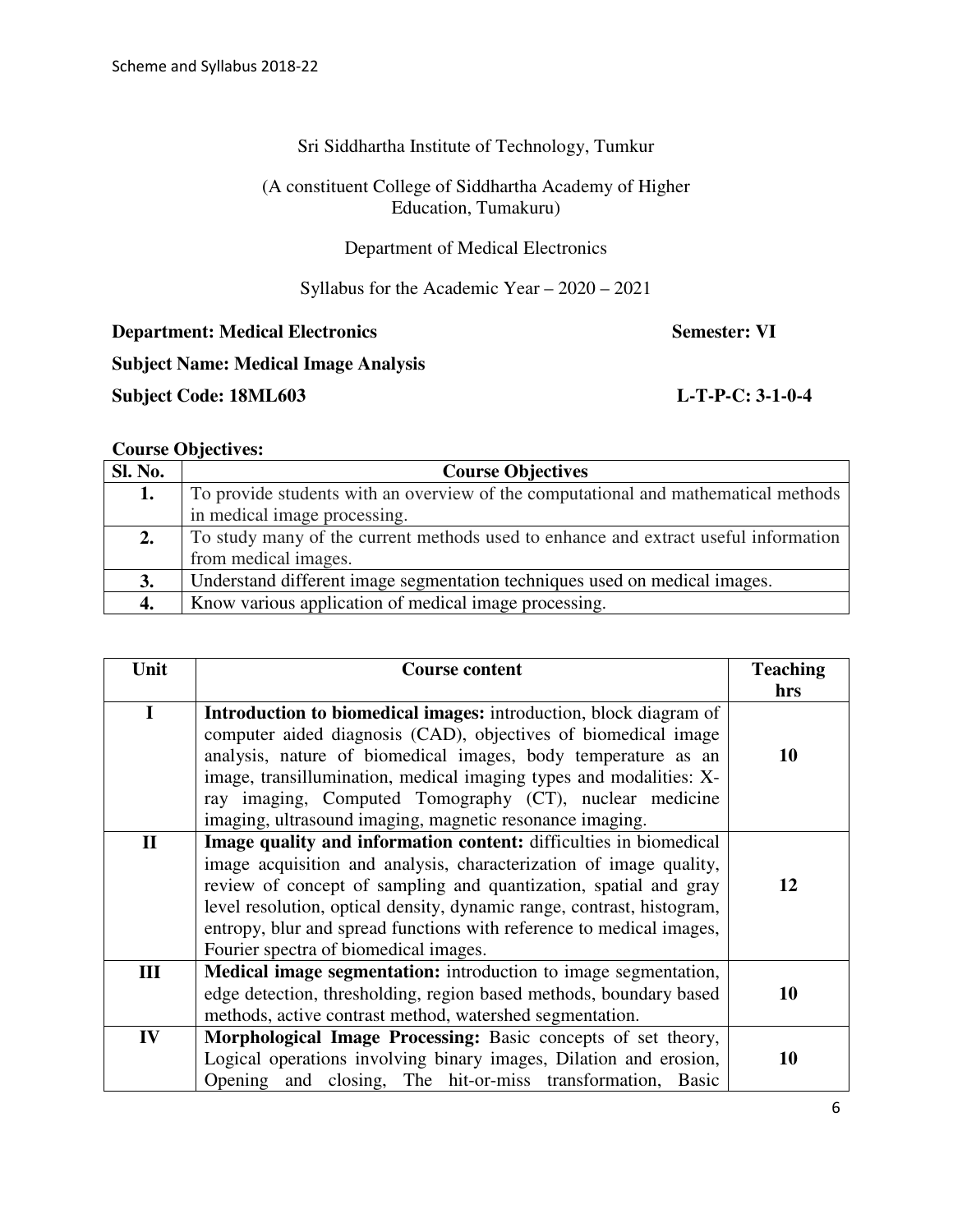Sri Siddhartha Institute of Technology, Tumkur

(A constituent College of Siddhartha Academy of Higher Education, Tumakuru)

Department of Medical Electronics

Syllabus for the Academic Year – 2020 – 2021

**Department: Medical Electronics** **Semester: VI**

**Subject Name: Medical Image Analysis**

**Subject Code: 18ML603** **L-T-P-C: 3-1-0-4**

**Course Objectives:**

| Sl. No. | Course Objectives |
|---|---|
| **1.** | To provide students with an overview of the computational and mathematical methods in medical image processing. |
| **2.** | To study many of the current methods used to enhance and extract useful information from medical images. |
| **3.** | Understand different image segmentation techniques used on medical images. |
| **4.** | Know various application of medical image processing. |

| Unit | Course content | Teaching hrs |
|---|---|---|
| **I** | **Introduction to biomedical images:** introduction, block diagram of computer aided diagnosis (CAD), objectives of biomedical image analysis, nature of biomedical images, body temperature as an image, transillumination, medical imaging types and modalities: X-ray imaging, Computed Tomography (CT), nuclear medicine imaging, ultrasound imaging, magnetic resonance imaging. | **10** |
| **II** | **Image quality and information content:** difficulties in biomedical image acquisition and analysis, characterization of image quality, review of concept of sampling and quantization, spatial and gray level resolution, optical density, dynamic range, contrast, histogram, entropy, blur and spread functions with reference to medical images, Fourier spectra of biomedical images. | **12** |
| **III** | **Medical image segmentation:** introduction to image segmentation, edge detection, thresholding, region based methods, boundary based methods, active contrast method, watershed segmentation. | **10** |
| **IV** | **Morphological Image Processing:** Basic concepts of set theory, Logical operations involving binary images, Dilation and erosion, Opening and closing, The hit-or-miss transformation, Basic | **10** |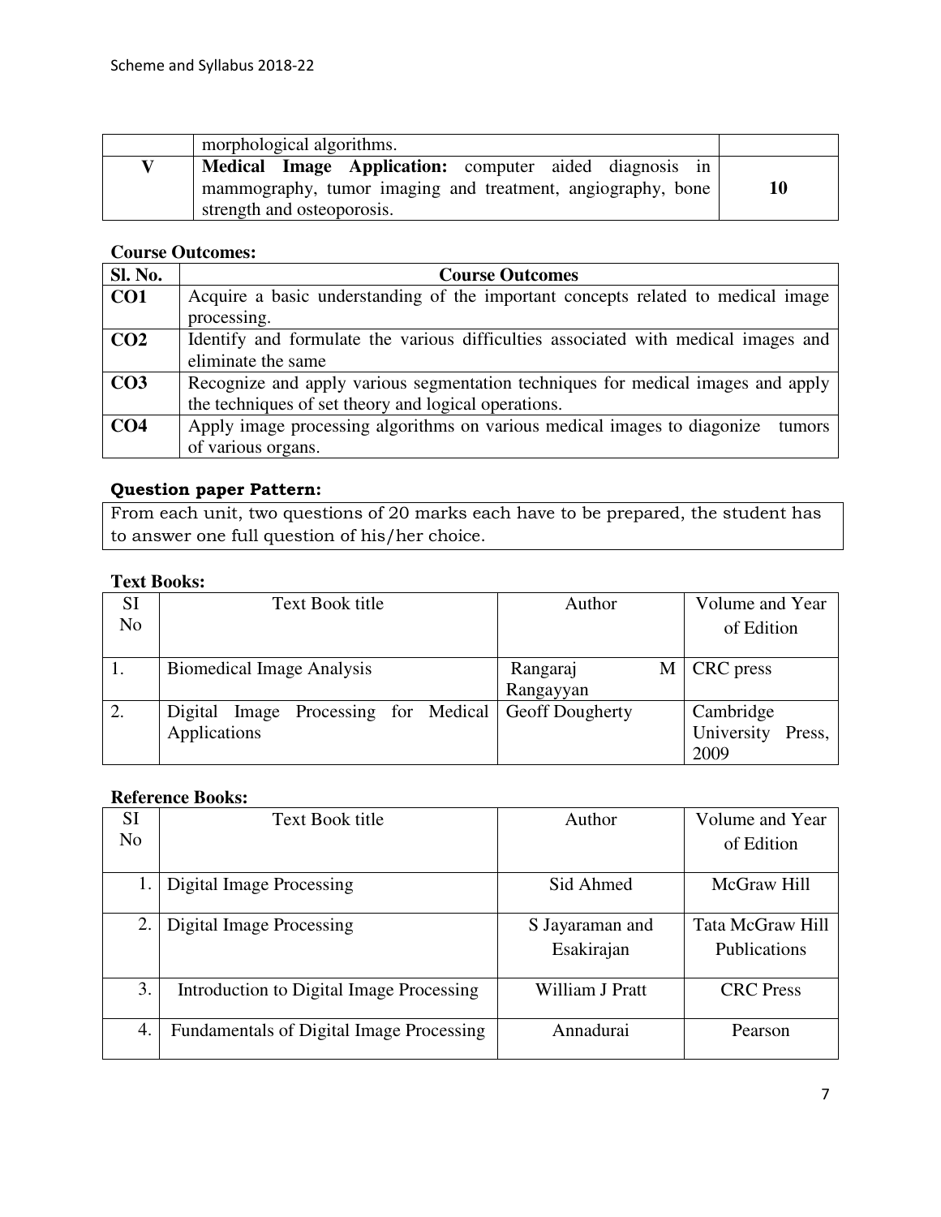|  | morphological algorithms. |  |
| --- | --- | --- |
| **V** | **Medical Image Application:** computer aided diagnosis in mammography, tumor imaging and treatment, angiography, bone strength and osteoporosis. | **10** |

**Course Outcomes:**

| Sl. No. | Course Outcomes |
| --- | --- |
| **CO1** | Acquire a basic understanding of the important concepts related to medical image processing. |
| **CO2** | Identify and formulate the various difficulties associated with medical images and eliminate the same |
| **CO3** | Recognize and apply various segmentation techniques for medical images and apply the techniques of set theory and logical operations. |
| **CO4** | Apply image processing algorithms on various medical images to diagonize tumors of various organs. |

**Question paper Pattern:**

From each unit, two questions of 20 marks each have to be prepared, the student has to answer one full question of his/her choice.

**Text Books:**

| SI No | Text Book title | Author | Volume and Year of Edition |
| --- | --- | --- | --- |
| 1. | Biomedical Image Analysis | Rangaraj M Rangayyan | CRC press |
| 2. | Digital Image Processing for Medical Applications | Geoff Dougherty | Cambridge University Press, 2009 |

**Reference Books:**

| SI No | Text Book title | Author | Volume and Year of Edition |
| --- | --- | --- | --- |
| 1. | Digital Image Processing | Sid Ahmed | McGraw Hill |
| 2. | Digital Image Processing | S Jayaraman and Esakirajan | Tata McGraw Hill Publications |
| 3. | Introduction to Digital Image Processing | William J Pratt | CRC Press |
| 4. | Fundamentals of Digital Image Processing | Annadurai | Pearson |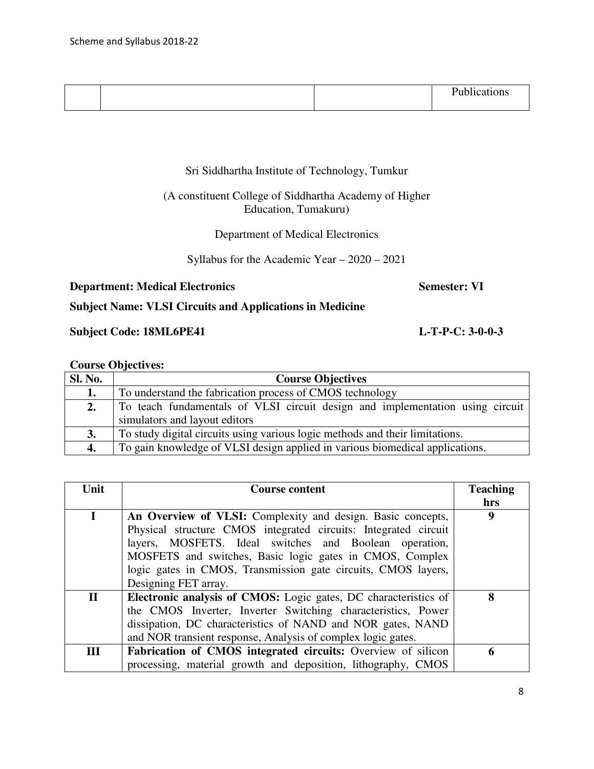| | | | Publications |
|---|---|---|---|

Sri Siddhartha Institute of Technology, Tumkur

(A constituent College of Siddhartha Academy of Higher Education, Tumakuru)

Department of Medical Electronics

Syllabus for the Academic Year – 2020 – 2021

**Department: Medical Electronics** **Semester: VI**

**Subject Name: VLSI Circuits and Applications in Medicine**

**Subject Code: 18ML6PE41** **L-T-P-C: 3-0-0-3**

**Course Objectives:**

| Sl. No. | Course Objectives |
|---|---|
| **1.** | To understand the fabrication process of CMOS technology |
| **2.** | To teach fundamentals of VLSI circuit design and implementation using circuit simulators and layout editors |
| **3.** | To study digital circuits using various logic methods and their limitations. |
| **4.** | To gain knowledge of VLSI design applied in various biomedical applications. |

| Unit | Course content | Teaching hrs |
|---|---|---|
| **I** | **An Overview of VLSI:** Complexity and design. Basic concepts, Physical structure CMOS integrated circuits: Integrated circuit layers, MOSFETS. Ideal switches and Boolean operation, MOSFETS and switches, Basic logic gates in CMOS, Complex logic gates in CMOS, Transmission gate circuits, CMOS layers, Designing FET array. | **9** |
| **II** | **Electronic analysis of CMOS:** Logic gates, DC characteristics of the CMOS Inverter, Inverter Switching characteristics, Power dissipation, DC characteristics of NAND and NOR gates, NAND and NOR transient response, Analysis of complex logic gates. | **8** |
| **III** | **Fabrication of CMOS integrated circuits:** Overview of silicon processing, material growth and deposition, lithography, CMOS | **6** |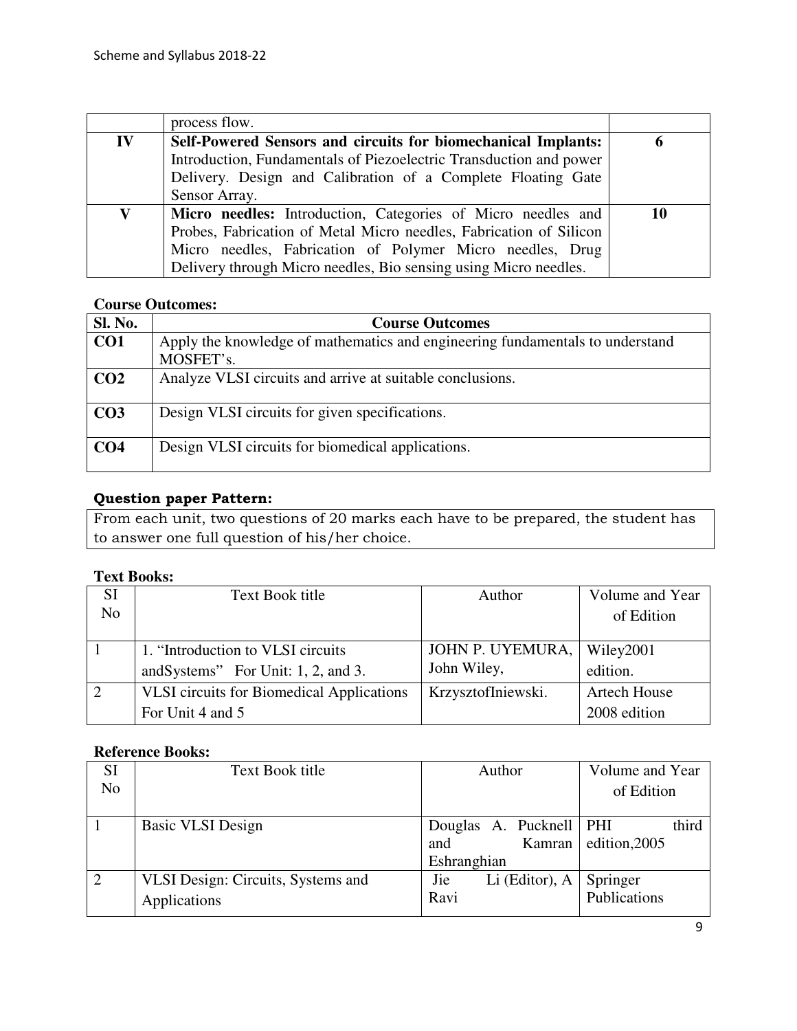| | process flow. | |
|---|---|---|
| **IV** | **Self-Powered Sensors and circuits for biomechanical Implants:** Introduction, Fundamentals of Piezoelectric Transduction and power Delivery. Design and Calibration of a Complete Floating Gate Sensor Array. | **6** |
| **V** | **Micro needles:** Introduction, Categories of Micro needles and Probes, Fabrication of Metal Micro needles, Fabrication of Silicon Micro needles, Fabrication of Polymer Micro needles, Drug Delivery through Micro needles, Bio sensing using Micro needles. | **10** |

**Course Outcomes:**

| Sl. No. | Course Outcomes |
|---|---|
| **CO1** | Apply the knowledge of mathematics and engineering fundamentals to understand MOSFET's. |
| **CO2** | Analyze VLSI circuits and arrive at suitable conclusions. |
| **CO3** | Design VLSI circuits for given specifications. |
| **CO4** | Design VLSI circuits for biomedical applications. |

**Question paper Pattern:**

From each unit, two questions of 20 marks each have to be prepared, the student has to answer one full question of his/her choice.

**Text Books:**

| SI No | Text Book title | Author | Volume and Year of Edition |
|---|---|---|---|
| 1 | 1. "Introduction to VLSI circuits andSystems" For Unit: 1, 2, and 3. | JOHN P. UYEMURA, John Wiley, | Wiley2001 edition. |
| 2 | VLSI circuits for Biomedical Applications For Unit 4 and 5 | KrzysztofIniewski. | Artech House 2008 edition |

**Reference Books:**

| SI No | Text Book title | Author | Volume and Year of Edition |
|---|---|---|---|
| 1 | Basic VLSI Design | Douglas A. Pucknell and Kamran Eshranghian | PHI third edition,2005 |
| 2 | VLSI Design: Circuits, Systems and Applications | Jie Li (Editor), A Ravi | Springer Publications |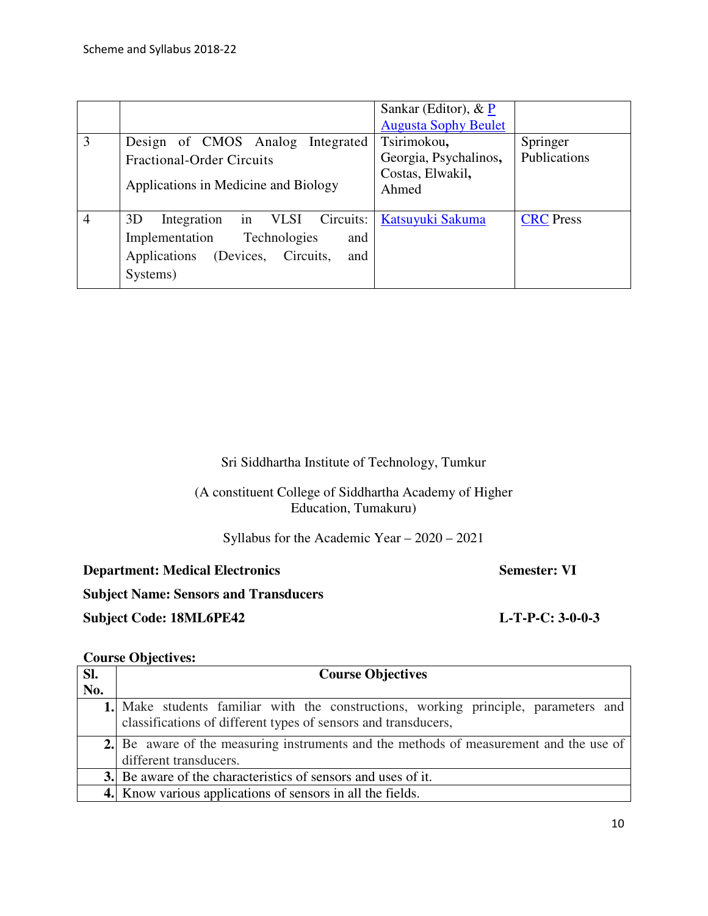|  |  | Sankar (Editor), & P Augusta Sophy Beulet |  |
|---|---|---|---|
| 3 | Design of CMOS Analog Integrated Fractional-Order Circuits<br><br>Applications in Medicine and Biology | Tsirimokou, Georgia, Psychalinos, Costas, Elwakil, Ahmed | Springer Publications |
| 4 | 3D Integration in VLSI Circuits: Implementation Technologies and Applications (Devices, Circuits, and Systems) | Katsuyuki Sakuma | CRC Press |

Sri Siddhartha Institute of Technology, Tumkur

(A constituent College of Siddhartha Academy of Higher Education, Tumakuru)

Syllabus for the Academic Year – 2020 – 2021

**Department: Medical Electronics** **Semester: VI**

**Subject Name: Sensors and Transducers**

**Subject Code: 18ML6PE42** **L-T-P-C: 3-0-0-3**

**Course Objectives:**

| Sl. No. | Course Objectives |
|---|---|
| 1. | Make students familiar with the constructions, working principle, parameters and classifications of different types of sensors and transducers, |
| 2. | Be aware of the measuring instruments and the methods of measurement and the use of different transducers. |
| 3. | Be aware of the characteristics of sensors and uses of it. |
| 4. | Know various applications of sensors in all the fields. |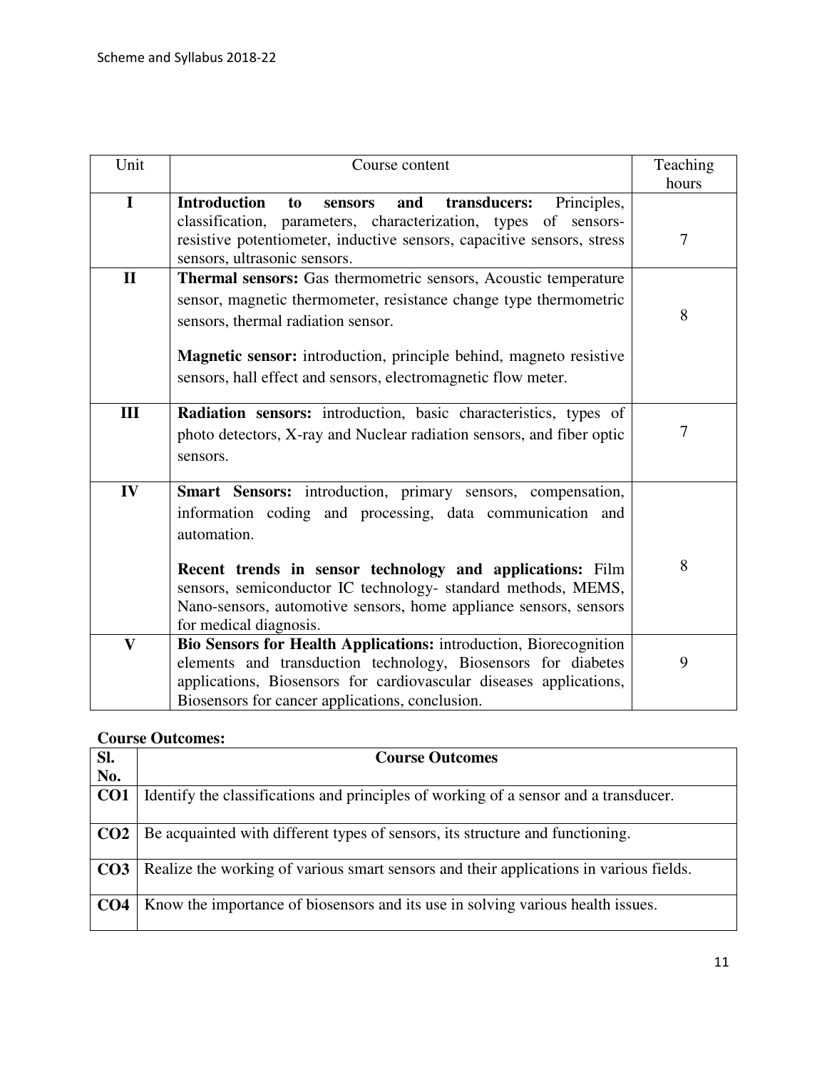| Unit | Course content | Teaching hours |
|---|---|---|
| I | **Introduction to sensors and transducers:** Principles, classification, parameters, characterization, types of sensors- resistive potentiometer, inductive sensors, capacitive sensors, stress sensors, ultrasonic sensors. | 7 |
| II | **Thermal sensors:** Gas thermometric sensors, Acoustic temperature sensor, magnetic thermometer, resistance change type thermometric sensors, thermal radiation sensor. <br><br> **Magnetic sensor:** introduction, principle behind, magneto resistive sensors, hall effect and sensors, electromagnetic flow meter. | 8 |
| III | **Radiation sensors:** introduction, basic characteristics, types of photo detectors, X-ray and Nuclear radiation sensors, and fiber optic sensors. | 7 |
| IV | **Smart Sensors:** introduction, primary sensors, compensation, information coding and processing, data communication and automation. <br><br> **Recent trends in sensor technology and applications:** Film sensors, semiconductor IC technology- standard methods, MEMS, Nano-sensors, automotive sensors, home appliance sensors, sensors for medical diagnosis. | 8 |
| V | **Bio Sensors for Health Applications:** introduction, Biorecognition elements and transduction technology, Biosensors for diabetes applications, Biosensors for cardiovascular diseases applications, Biosensors for cancer applications, conclusion. | 9 |

**Course Outcomes:**

| Sl. No. | Course Outcomes |
|---|---|
| **CO1** | Identify the classifications and principles of working of a sensor and a transducer. |
| **CO2** | Be acquainted with different types of sensors, its structure and functioning. |
| **CO3** | Realize the working of various smart sensors and their applications in various fields. |
| **CO4** | Know the importance of biosensors and its use in solving various health issues. |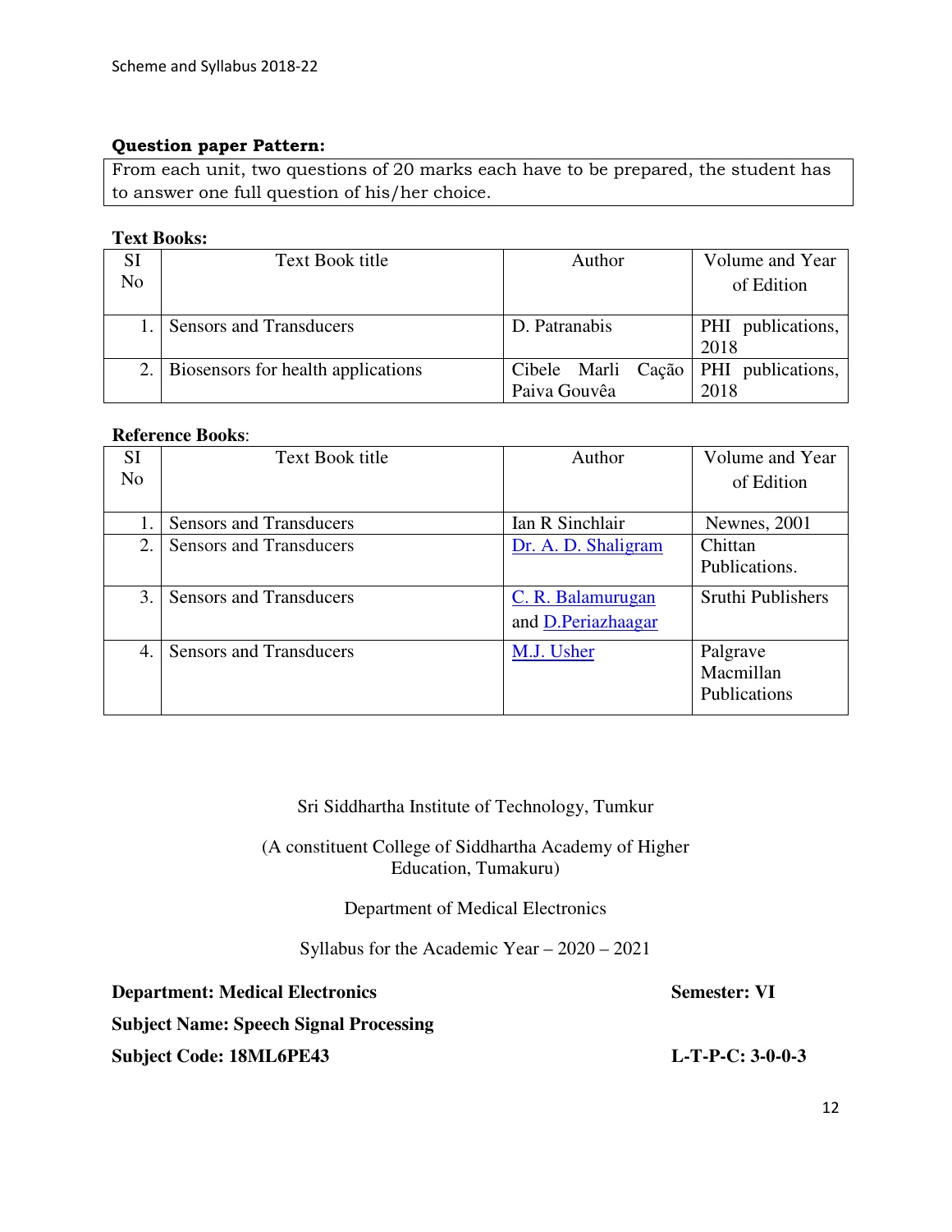**Question paper Pattern:**

From each unit, two questions of 20 marks each have to be prepared, the student has to answer one full question of his/her choice.

**Text Books:**

| SI No | Text Book title | Author | Volume and Year of Edition |
|---|---|---|---|
| 1. | Sensors and Transducers | D. Patranabis | PHI publications, 2018 |
| 2. | Biosensors for health applications | Cibele Marli Cação Paiva Gouvêa | PHI publications, 2018 |

**Reference Books**:

| SI No | Text Book title | Author | Volume and Year of Edition |
|---|---|---|---|
| 1. | Sensors and Transducers | Ian R Sinchlair | Newnes, 2001 |
| 2. | Sensors and Transducers | Dr. A. D. Shaligram | Chittan Publications. |
| 3. | Sensors and Transducers | C. R. Balamurugan and D.Periazhaagar | Sruthi Publishers |
| 4. | Sensors and Transducers | M.J. Usher | Palgrave Macmillan Publications |

Sri Siddhartha Institute of Technology, Tumkur

(A constituent College of Siddhartha Academy of Higher Education, Tumakuru)

Department of Medical Electronics

Syllabus for the Academic Year – 2020 – 2021

**Department: Medical Electronics** **Semester: VI**

**Subject Name: Speech Signal Processing**

**Subject Code: 18ML6PE43** **L-T-P-C: 3-0-0-3**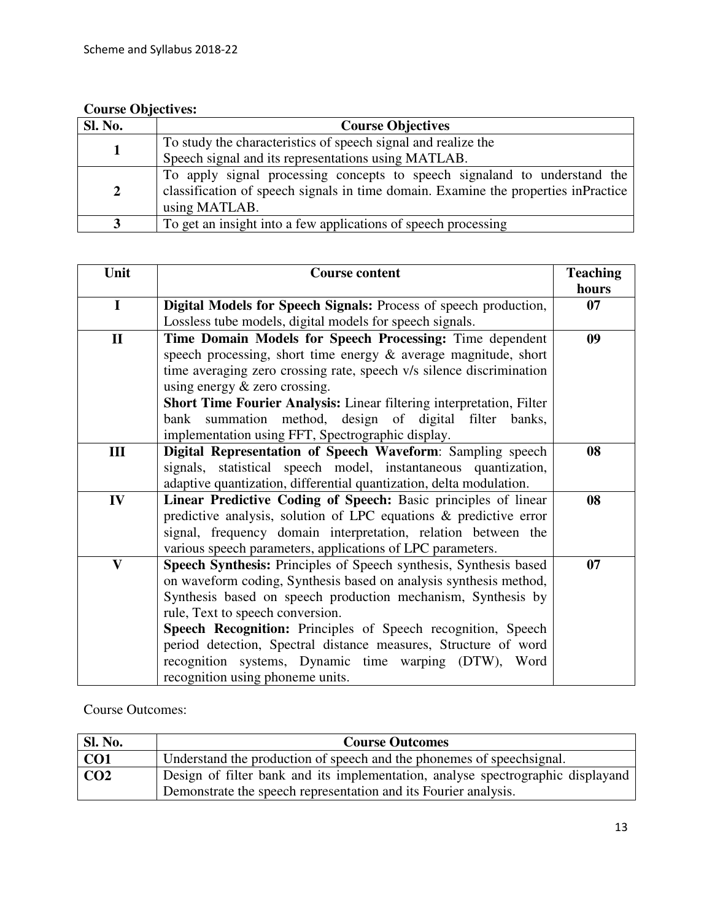**Course Objectives:**

| Sl. No. | Course Objectives |
|---|---|
| 1 | To study the characteristics of speech signal and realize the Speech signal and its representations using MATLAB. |
| 2 | To apply signal processing concepts to speech signaland to understand the classification of speech signals in time domain. Examine the properties inPractice using MATLAB. |
| 3 | To get an insight into a few applications of speech processing |

| Unit | Course content | Teaching hours |
|---|---|---|
| I | **Digital Models for Speech Signals:** Process of speech production, Lossless tube models, digital models for speech signals. | 07 |
| II | **Time Domain Models for Speech Processing:** Time dependent speech processing, short time energy & average magnitude, short time averaging zero crossing rate, speech v/s silence discrimination using energy & zero crossing. **Short Time Fourier Analysis:** Linear filtering interpretation, Filter bank summation method, design of digital filter banks, implementation using FFT, Spectrographic display. | 09 |
| III | **Digital Representation of Speech Waveform**: Sampling speech signals, statistical speech model, instantaneous quantization, adaptive quantization, differential quantization, delta modulation. | 08 |
| IV | **Linear Predictive Coding of Speech:** Basic principles of linear predictive analysis, solution of LPC equations & predictive error signal, frequency domain interpretation, relation between the various speech parameters, applications of LPC parameters. | 08 |
| V | **Speech Synthesis:** Principles of Speech synthesis, Synthesis based on waveform coding, Synthesis based on analysis synthesis method, Synthesis based on speech production mechanism, Synthesis by rule, Text to speech conversion. **Speech Recognition:** Principles of Speech recognition, Speech period detection, Spectral distance measures, Structure of word recognition systems, Dynamic time warping (DTW), Word recognition using phoneme units. | 07 |

Course Outcomes:

| Sl. No. | Course Outcomes |
|---|---|
| **CO1** | Understand the production of speech and the phonemes of speechsignal. |
| **CO2** | Design of filter bank and its implementation, analyse spectrographic displayand Demonstrate the speech representation and its Fourier analysis. |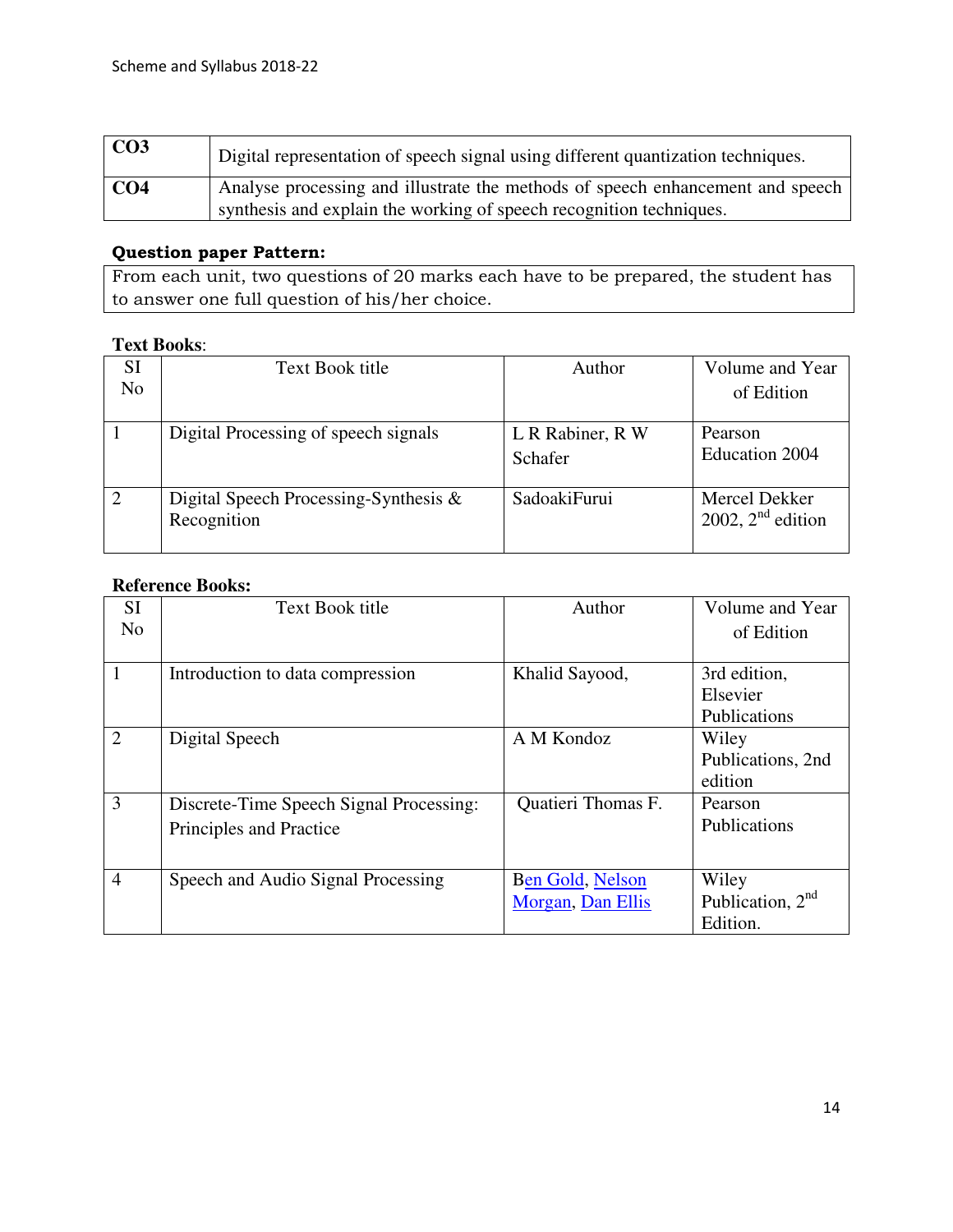| | |
|---|---|
| **CO3** | Digital representation of speech signal using different quantization techniques. |
| **CO4** | Analyse processing and illustrate the methods of speech enhancement and speech synthesis and explain the working of speech recognition techniques. |

**Question paper Pattern:**

From each unit, two questions of 20 marks each have to be prepared, the student has to answer one full question of his/her choice.

**Text Books**:

| SI No | Text Book title | Author | Volume and Year of Edition |
|---|---|---|---|
| 1 | Digital Processing of speech signals | L R Rabiner, R W Schafer | Pearson Education 2004 |
| 2 | Digital Speech Processing-Synthesis & Recognition | SadoakiFurui | Mercel Dekker 2002, 2nd edition |

**Reference Books:**

| SI No | Text Book title | Author | Volume and Year of Edition |
|---|---|---|---|
| 1 | Introduction to data compression | Khalid Sayood, | 3rd edition, Elsevier Publications |
| 2 | Digital Speech | A M Kondoz | Wiley Publications, 2nd edition |
| 3 | Discrete-Time Speech Signal Processing: Principles and Practice | Quatieri Thomas F. | Pearson Publications |
| 4 | Speech and Audio Signal Processing | Ben Gold, Nelson Morgan, Dan Ellis | Wiley Publication, 2nd Edition. |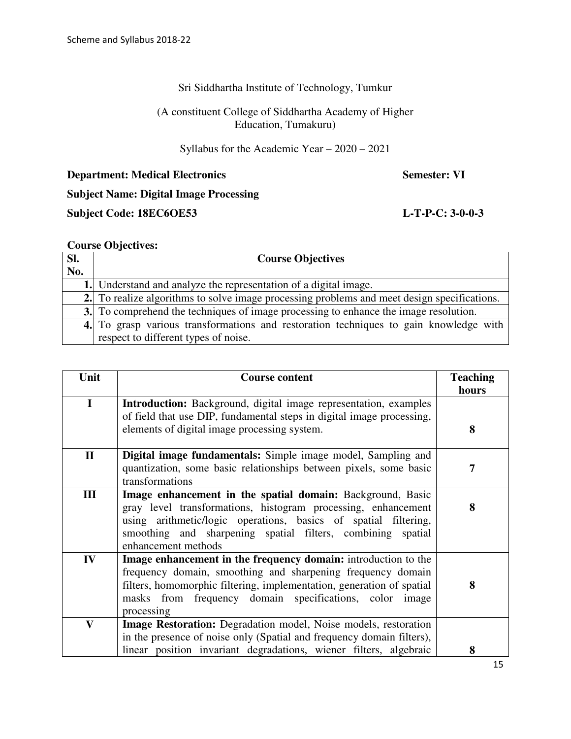Sri Siddhartha Institute of Technology, Tumkur

(A constituent College of Siddhartha Academy of Higher Education, Tumakuru)

Syllabus for the Academic Year – 2020 – 2021

**Department: Medical Electronics** **Semester: VI**

**Subject Name: Digital Image Processing**

**Subject Code: 18EC6OE53** **L-T-P-C: 3-0-0-3**

**Course Objectives:**

| Sl. No. | Course Objectives |
|---|---|
| 1. | Understand and analyze the representation of a digital image. |
| 2. | To realize algorithms to solve image processing problems and meet design specifications. |
| 3. | To comprehend the techniques of image processing to enhance the image resolution. |
| 4. | To grasp various transformations and restoration techniques to gain knowledge with respect to different types of noise. |

| Unit | Course content | Teaching hours |
|---|---|---|
| I | **Introduction:** Background, digital image representation, examples of field that use DIP, fundamental steps in digital image processing, elements of digital image processing system. | 8 |
| II | **Digital image fundamentals:** Simple image model, Sampling and quantization, some basic relationships between pixels, some basic transformations | 7 |
| III | **Image enhancement in the spatial domain:** Background, Basic gray level transformations, histogram processing, enhancement using arithmetic/logic operations, basics of spatial filtering, smoothing and sharpening spatial filters, combining spatial enhancement methods | 8 |
| IV | **Image enhancement in the frequency domain:** introduction to the frequency domain, smoothing and sharpening frequency domain filters, homomorphic filtering, implementation, generation of spatial masks from frequency domain specifications, color image processing | 8 |
| V | **Image Restoration:** Degradation model, Noise models, restoration in the presence of noise only (Spatial and frequency domain filters), linear position invariant degradations, wiener filters, algebraic | 8 |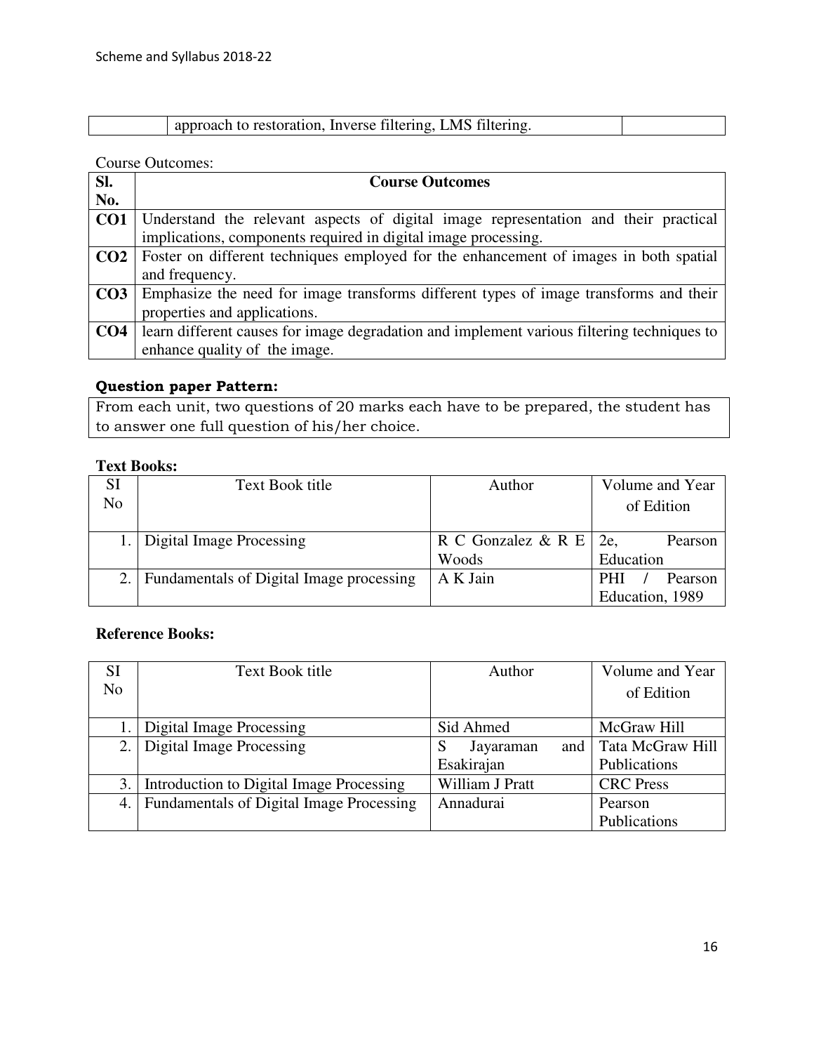| | approach to restoration, Inverse filtering, LMS filtering. | |
|---|---|---|

Course Outcomes:

| Sl. No. | Course Outcomes |
|---|---|
| **CO1** | Understand the relevant aspects of digital image representation and their practical implications, components required in digital image processing. |
| **CO2** | Foster on different techniques employed for the enhancement of images in both spatial and frequency. |
| **CO3** | Emphasize the need for image transforms different types of image transforms and their properties and applications. |
| **CO4** | learn different causes for image degradation and implement various filtering techniques to enhance quality of the image. |

**Question paper Pattern:**

From each unit, two questions of 20 marks each have to be prepared, the student has to answer one full question of his/her choice.

**Text Books:**

| SI No | Text Book title | Author | Volume and Year of Edition |
|---|---|---|---|
| 1. | Digital Image Processing | R C Gonzalez & R E Woods | 2e, Pearson Education |
| 2. | Fundamentals of Digital Image processing | A K Jain | PHI / Pearson Education, 1989 |

**Reference Books:**

| SI No | Text Book title | Author | Volume and Year of Edition |
|---|---|---|---|
| 1. | Digital Image Processing | Sid Ahmed | McGraw Hill |
| 2. | Digital Image Processing | S Jayaraman and Esakirajan | Tata McGraw Hill Publications |
| 3. | Introduction to Digital Image Processing | William J Pratt | CRC Press |
| 4. | Fundamentals of Digital Image Processing | Annadurai | Pearson Publications |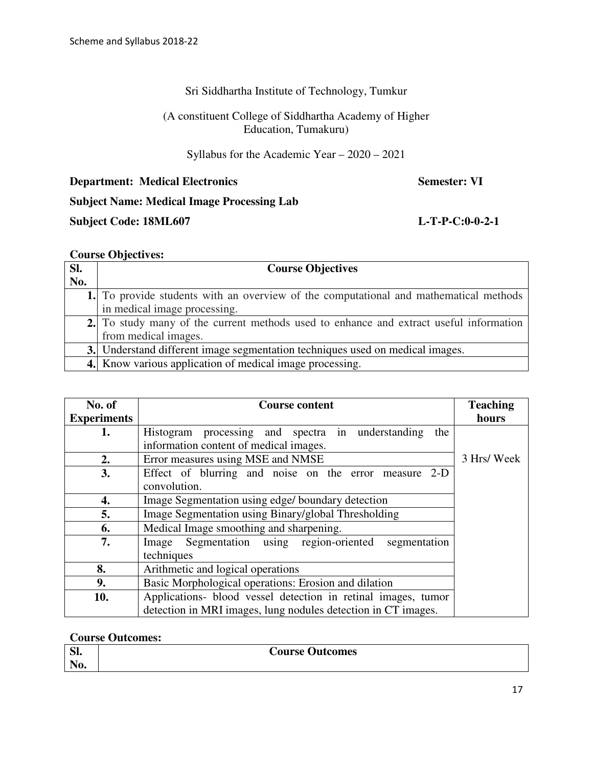Sri Siddhartha Institute of Technology, Tumkur

(A constituent College of Siddhartha Academy of Higher Education, Tumakuru)

Syllabus for the Academic Year – 2020 – 2021

**Department: Medical Electronics** **Semester: VI**

**Subject Name: Medical Image Processing Lab**

**Subject Code: 18ML607** **L-T-P-C:0-0-2-1**

**Course Objectives:**

| Sl. No. | Course Objectives |
|---|---|
| 1. | To provide students with an overview of the computational and mathematical methods in medical image processing. |
| 2. | To study many of the current methods used to enhance and extract useful information from medical images. |
| 3. | Understand different image segmentation techniques used on medical images. |
| 4. | Know various application of medical image processing. |

| No. of Experiments | Course content | Teaching hours |
|---|---|---|
| 1. | Histogram processing and spectra in understanding the information content of medical images. | 3 Hrs/ Week |
| 2. | Error measures using MSE and NMSE | |
| 3. | Effect of blurring and noise on the error measure 2-D convolution. | |
| 4. | Image Segmentation using edge/ boundary detection | |
| 5. | Image Segmentation using Binary/global Thresholding | |
| 6. | Medical Image smoothing and sharpening. | |
| 7. | Image Segmentation using region-oriented segmentation techniques | |
| 8. | Arithmetic and logical operations | |
| 9. | Basic Morphological operations: Erosion and dilation | |
| 10. | Applications- blood vessel detection in retinal images, tumor detection in MRI images, lung nodules detection in CT images. | |

**Course Outcomes:**

| Sl. No. | Course Outcomes |
|---|---|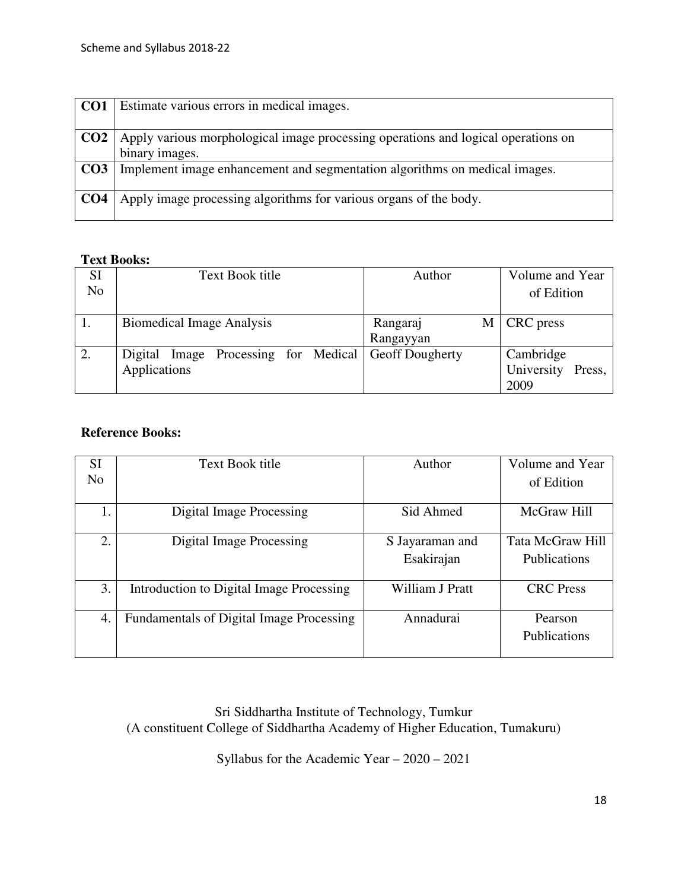| | |
|---|---|
| **CO1** | Estimate various errors in medical images. |
| **CO2** | Apply various morphological image processing operations and logical operations on binary images. |
| **CO3** | Implement image enhancement and segmentation algorithms on medical images. |
| **CO4** | Apply image processing algorithms for various organs of the body. |

**Text Books:**

| SI No | Text Book title | Author | Volume and Year of Edition |
|---|---|---|---|
| 1. | Biomedical Image Analysis | Rangaraj M Rangayyan | CRC press |
| 2. | Digital Image Processing for Medical Applications | Geoff Dougherty | Cambridge University Press, 2009 |

**Reference Books:**

| SI No | Text Book title | Author | Volume and Year of Edition |
|---|---|---|---|
| 1. | Digital Image Processing | Sid Ahmed | McGraw Hill |
| 2. | Digital Image Processing | S Jayaraman and Esakirajan | Tata McGraw Hill Publications |
| 3. | Introduction to Digital Image Processing | William J Pratt | CRC Press |
| 4. | Fundamentals of Digital Image Processing | Annadurai | Pearson Publications |

Sri Siddhartha Institute of Technology, Tumkur
(A constituent College of Siddhartha Academy of Higher Education, Tumakuru)

Syllabus for the Academic Year – 2020 – 2021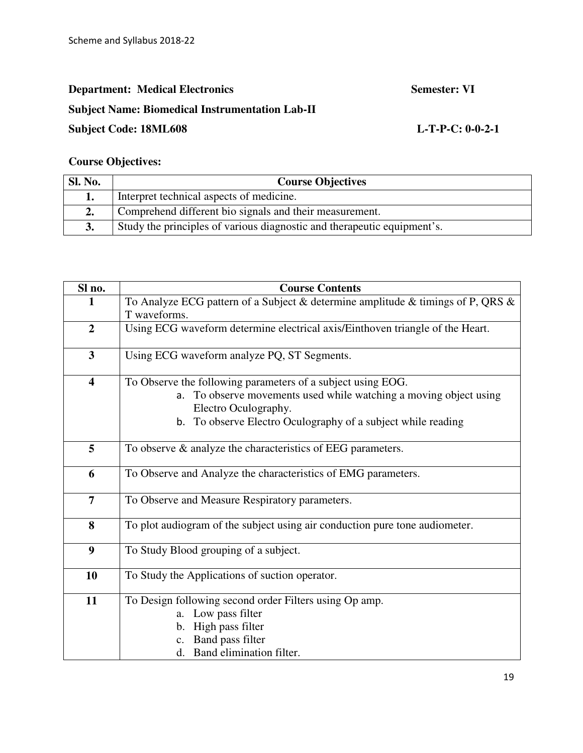**Department: Medical Electronics** **Semester: VI**

**Subject Name: Biomedical Instrumentation Lab-II**

**Subject Code: 18ML608** **L-T-P-C: 0-0-2-1**

**Course Objectives:**

| Sl. No. | Course Objectives |
|---|---|
| **1.** | Interpret technical aspects of medicine. |
| **2.** | Comprehend different bio signals and their measurement. |
| **3.** | Study the principles of various diagnostic and therapeutic equipment's. |

| Sl no. | Course Contents |
|---|---|
| **1** | To Analyze ECG pattern of a Subject & determine amplitude & timings of P, QRS & T waveforms. |
| **2** | Using ECG waveform determine electrical axis/Einthoven triangle of the Heart. |
| **3** | Using ECG waveform analyze PQ, ST Segments. |
| **4** | To Observe the following parameters of a subject using EOG.<br>a. To observe movements used while watching a moving object using Electro Oculography.<br>b. To observe Electro Oculography of a subject while reading |
| **5** | To observe & analyze the characteristics of EEG parameters. |
| **6** | To Observe and Analyze the characteristics of EMG parameters. |
| **7** | To Observe and Measure Respiratory parameters. |
| **8** | To plot audiogram of the subject using air conduction pure tone audiometer. |
| **9** | To Study Blood grouping of a subject. |
| **10** | To Study the Applications of suction operator. |
| **11** | To Design following second order Filters using Op amp.<br>a. Low pass filter<br>b. High pass filter<br>c. Band pass filter<br>d. Band elimination filter. |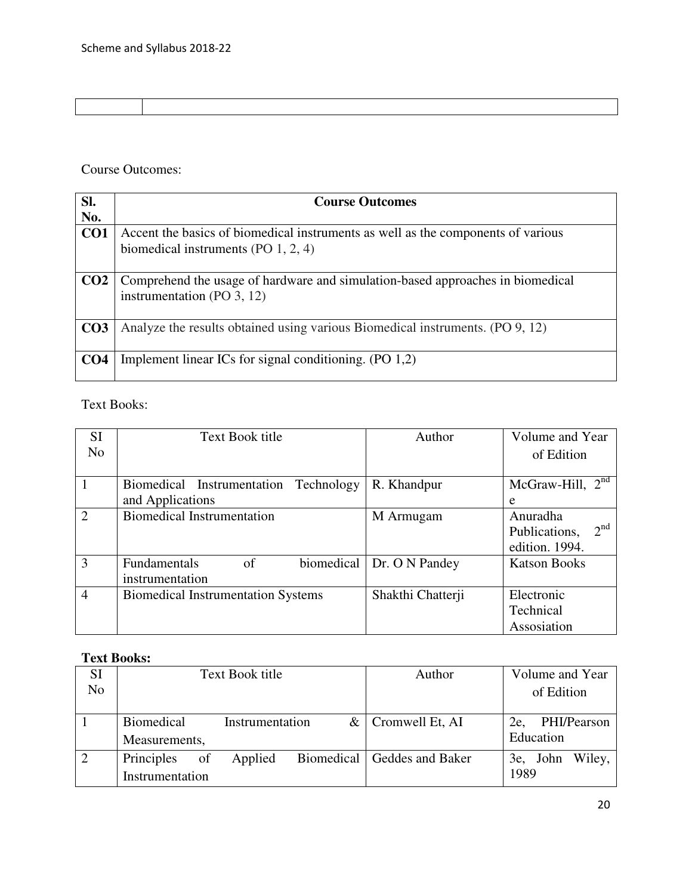| | |
|---|---|
| | |

Course Outcomes:

| Sl. No. | Course Outcomes |
|---|---|
| **CO1** | Accent the basics of biomedical instruments as well as the components of various biomedical instruments (PO 1, 2, 4) |
| **CO2** | Comprehend the usage of hardware and simulation-based approaches in biomedical instrumentation (PO 3, 12) |
| **CO3** | Analyze the results obtained using various Biomedical instruments. (PO 9, 12) |
| **CO4** | Implement linear ICs for signal conditioning. (PO 1,2) |

Text Books:

| SI No | Text Book title | Author | Volume and Year of Edition |
|---|---|---|---|
| 1 | Biomedical Instrumentation Technology and Applications | R. Khandpur | McGraw-Hill, 2nd e |
| 2 | Biomedical Instrumentation | M Armugam | Anuradha Publications, 2nd edition. 1994. |
| 3 | Fundamentals of biomedical instrumentation | Dr. O N Pandey | Katson Books |
| 4 | Biomedical Instrumentation Systems | Shakthi Chatterji | Electronic Technical Assosiation |

**Text Books:**

| SI No | Text Book title | Author | Volume and Year of Edition |
|---|---|---|---|
| 1 | Biomedical Instrumentation & Measurements, | Cromwell Et, AI | 2e, PHI/Pearson Education |
| 2 | Principles of Applied Biomedical Instrumentation | Geddes and Baker | 3e, John Wiley, 1989 |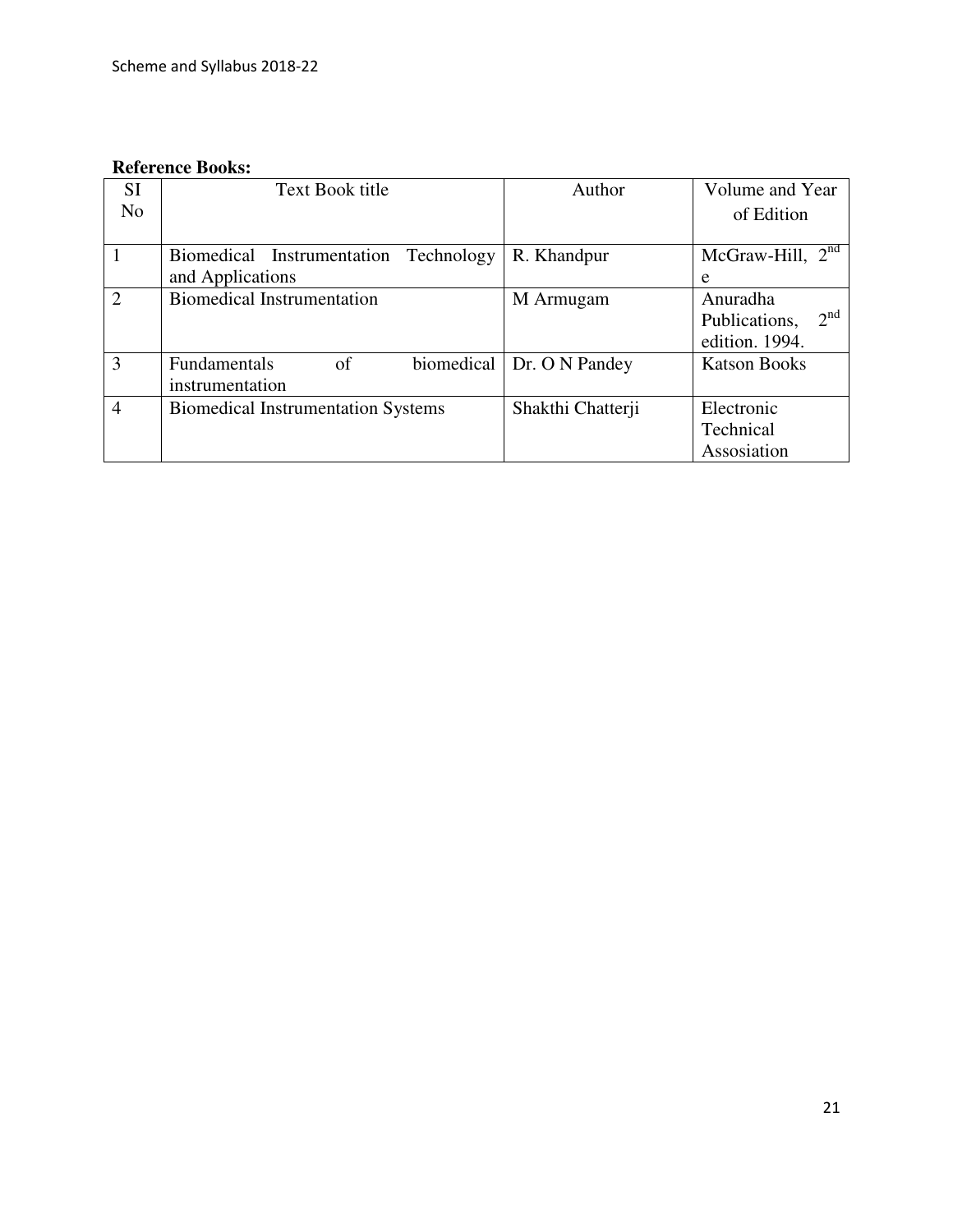**Reference Books:**

| SI No | Text Book title | Author | Volume and Year of Edition |
|---|---|---|---|
| 1 | Biomedical Instrumentation Technology and Applications | R. Khandpur | McGraw-Hill, 2nd e |
| 2 | Biomedical Instrumentation | M Armugam | Anuradha Publications, 2nd edition. 1994. |
| 3 | Fundamentals of biomedical instrumentation | Dr. O N Pandey | Katson Books |
| 4 | Biomedical Instrumentation Systems | Shakthi Chatterji | Electronic Technical Assosiation |